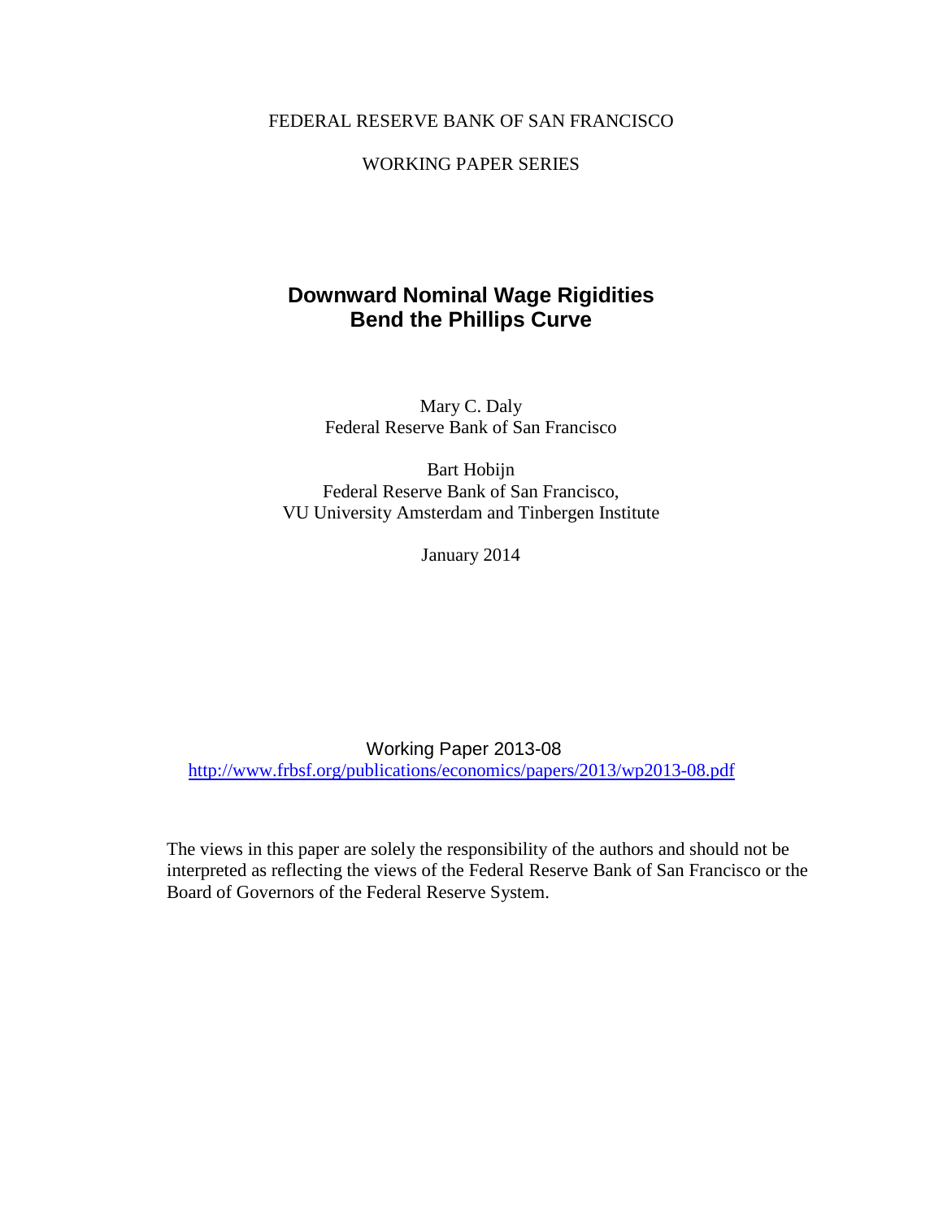FEDERAL RESERVE BANK OF SAN FRANCISCO

WORKING PAPER SERIES

# Downward Nominal Wage Rigidities Bend the Phillips Curve

Mary C. Daly
Federal Reserve Bank of San Francisco

Bart Hobijn
Federal Reserve Bank of San Francisco,
VU University Amsterdam and Tinbergen Institute

January 2014

Working Paper 2013-08
http://www.frbsf.org/publications/economics/papers/2013/wp2013-08.pdf

The views in this paper are solely the responsibility of the authors and should not be interpreted as reflecting the views of the Federal Reserve Bank of San Francisco or the Board of Governors of the Federal Reserve System.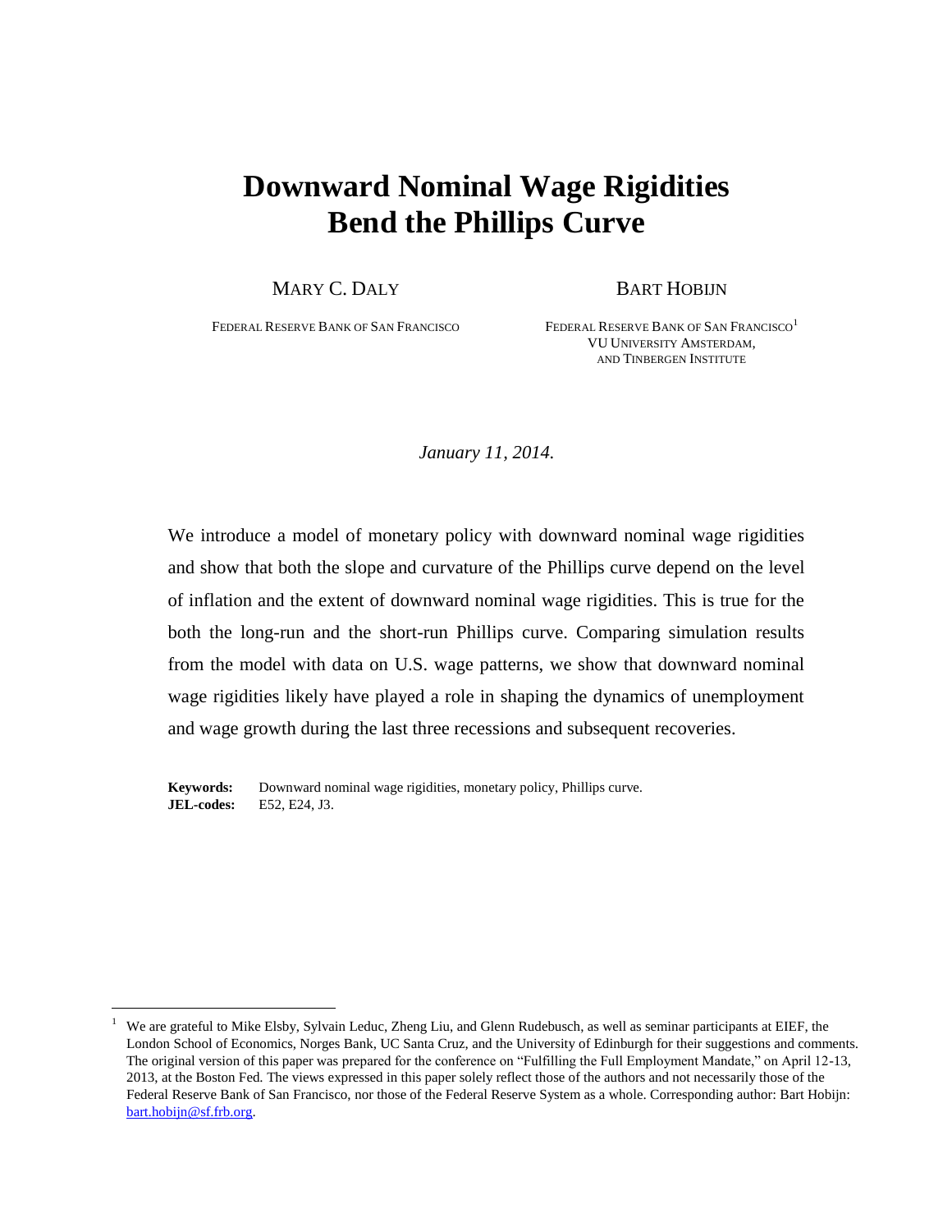# Downward Nominal Wage Rigidities Bend the Phillips Curve

MARY C. DALY

FEDERAL RESERVE BANK OF SAN FRANCISCO

BART HOBIJN

FEDERAL RESERVE BANK OF SAN FRANCISCO[1]
VU UNIVERSITY AMSTERDAM,
AND TINBERGEN INSTITUTE

*January 11, 2014.*

We introduce a model of monetary policy with downward nominal wage rigidities and show that both the slope and curvature of the Phillips curve depend on the level of inflation and the extent of downward nominal wage rigidities. This is true for the both the long-run and the short-run Phillips curve. Comparing simulation results from the model with data on U.S. wage patterns, we show that downward nominal wage rigidities likely have played a role in shaping the dynamics of unemployment and wage growth during the last three recessions and subsequent recoveries.

**Keywords:** Downward nominal wage rigidities, monetary policy, Phillips curve.
**JEL-codes:** E52, E24, J3.

---

[1] We are grateful to Mike Elsby, Sylvain Leduc, Zheng Liu, and Glenn Rudebusch, as well as seminar participants at EIEF, the London School of Economics, Norges Bank, UC Santa Cruz, and the University of Edinburgh for their suggestions and comments. The original version of this paper was prepared for the conference on "Fulfilling the Full Employment Mandate," on April 12-13, 2013, at the Boston Fed. The views expressed in this paper solely reflect those of the authors and not necessarily those of the Federal Reserve Bank of San Francisco, nor those of the Federal Reserve System as a whole. Corresponding author: Bart Hobijn: bart.hobijn@sf.frb.org.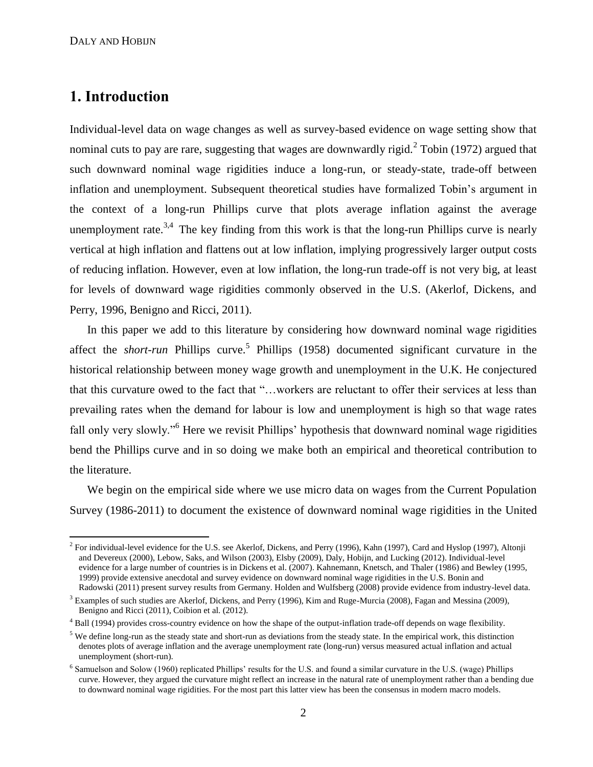# 1. Introduction

Individual-level data on wage changes as well as survey-based evidence on wage setting show that nominal cuts to pay are rare, suggesting that wages are downwardly rigid.[2] Tobin (1972) argued that such downward nominal wage rigidities induce a long-run, or steady-state, trade-off between inflation and unemployment. Subsequent theoretical studies have formalized Tobin's argument in the context of a long-run Phillips curve that plots average inflation against the average unemployment rate.[3,4] The key finding from this work is that the long-run Phillips curve is nearly vertical at high inflation and flattens out at low inflation, implying progressively larger output costs of reducing inflation. However, even at low inflation, the long-run trade-off is not very big, at least for levels of downward wage rigidities commonly observed in the U.S. (Akerlof, Dickens, and Perry, 1996, Benigno and Ricci, 2011).

In this paper we add to this literature by considering how downward nominal wage rigidities affect the *short-run* Phillips curve.[5] Phillips (1958) documented significant curvature in the historical relationship between money wage growth and unemployment in the U.K. He conjectured that this curvature owed to the fact that "…workers are reluctant to offer their services at less than prevailing rates when the demand for labour is low and unemployment is high so that wage rates fall only very slowly."[6] Here we revisit Phillips' hypothesis that downward nominal wage rigidities bend the Phillips curve and in so doing we make both an empirical and theoretical contribution to the literature.

We begin on the empirical side where we use micro data on wages from the Current Population Survey (1986-2011) to document the existence of downward nominal wage rigidities in the United

---

[2] For individual-level evidence for the U.S. see Akerlof, Dickens, and Perry (1996), Kahn (1997), Card and Hyslop (1997), Altonji and Devereux (2000), Lebow, Saks, and Wilson (2003), Elsby (2009), Daly, Hobijn, and Lucking (2012). Individual-level evidence for a large number of countries is in Dickens et al. (2007). Kahnemann, Knetsch, and Thaler (1986) and Bewley (1995, 1999) provide extensive anecdotal and survey evidence on downward nominal wage rigidities in the U.S. Bonin and Radowski (2011) present survey results from Germany. Holden and Wulfsberg (2008) provide evidence from industry-level data.

[3] Examples of such studies are Akerlof, Dickens, and Perry (1996), Kim and Ruge-Murcia (2008), Fagan and Messina (2009), Benigno and Ricci (2011), Coibion et al. (2012).

[4] Ball (1994) provides cross-country evidence on how the shape of the output-inflation trade-off depends on wage flexibility.

[5] We define long-run as the steady state and short-run as deviations from the steady state. In the empirical work, this distinction denotes plots of average inflation and the average unemployment rate (long-run) versus measured actual inflation and actual unemployment (short-run).

[6] Samuelson and Solow (1960) replicated Phillips' results for the U.S. and found a similar curvature in the U.S. (wage) Phillips curve. However, they argued the curvature might reflect an increase in the natural rate of unemployment rather than a bending due to downward nominal wage rigidities. For the most part this latter view has been the consensus in modern macro models.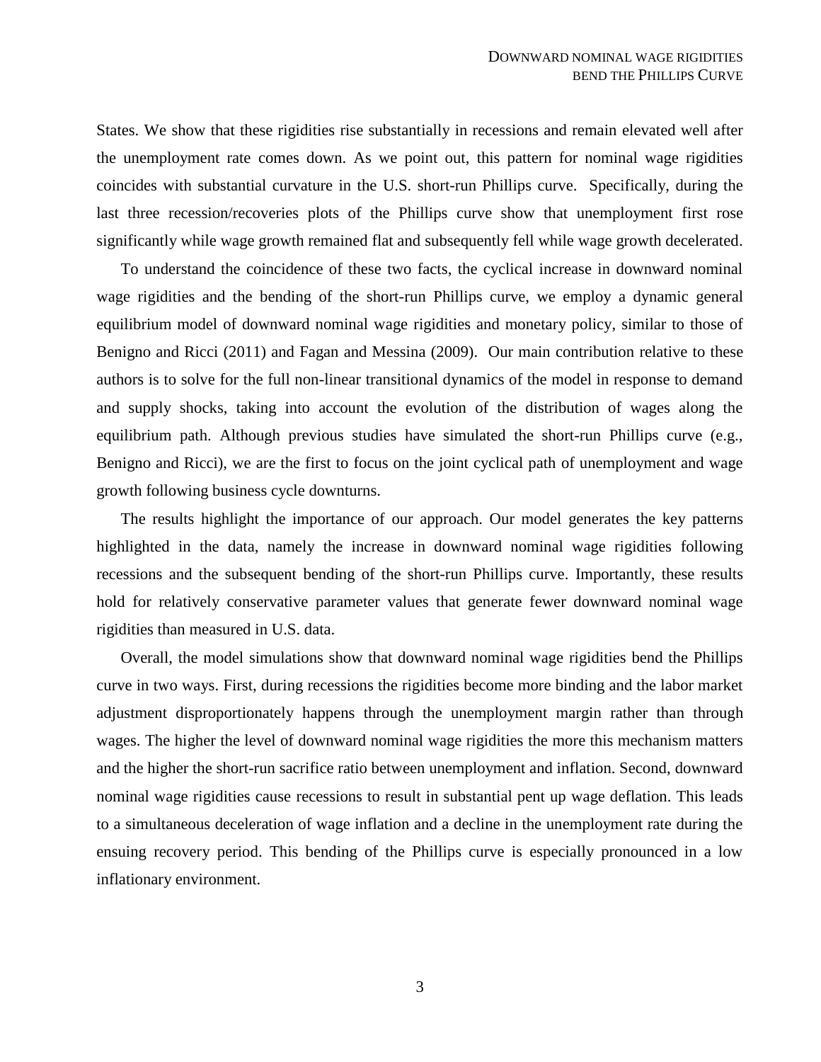States. We show that these rigidities rise substantially in recessions and remain elevated well after the unemployment rate comes down. As we point out, this pattern for nominal wage rigidities coincides with substantial curvature in the U.S. short-run Phillips curve. Specifically, during the last three recession/recoveries plots of the Phillips curve show that unemployment first rose significantly while wage growth remained flat and subsequently fell while wage growth decelerated.

To understand the coincidence of these two facts, the cyclical increase in downward nominal wage rigidities and the bending of the short-run Phillips curve, we employ a dynamic general equilibrium model of downward nominal wage rigidities and monetary policy, similar to those of Benigno and Ricci (2011) and Fagan and Messina (2009). Our main contribution relative to these authors is to solve for the full non-linear transitional dynamics of the model in response to demand and supply shocks, taking into account the evolution of the distribution of wages along the equilibrium path. Although previous studies have simulated the short-run Phillips curve (e.g., Benigno and Ricci), we are the first to focus on the joint cyclical path of unemployment and wage growth following business cycle downturns.

The results highlight the importance of our approach. Our model generates the key patterns highlighted in the data, namely the increase in downward nominal wage rigidities following recessions and the subsequent bending of the short-run Phillips curve. Importantly, these results hold for relatively conservative parameter values that generate fewer downward nominal wage rigidities than measured in U.S. data.

Overall, the model simulations show that downward nominal wage rigidities bend the Phillips curve in two ways. First, during recessions the rigidities become more binding and the labor market adjustment disproportionately happens through the unemployment margin rather than through wages. The higher the level of downward nominal wage rigidities the more this mechanism matters and the higher the short-run sacrifice ratio between unemployment and inflation. Second, downward nominal wage rigidities cause recessions to result in substantial pent up wage deflation. This leads to a simultaneous deceleration of wage inflation and a decline in the unemployment rate during the ensuing recovery period. This bending of the Phillips curve is especially pronounced in a low inflationary environment.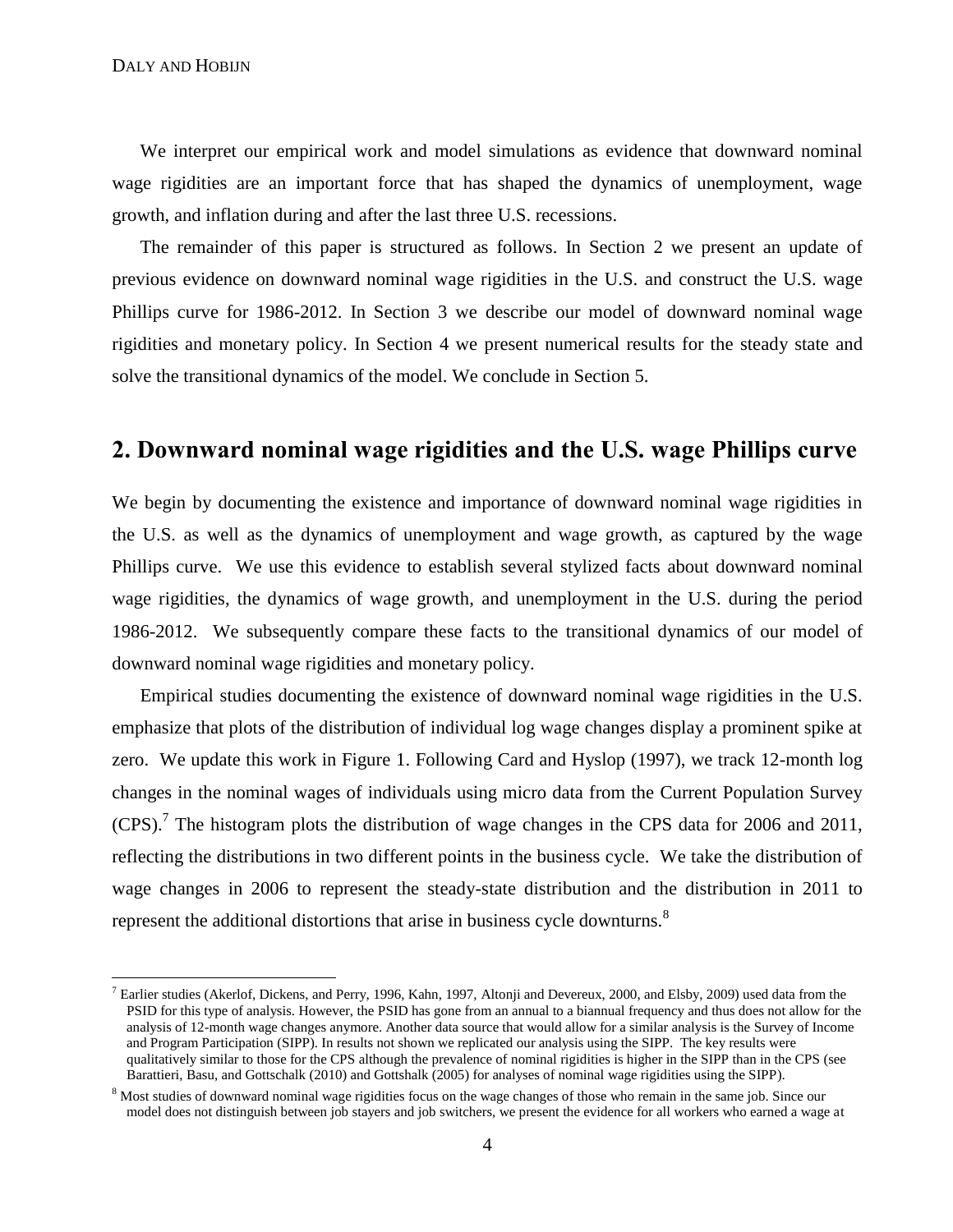We interpret our empirical work and model simulations as evidence that downward nominal wage rigidities are an important force that has shaped the dynamics of unemployment, wage growth, and inflation during and after the last three U.S. recessions.

The remainder of this paper is structured as follows. In Section 2 we present an update of previous evidence on downward nominal wage rigidities in the U.S. and construct the U.S. wage Phillips curve for 1986-2012. In Section 3 we describe our model of downward nominal wage rigidities and monetary policy. In Section 4 we present numerical results for the steady state and solve the transitional dynamics of the model. We conclude in Section 5.

## 2. Downward nominal wage rigidities and the U.S. wage Phillips curve

We begin by documenting the existence and importance of downward nominal wage rigidities in the U.S. as well as the dynamics of unemployment and wage growth, as captured by the wage Phillips curve. We use this evidence to establish several stylized facts about downward nominal wage rigidities, the dynamics of wage growth, and unemployment in the U.S. during the period 1986-2012. We subsequently compare these facts to the transitional dynamics of our model of downward nominal wage rigidities and monetary policy.

Empirical studies documenting the existence of downward nominal wage rigidities in the U.S. emphasize that plots of the distribution of individual log wage changes display a prominent spike at zero. We update this work in Figure 1. Following Card and Hyslop (1997), we track 12-month log changes in the nominal wages of individuals using micro data from the Current Population Survey (CPS).[7] The histogram plots the distribution of wage changes in the CPS data for 2006 and 2011, reflecting the distributions in two different points in the business cycle. We take the distribution of wage changes in 2006 to represent the steady-state distribution and the distribution in 2011 to represent the additional distortions that arise in business cycle downturns.[8]

[7] Earlier studies (Akerlof, Dickens, and Perry, 1996, Kahn, 1997, Altonji and Devereux, 2000, and Elsby, 2009) used data from the PSID for this type of analysis. However, the PSID has gone from an annual to a biannual frequency and thus does not allow for the analysis of 12-month wage changes anymore. Another data source that would allow for a similar analysis is the Survey of Income and Program Participation (SIPP). In results not shown we replicated our analysis using the SIPP. The key results were qualitatively similar to those for the CPS although the prevalence of nominal rigidities is higher in the SIPP than in the CPS (see Barattieri, Basu, and Gottschalk (2010) and Gottshalk (2005) for analyses of nominal wage rigidities using the SIPP).

[8] Most studies of downward nominal wage rigidities focus on the wage changes of those who remain in the same job. Since our model does not distinguish between job stayers and job switchers, we present the evidence for all workers who earned a wage at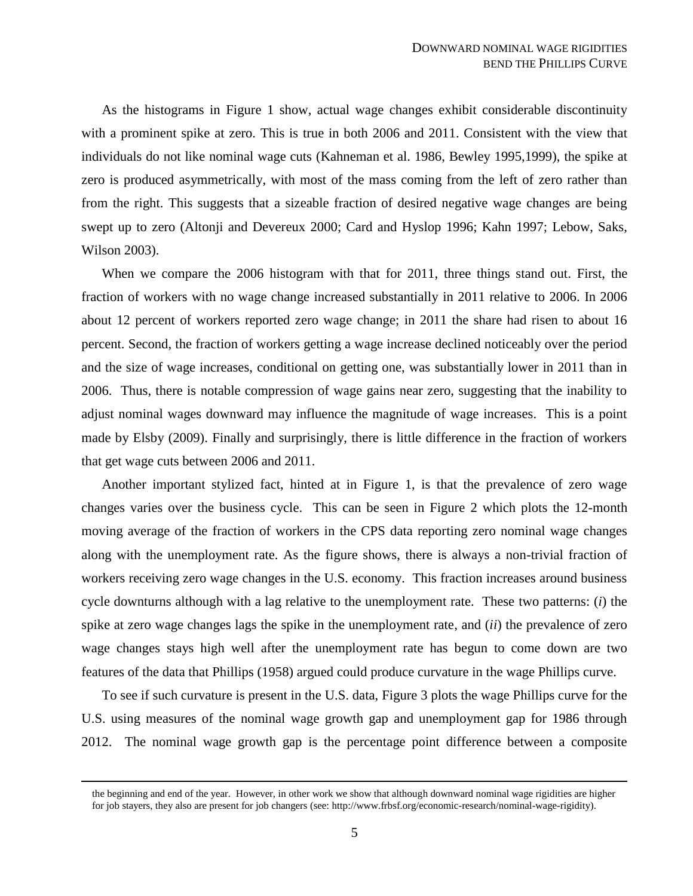As the histograms in Figure 1 show, actual wage changes exhibit considerable discontinuity with a prominent spike at zero. This is true in both 2006 and 2011. Consistent with the view that individuals do not like nominal wage cuts (Kahneman et al. 1986, Bewley 1995,1999), the spike at zero is produced asymmetrically, with most of the mass coming from the left of zero rather than from the right. This suggests that a sizeable fraction of desired negative wage changes are being swept up to zero (Altonji and Devereux 2000; Card and Hyslop 1996; Kahn 1997; Lebow, Saks, Wilson 2003).

When we compare the 2006 histogram with that for 2011, three things stand out. First, the fraction of workers with no wage change increased substantially in 2011 relative to 2006. In 2006 about 12 percent of workers reported zero wage change; in 2011 the share had risen to about 16 percent. Second, the fraction of workers getting a wage increase declined noticeably over the period and the size of wage increases, conditional on getting one, was substantially lower in 2011 than in 2006. Thus, there is notable compression of wage gains near zero, suggesting that the inability to adjust nominal wages downward may influence the magnitude of wage increases. This is a point made by Elsby (2009). Finally and surprisingly, there is little difference in the fraction of workers that get wage cuts between 2006 and 2011.

Another important stylized fact, hinted at in Figure 1, is that the prevalence of zero wage changes varies over the business cycle. This can be seen in Figure 2 which plots the 12-month moving average of the fraction of workers in the CPS data reporting zero nominal wage changes along with the unemployment rate. As the figure shows, there is always a non-trivial fraction of workers receiving zero wage changes in the U.S. economy. This fraction increases around business cycle downturns although with a lag relative to the unemployment rate. These two patterns: (*i*) the spike at zero wage changes lags the spike in the unemployment rate, and (*ii*) the prevalence of zero wage changes stays high well after the unemployment rate has begun to come down are two features of the data that Phillips (1958) argued could produce curvature in the wage Phillips curve.

To see if such curvature is present in the U.S. data, Figure 3 plots the wage Phillips curve for the U.S. using measures of the nominal wage growth gap and unemployment gap for 1986 through 2012. The nominal wage growth gap is the percentage point difference between a composite

the beginning and end of the year. However, in other work we show that although downward nominal wage rigidities are higher for job stayers, they also are present for job changers (see: http://www.frbsf.org/economic-research/nominal-wage-rigidity).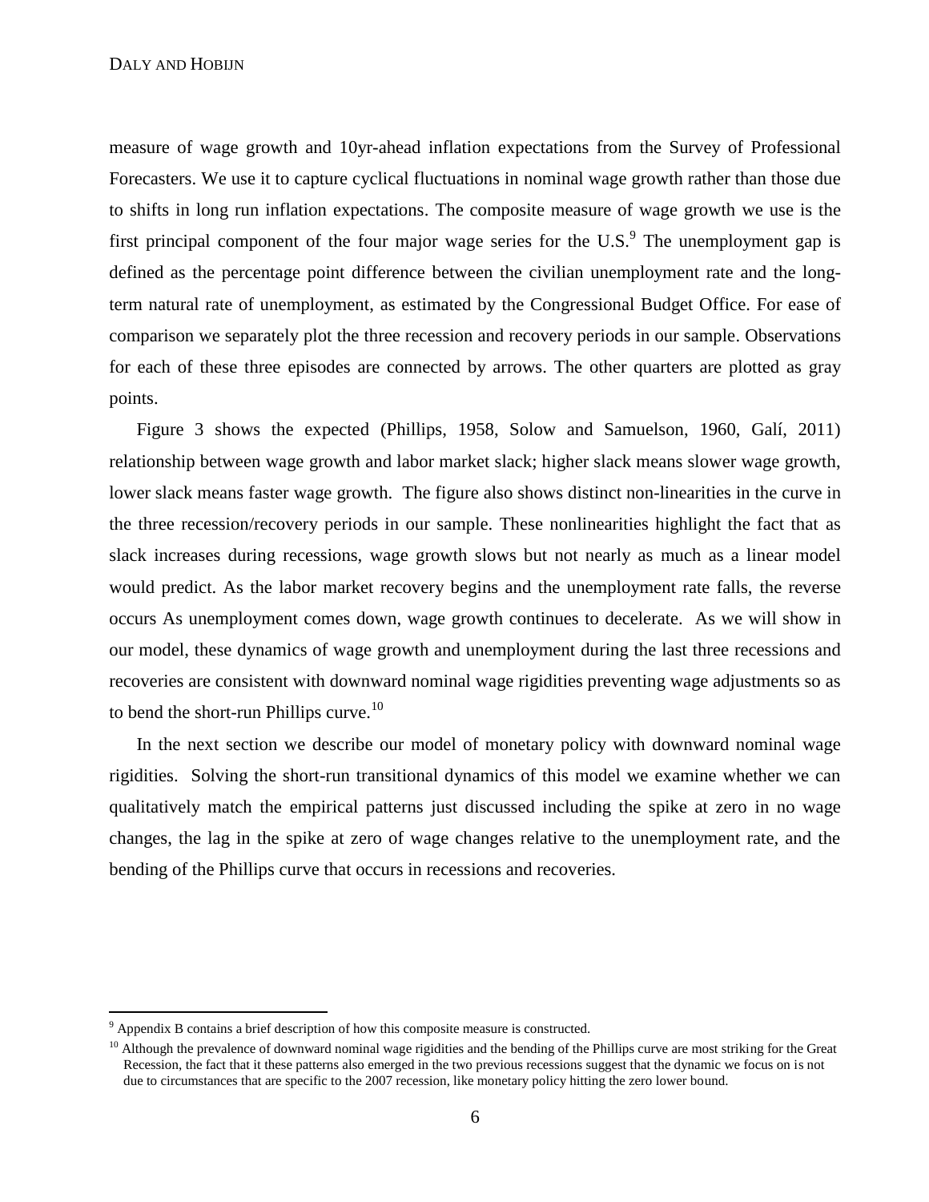measure of wage growth and 10yr-ahead inflation expectations from the Survey of Professional Forecasters. We use it to capture cyclical fluctuations in nominal wage growth rather than those due to shifts in long run inflation expectations. The composite measure of wage growth we use is the first principal component of the four major wage series for the U.S.[9] The unemployment gap is defined as the percentage point difference between the civilian unemployment rate and the long-term natural rate of unemployment, as estimated by the Congressional Budget Office. For ease of comparison we separately plot the three recession and recovery periods in our sample. Observations for each of these three episodes are connected by arrows. The other quarters are plotted as gray points.

Figure 3 shows the expected (Phillips, 1958, Solow and Samuelson, 1960, Galí, 2011) relationship between wage growth and labor market slack; higher slack means slower wage growth, lower slack means faster wage growth. The figure also shows distinct non-linearities in the curve in the three recession/recovery periods in our sample. These nonlinearities highlight the fact that as slack increases during recessions, wage growth slows but not nearly as much as a linear model would predict. As the labor market recovery begins and the unemployment rate falls, the reverse occurs As unemployment comes down, wage growth continues to decelerate. As we will show in our model, these dynamics of wage growth and unemployment during the last three recessions and recoveries are consistent with downward nominal wage rigidities preventing wage adjustments so as to bend the short-run Phillips curve.[10]

In the next section we describe our model of monetary policy with downward nominal wage rigidities. Solving the short-run transitional dynamics of this model we examine whether we can qualitatively match the empirical patterns just discussed including the spike at zero in no wage changes, the lag in the spike at zero of wage changes relative to the unemployment rate, and the bending of the Phillips curve that occurs in recessions and recoveries.

---

[9] Appendix B contains a brief description of how this composite measure is constructed.

[10] Although the prevalence of downward nominal wage rigidities and the bending of the Phillips curve are most striking for the Great Recession, the fact that it these patterns also emerged in the two previous recessions suggest that the dynamic we focus on is not due to circumstances that are specific to the 2007 recession, like monetary policy hitting the zero lower bound.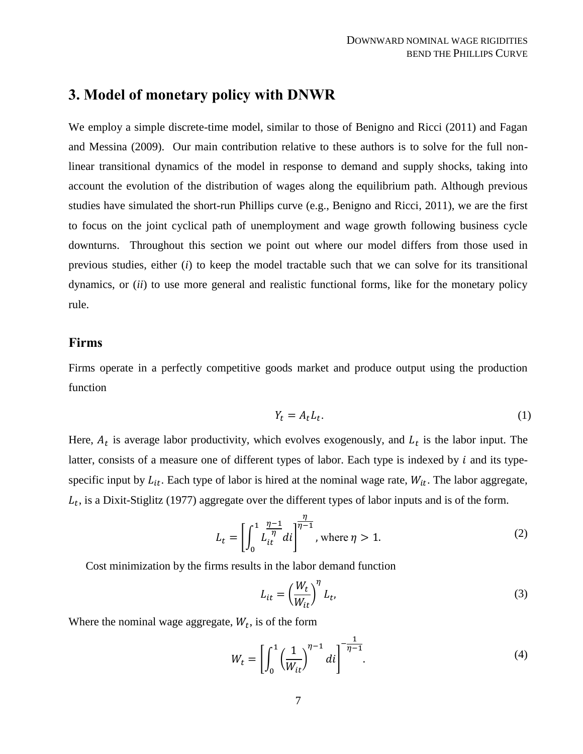## 3. Model of monetary policy with DNWR

We employ a simple discrete-time model, similar to those of Benigno and Ricci (2011) and Fagan and Messina (2009). Our main contribution relative to these authors is to solve for the full non-linear transitional dynamics of the model in response to demand and supply shocks, taking into account the evolution of the distribution of wages along the equilibrium path. Although previous studies have simulated the short-run Phillips curve (e.g., Benigno and Ricci, 2011), we are the first to focus on the joint cyclical path of unemployment and wage growth following business cycle downturns. Throughout this section we point out where our model differs from those used in previous studies, either (*i*) to keep the model tractable such that we can solve for its transitional dynamics, or (*ii*) to use more general and realistic functional forms, like for the monetary policy rule.

### Firms

Firms operate in a perfectly competitive goods market and produce output using the production function

$$Y_t = A_t L_t. \tag{1}$$

Here, $A_t$ is average labor productivity, which evolves exogenously, and $L_t$ is the labor input. The latter, consists of a measure one of different types of labor. Each type is indexed by $i$ and its type-specific input by $L_{it}$. Each type of labor is hired at the nominal wage rate, $W_{it}$. The labor aggregate, $L_t$, is a Dixit-Stiglitz (1977) aggregate over the different types of labor inputs and is of the form.

$$L_t = \left[\int_0^1 L_{it}^{\frac{\eta-1}{\eta}} di\right]^{\frac{\eta}{\eta-1}}, \text{ where } \eta > 1. \tag{2}$$

Cost minimization by the firms results in the labor demand function

$$L_{it} = \left(\frac{W_t}{W_{it}}\right)^{\eta} L_t, \tag{3}$$

Where the nominal wage aggregate, $W_t$, is of the form

$$W_t = \left[\int_0^1 \left(\frac{1}{W_{it}}\right)^{\eta-1} di\right]^{-\frac{1}{\eta-1}}. \tag{4}$$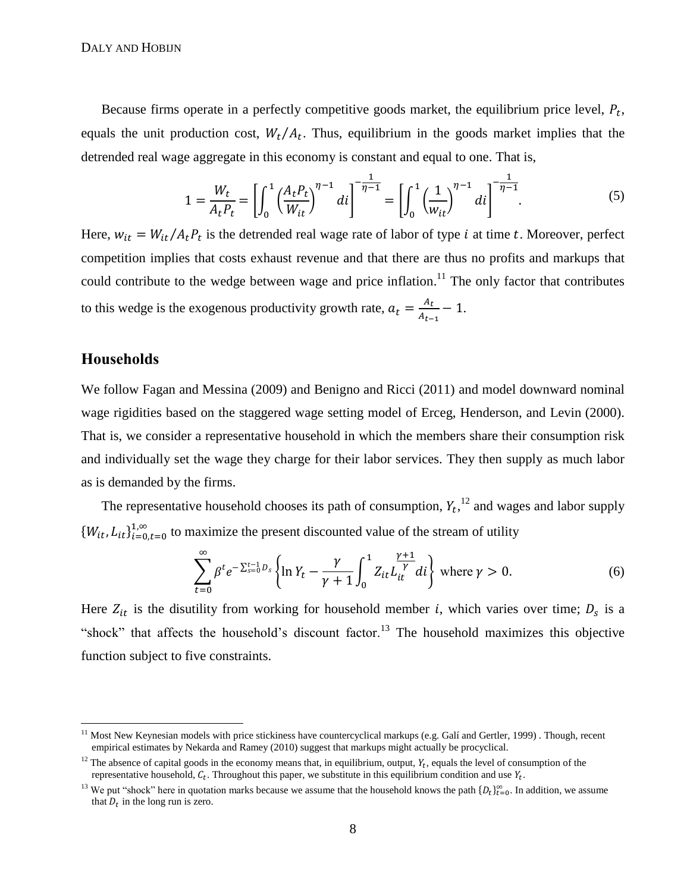Because firms operate in a perfectly competitive goods market, the equilibrium price level, $P_t$, equals the unit production cost, $W_t/A_t$. Thus, equilibrium in the goods market implies that the detrended real wage aggregate in this economy is constant and equal to one. That is,

$$1 = \frac{W_t}{A_t P_t} = \left[\int_0^1 \left(\frac{A_t P_t}{W_{it}}\right)^{\eta-1} di\right]^{-\frac{1}{\eta-1}} = \left[\int_0^1 \left(\frac{1}{w_{it}}\right)^{\eta-1} di\right]^{-\frac{1}{\eta-1}}. \tag{5}$$

Here, $w_{it} = W_{it}/A_t P_t$ is the detrended real wage rate of labor of type $i$ at time $t$. Moreover, perfect competition implies that costs exhaust revenue and that there are thus no profits and markups that could contribute to the wedge between wage and price inflation.[11] The only factor that contributes to this wedge is the exogenous productivity growth rate, $a_t = \frac{A_t}{A_{t-1}} - 1$.

## Households

We follow Fagan and Messina (2009) and Benigno and Ricci (2011) and model downward nominal wage rigidities based on the staggered wage setting model of Erceg, Henderson, and Levin (2000). That is, we consider a representative household in which the members share their consumption risk and individually set the wage they charge for their labor services. They then supply as much labor as is demanded by the firms.

The representative household chooses its path of consumption, $Y_t$,[12] and wages and labor supply $\{W_{it}, L_{it}\}_{i=0,t=0}^{1,\infty}$ to maximize the present discounted value of the stream of utility

$$\sum_{t=0}^{\infty} \beta^t e^{-\sum_{s=0}^{t-1} D_s} \left\{\ln Y_t - \frac{\gamma}{\gamma+1}\int_0^1 Z_{it} L_{it}^{\frac{\gamma+1}{\gamma}} di\right\} \text{ where } \gamma > 0. \tag{6}$$

Here $Z_{it}$ is the disutility from working for household member $i$, which varies over time; $D_s$ is a "shock" that affects the household's discount factor.[13] The household maximizes this objective function subject to five constraints.

---

[11] Most New Keynesian models with price stickiness have countercyclical markups (e.g. Galí and Gertler, 1999) . Though, recent empirical estimates by Nekarda and Ramey (2010) suggest that markups might actually be procyclical.

[12] The absence of capital goods in the economy means that, in equilibrium, output, $Y_t$, equals the level of consumption of the representative household, $C_t$. Throughout this paper, we substitute in this equilibrium condition and use $Y_t$.

[13] We put "shock" here in quotation marks because we assume that the household knows the path $\{D_t\}_{t=0}^{\infty}$. In addition, we assume that $D_t$ in the long run is zero.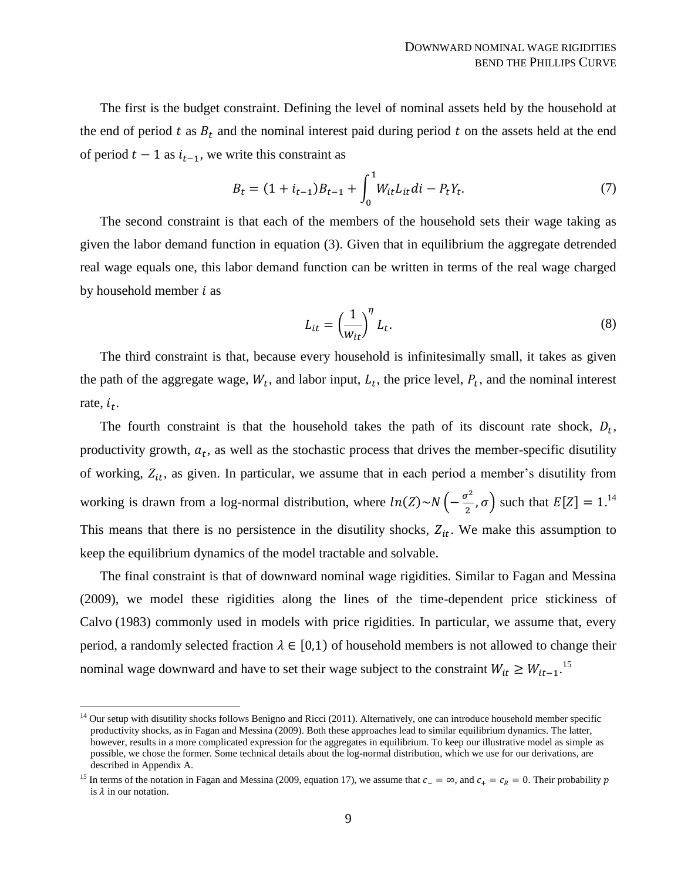The first is the budget constraint. Defining the level of nominal assets held by the household at the end of period $t$ as $B_t$ and the nominal interest paid during period $t$ on the assets held at the end of period $t-1$ as $i_{t-1}$, we write this constraint as

$$B_t = (1+i_{t-1})B_{t-1} + \int_0^1 W_{it} L_{it} di - P_t Y_t. \tag{7}$$

The second constraint is that each of the members of the household sets their wage taking as given the labor demand function in equation (3). Given that in equilibrium the aggregate detrended real wage equals one, this labor demand function can be written in terms of the real wage charged by household member $i$ as

$$L_{it} = \left(\frac{1}{w_{it}}\right)^{\eta} L_t. \tag{8}$$

The third constraint is that, because every household is infinitesimally small, it takes as given the path of the aggregate wage, $W_t$, and labor input, $L_t$, the price level, $P_t$, and the nominal interest rate, $i_t$.

The fourth constraint is that the household takes the path of its discount rate shock, $D_t$, productivity growth, $a_t$, as well as the stochastic process that drives the member-specific disutility of working, $Z_{it}$, as given. In particular, we assume that in each period a member's disutility from working is drawn from a log-normal distribution, where $ln(Z) \sim N\left(-\frac{\sigma^2}{2}, \sigma\right)$ such that $E[Z] = 1$.[14] This means that there is no persistence in the disutility shocks, $Z_{it}$. We make this assumption to keep the equilibrium dynamics of the model tractable and solvable.

The final constraint is that of downward nominal wage rigidities. Similar to Fagan and Messina (2009), we model these rigidities along the lines of the time-dependent price stickiness of Calvo (1983) commonly used in models with price rigidities. In particular, we assume that, every period, a randomly selected fraction $\lambda \in [0,1)$ of household members is not allowed to change their nominal wage downward and have to set their wage subject to the constraint $W_{it} \geq W_{it-1}$.[15]

[14] Our setup with disutility shocks follows Benigno and Ricci (2011). Alternatively, one can introduce household member specific productivity shocks, as in Fagan and Messina (2009). Both these approaches lead to similar equilibrium dynamics. The latter, however, results in a more complicated expression for the aggregates in equilibrium. To keep our illustrative model as simple as possible, we chose the former. Some technical details about the log-normal distribution, which we use for our derivations, are described in Appendix A.

[15] In terms of the notation in Fagan and Messina (2009, equation 17), we assume that $c_- = \infty$, and $c_+ = c_R = 0$. Their probability $p$ is $\lambda$ in our notation.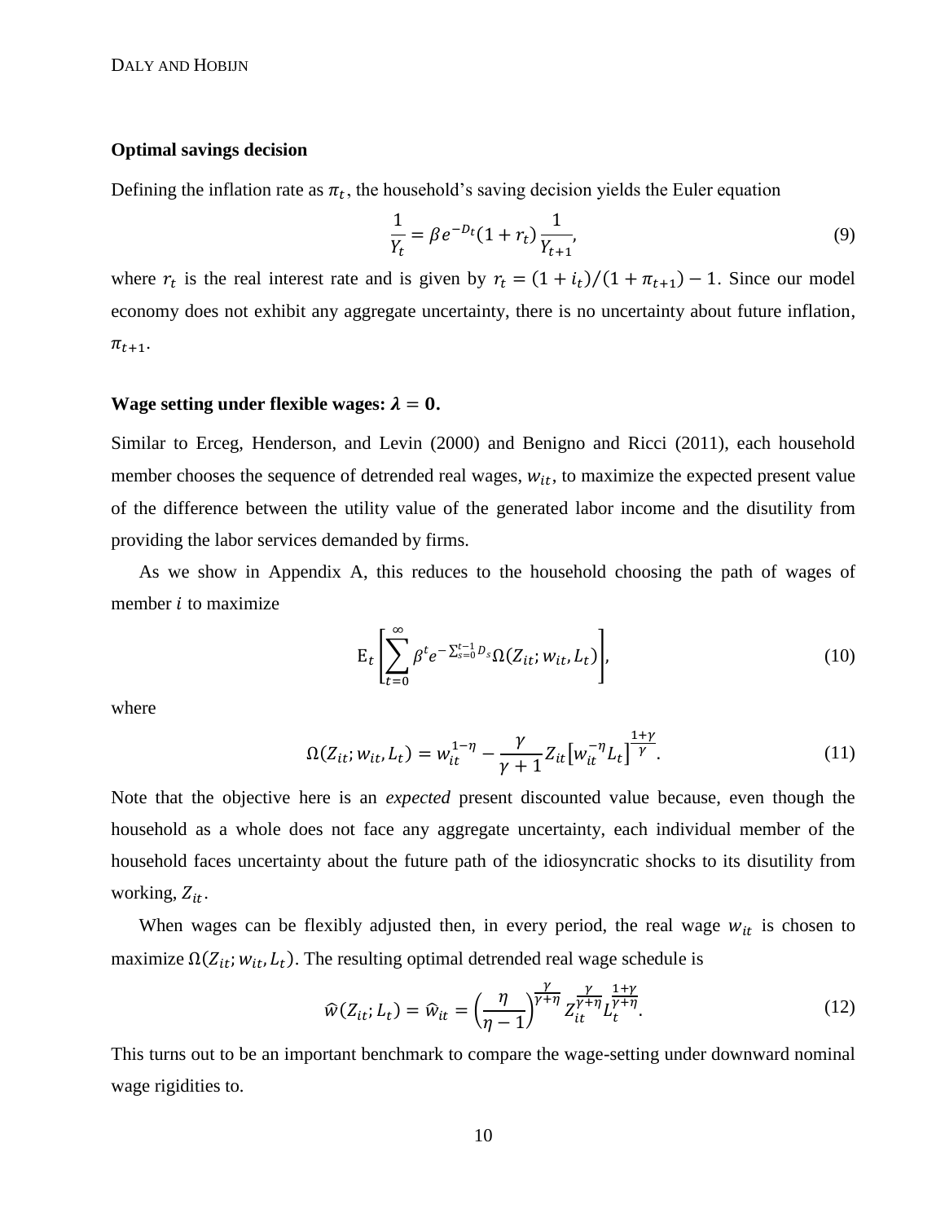**Optimal savings decision**

Defining the inflation rate as $\pi_t$, the household's saving decision yields the Euler equation

$$\frac{1}{Y_t} = \beta e^{-D_t}(1+r_t)\frac{1}{Y_{t+1}}, \tag{9}$$

where $r_t$ is the real interest rate and is given by $r_t = (1+i_t)/(1+\pi_{t+1}) - 1$. Since our model economy does not exhibit any aggregate uncertainty, there is no uncertainty about future inflation, $\pi_{t+1}$.

**Wage setting under flexible wages: $\lambda = 0$.**

Similar to Erceg, Henderson, and Levin (2000) and Benigno and Ricci (2011), each household member chooses the sequence of detrended real wages, $w_{it}$, to maximize the expected present value of the difference between the utility value of the generated labor income and the disutility from providing the labor services demanded by firms.

As we show in Appendix A, this reduces to the household choosing the path of wages of member $i$ to maximize

$$\mathrm{E}_t\left[\sum_{t=0}^{\infty} \beta^t e^{-\sum_{s=0}^{t-1} D_s}\Omega(Z_{it}; w_{it}, L_t)\right], \tag{10}$$

where

$$\Omega(Z_{it}; w_{it}, L_t) = w_{it}^{1-\eta} - \frac{\gamma}{\gamma+1} Z_{it}\left[w_{it}^{-\eta} L_t\right]^{\frac{1+\gamma}{\gamma}}. \tag{11}$$

Note that the objective here is an *expected* present discounted value because, even though the household as a whole does not face any aggregate uncertainty, each individual member of the household faces uncertainty about the future path of the idiosyncratic shocks to its disutility from working, $Z_{it}$.

When wages can be flexibly adjusted then, in every period, the real wage $w_{it}$ is chosen to maximize $\Omega(Z_{it}; w_{it}, L_t)$. The resulting optimal detrended real wage schedule is

$$\widehat{w}(Z_{it}; L_t) = \widehat{w}_{it} = \left(\frac{\eta}{\eta-1}\right)^{\frac{\gamma}{\gamma+\eta}} Z_{it}^{\frac{\gamma}{\gamma+\eta}} L_t^{\frac{1+\gamma}{\gamma+\eta}}. \tag{12}$$

This turns out to be an important benchmark to compare the wage-setting under downward nominal wage rigidities to.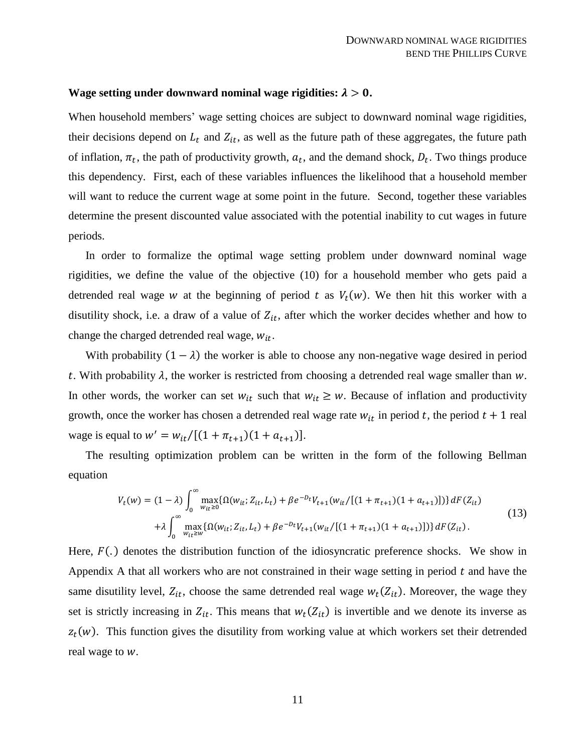**Wage setting under downward nominal wage rigidities: $\lambda > 0$.**

When household members' wage setting choices are subject to downward nominal wage rigidities, their decisions depend on $L_t$ and $Z_{it}$, as well as the future path of these aggregates, the future path of inflation, $\pi_t$, the path of productivity growth, $a_t$, and the demand shock, $D_t$. Two things produce this dependency. First, each of these variables influences the likelihood that a household member will want to reduce the current wage at some point in the future. Second, together these variables determine the present discounted value associated with the potential inability to cut wages in future periods.

In order to formalize the optimal wage setting problem under downward nominal wage rigidities, we define the value of the objective (10) for a household member who gets paid a detrended real wage $w$ at the beginning of period $t$ as $V_t(w)$. We then hit this worker with a disutility shock, i.e. a draw of a value of $Z_{it}$, after which the worker decides whether and how to change the charged detrended real wage, $w_{it}$.

With probability $(1-\lambda)$ the worker is able to choose any non-negative wage desired in period $t$. With probability $\lambda$, the worker is restricted from choosing a detrended real wage smaller than $w$. In other words, the worker can set $w_{it}$ such that $w_{it} \geq w$. Because of inflation and productivity growth, once the worker has chosen a detrended real wage rate $w_{it}$ in period $t$, the period $t+1$ real wage is equal to $w' = w_{it}/[(1+\pi_{t+1})(1+a_{t+1})]$.

The resulting optimization problem can be written in the form of the following Bellman equation

$$
\begin{aligned}
V_t(w) = (1-\lambda)\int_0^{\infty} \max_{w_{it}\geq 0}\{\Omega(w_{it}; Z_{it}, L_t) + \beta e^{-D_t} V_{t+1}(w_{it}/[(1+\pi_{t+1})(1+a_{t+1})])\}\, dF(Z_{it}) \\
+\lambda \int_0^{\infty} \max_{w_{it}\geq w}\{\Omega(w_{it}; Z_{it}, L_t) + \beta e^{-D_t} V_{t+1}(w_{it}/[(1+\pi_{t+1})(1+a_{t+1})])\}\, dF(Z_{it})\,.
\end{aligned}
\tag{13}
$$

Here, $F(.)$ denotes the distribution function of the idiosyncratic preference shocks. We show in Appendix A that all workers who are not constrained in their wage setting in period $t$ and have the same disutility level, $Z_{it}$, choose the same detrended real wage $w_t(Z_{it})$. Moreover, the wage they set is strictly increasing in $Z_{it}$. This means that $w_t(Z_{it})$ is invertible and we denote its inverse as $z_t(w)$. This function gives the disutility from working value at which workers set their detrended real wage to $w$.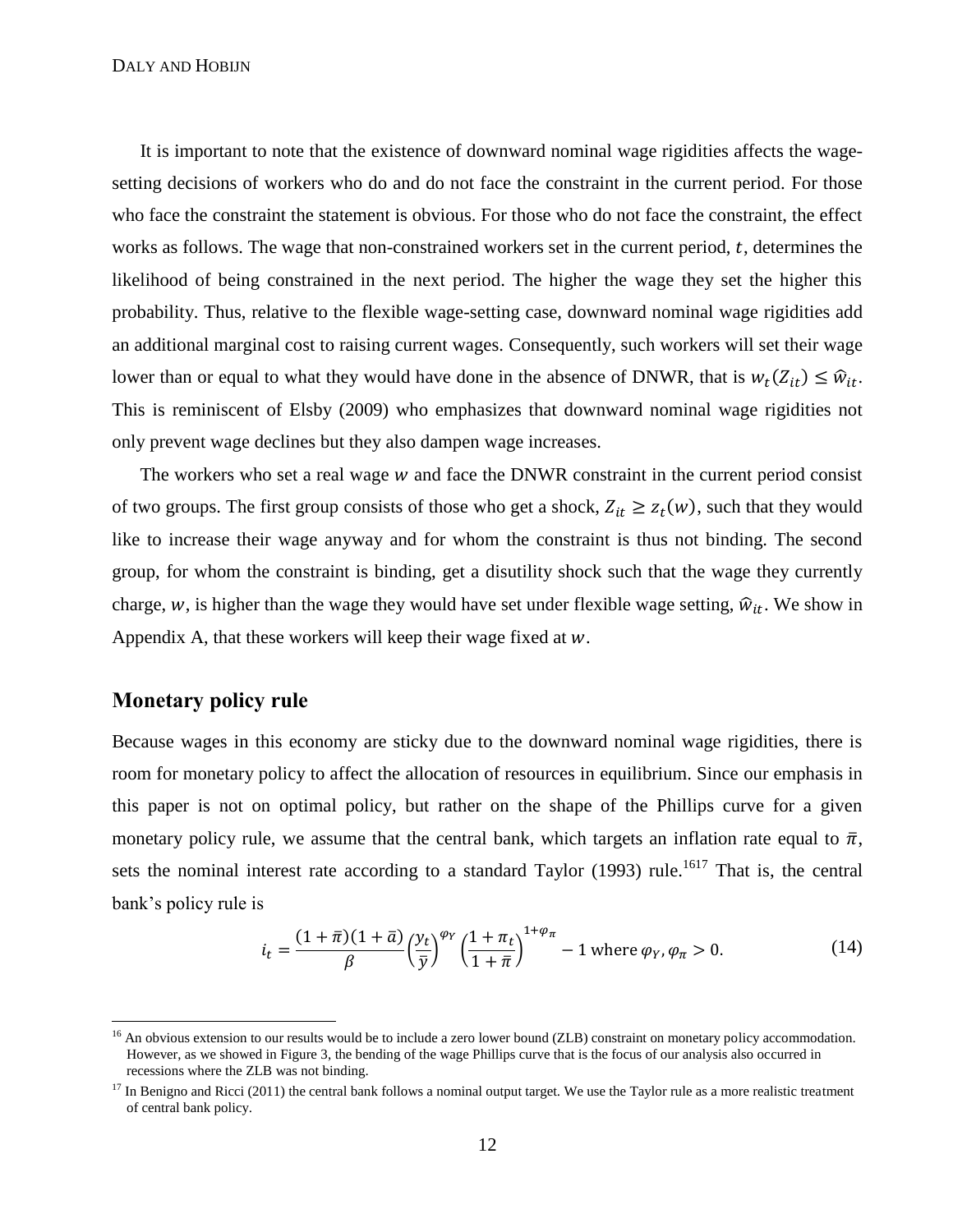It is important to note that the existence of downward nominal wage rigidities affects the wage-setting decisions of workers who do and do not face the constraint in the current period. For those who face the constraint the statement is obvious. For those who do not face the constraint, the effect works as follows. The wage that non-constrained workers set in the current period, $t$, determines the likelihood of being constrained in the next period. The higher the wage they set the higher this probability. Thus, relative to the flexible wage-setting case, downward nominal wage rigidities add an additional marginal cost to raising current wages. Consequently, such workers will set their wage lower than or equal to what they would have done in the absence of DNWR, that is $w_t(Z_{it}) \leq \hat{w}_{it}$. This is reminiscent of Elsby (2009) who emphasizes that downward nominal wage rigidities not only prevent wage declines but they also dampen wage increases.

The workers who set a real wage $w$ and face the DNWR constraint in the current period consist of two groups. The first group consists of those who get a shock, $Z_{it} \geq z_t(w)$, such that they would like to increase their wage anyway and for whom the constraint is thus not binding. The second group, for whom the constraint is binding, get a disutility shock such that the wage they currently charge, $w$, is higher than the wage they would have set under flexible wage setting, $\hat{w}_{it}$. We show in Appendix A, that these workers will keep their wage fixed at $w$.

## Monetary policy rule

Because wages in this economy are sticky due to the downward nominal wage rigidities, there is room for monetary policy to affect the allocation of resources in equilibrium. Since our emphasis in this paper is not on optimal policy, but rather on the shape of the Phillips curve for a given monetary policy rule, we assume that the central bank, which targets an inflation rate equal to $\bar{\pi}$, sets the nominal interest rate according to a standard Taylor (1993) rule.[16][17] That is, the central bank's policy rule is

$$i_t = \frac{(1+\bar{\pi})(1+\bar{a})}{\beta}\left(\frac{y_t}{\bar{y}}\right)^{\varphi_Y}\left(\frac{1+\pi_t}{1+\bar{\pi}}\right)^{1+\varphi_\pi} - 1 \text{ where } \varphi_Y, \varphi_\pi > 0. \tag{14}$$

[16] An obvious extension to our results would be to include a zero lower bound (ZLB) constraint on monetary policy accommodation. However, as we showed in Figure 3, the bending of the wage Phillips curve that is the focus of our analysis also occurred in recessions where the ZLB was not binding.

[17] In Benigno and Ricci (2011) the central bank follows a nominal output target. We use the Taylor rule as a more realistic treatment of central bank policy.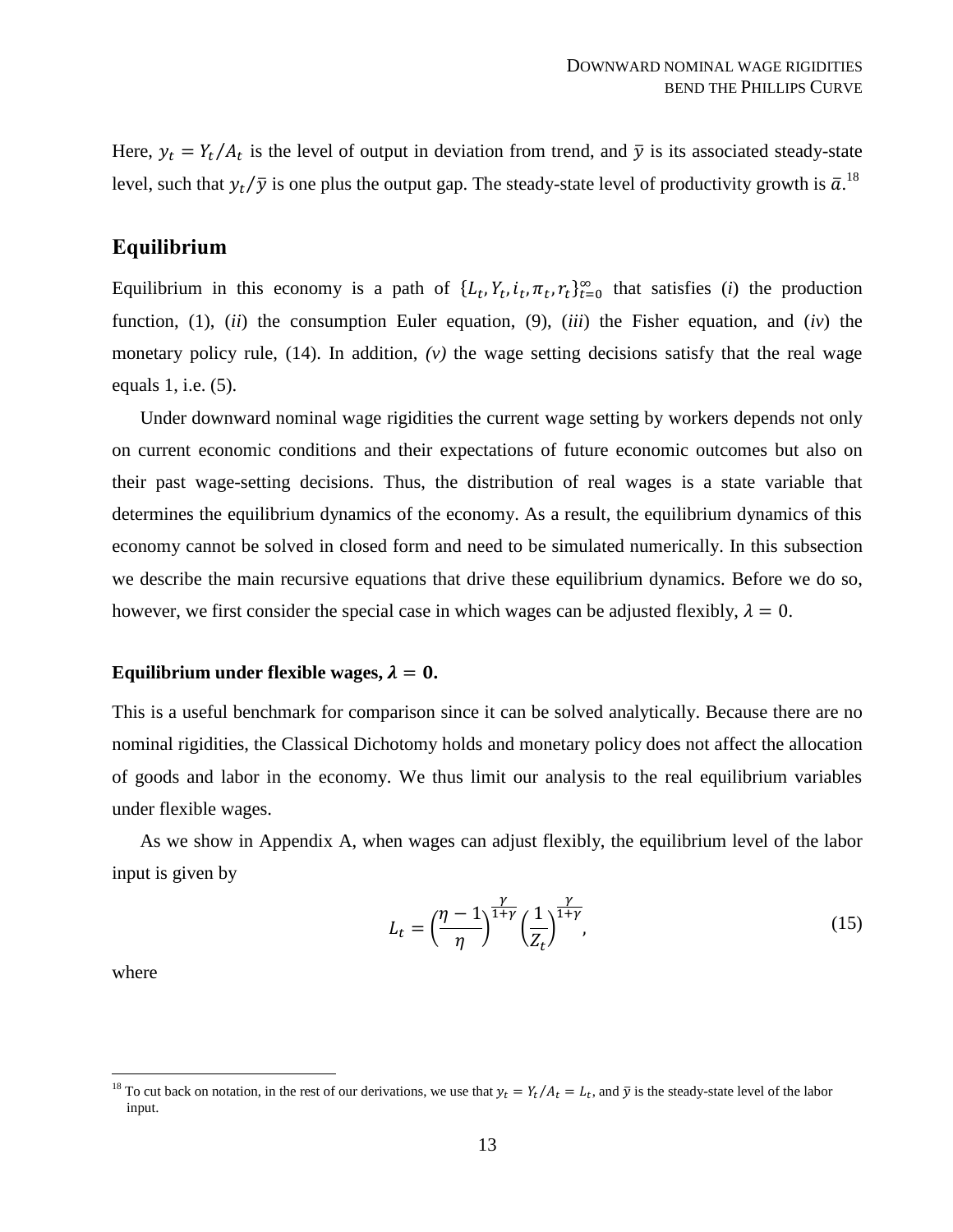Here, $y_t = Y_t/A_t$ is the level of output in deviation from trend, and $\bar{y}$ is its associated steady-state level, such that $y_t/\bar{y}$ is one plus the output gap. The steady-state level of productivity growth is $\bar{a}$.[18]

## Equilibrium

Equilibrium in this economy is a path of $\{L_t, Y_t, i_t, \pi_t, r_t\}_{t=0}^{\infty}$ that satisfies (*i*) the production function, (1), (*ii*) the consumption Euler equation, (9), (*iii*) the Fisher equation, and (*iv*) the monetary policy rule, (14). In addition, *(v)* the wage setting decisions satisfy that the real wage equals 1, i.e. (5).

Under downward nominal wage rigidities the current wage setting by workers depends not only on current economic conditions and their expectations of future economic outcomes but also on their past wage-setting decisions. Thus, the distribution of real wages is a state variable that determines the equilibrium dynamics of the economy. As a result, the equilibrium dynamics of this economy cannot be solved in closed form and need to be simulated numerically. In this subsection we describe the main recursive equations that drive these equilibrium dynamics. Before we do so, however, we first consider the special case in which wages can be adjusted flexibly, $\lambda = 0$.

**Equilibrium under flexible wages, $\lambda = 0$.**

This is a useful benchmark for comparison since it can be solved analytically. Because there are no nominal rigidities, the Classical Dichotomy holds and monetary policy does not affect the allocation of goods and labor in the economy. We thus limit our analysis to the real equilibrium variables under flexible wages.

As we show in Appendix A, when wages can adjust flexibly, the equilibrium level of the labor input is given by

$$L_t = \left(\frac{\eta - 1}{\eta}\right)^{\frac{\gamma}{1+\gamma}} \left(\frac{1}{Z_t}\right)^{\frac{\gamma}{1+\gamma}}, \tag{15}$$

where

[18] To cut back on notation, in the rest of our derivations, we use that $y_t = Y_t/A_t = L_t$, and $\bar{y}$ is the steady-state level of the labor input.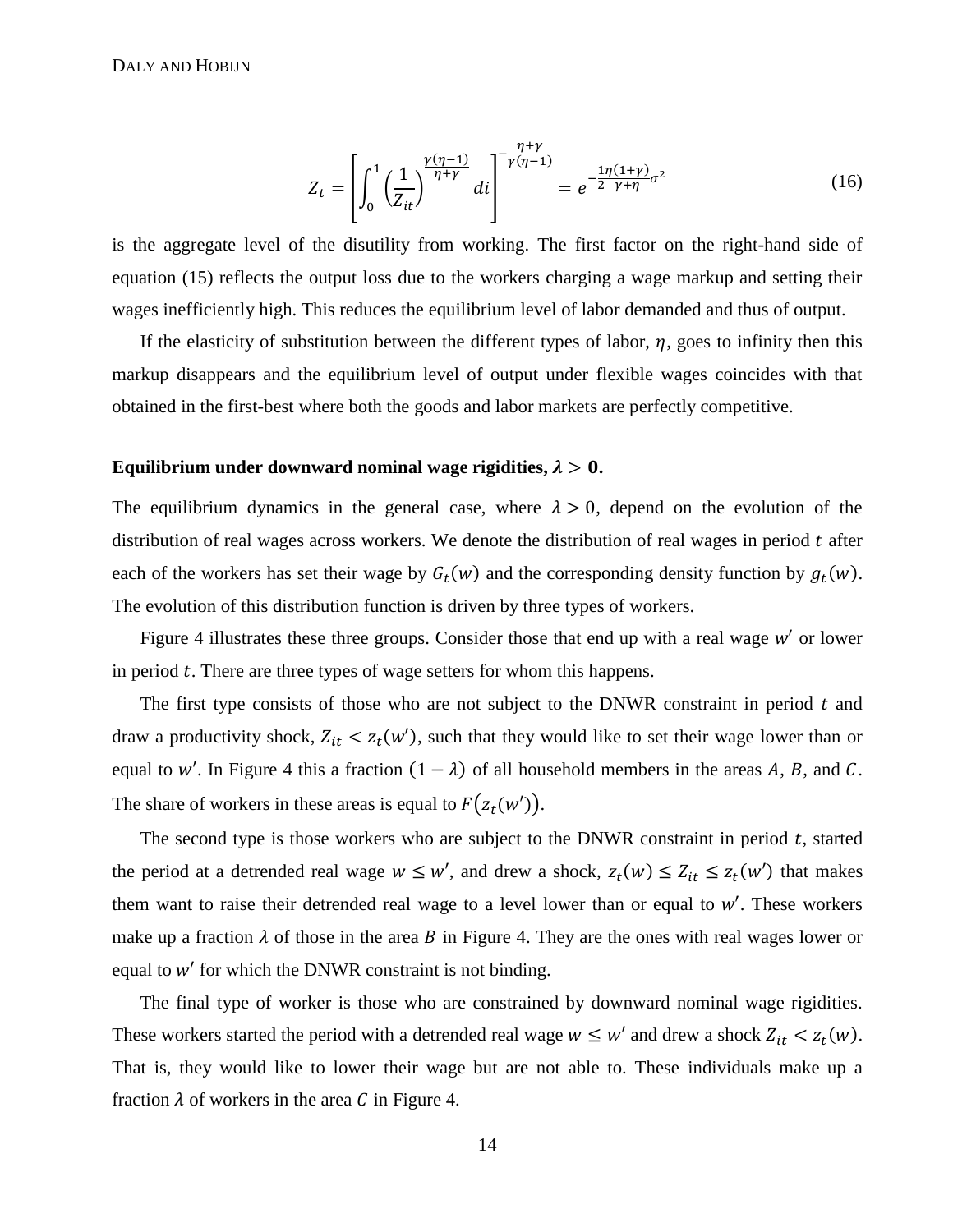$$Z_t = \left[ \int_0^1 \left( \frac{1}{Z_{it}} \right)^{\frac{\gamma(\eta-1)}{\eta+\gamma}} di \right]^{-\frac{\eta+\gamma}{\gamma(\eta-1)}} = e^{-\frac{1}{2}\frac{\eta(1+\gamma)}{\gamma+\eta}\sigma^2} \tag{16}$$

is the aggregate level of the disutility from working. The first factor on the right-hand side of equation (15) reflects the output loss due to the workers charging a wage markup and setting their wages inefficiently high. This reduces the equilibrium level of labor demanded and thus of output.

If the elasticity of substitution between the different types of labor, $\eta$, goes to infinity then this markup disappears and the equilibrium level of output under flexible wages coincides with that obtained in the first-best where both the goods and labor markets are perfectly competitive.

**Equilibrium under downward nominal wage rigidities, $\lambda > 0$.**

The equilibrium dynamics in the general case, where $\lambda > 0$, depend on the evolution of the distribution of real wages across workers. We denote the distribution of real wages in period $t$ after each of the workers has set their wage by $G_t(w)$ and the corresponding density function by $g_t(w)$. The evolution of this distribution function is driven by three types of workers.

Figure 4 illustrates these three groups. Consider those that end up with a real wage $w'$ or lower in period $t$. There are three types of wage setters for whom this happens.

The first type consists of those who are not subject to the DNWR constraint in period $t$ and draw a productivity shock, $Z_{it} < z_t(w')$, such that they would like to set their wage lower than or equal to $w'$. In Figure 4 this a fraction $(1 - \lambda)$ of all household members in the areas $A$, $B$, and $C$. The share of workers in these areas is equal to $F(z_t(w'))$.

The second type is those workers who are subject to the DNWR constraint in period $t$, started the period at a detrended real wage $w \leq w'$, and drew a shock, $z_t(w) \leq Z_{it} \leq z_t(w')$ that makes them want to raise their detrended real wage to a level lower than or equal to $w'$. These workers make up a fraction $\lambda$ of those in the area $B$ in Figure 4. They are the ones with real wages lower or equal to $w'$ for which the DNWR constraint is not binding.

The final type of worker is those who are constrained by downward nominal wage rigidities. These workers started the period with a detrended real wage $w \leq w'$ and drew a shock $Z_{it} < z_t(w)$. That is, they would like to lower their wage but are not able to. These individuals make up a fraction $\lambda$ of workers in the area $C$ in Figure 4.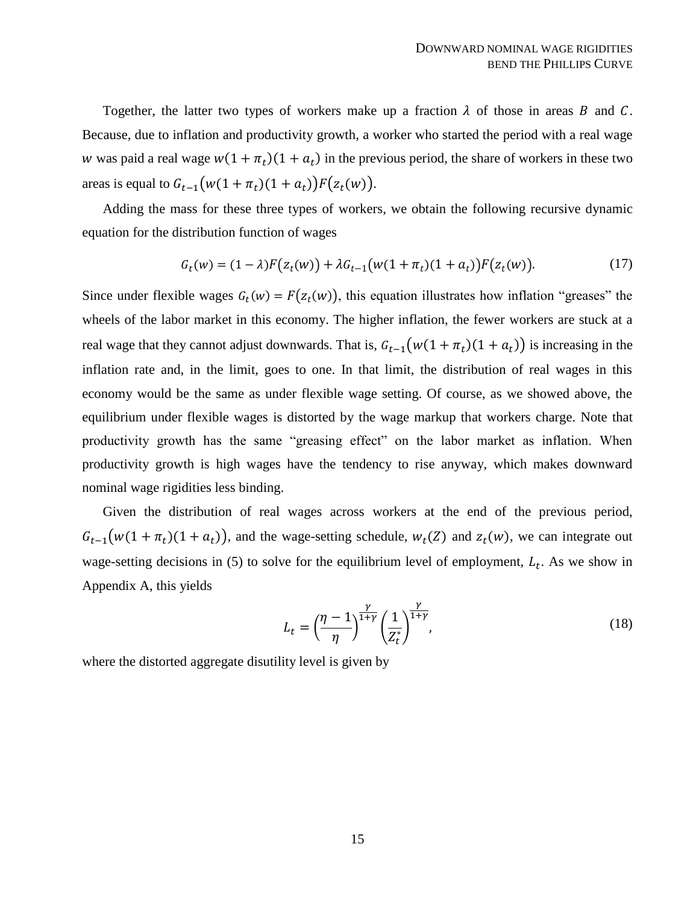Together, the latter two types of workers make up a fraction $\lambda$ of those in areas $B$ and $C$. Because, due to inflation and productivity growth, a worker who started the period with a real wage $w$ was paid a real wage $w(1+\pi_t)(1+a_t)$ in the previous period, the share of workers in these two areas is equal to $G_{t-1}\big(w(1+\pi_t)(1+a_t)\big)F\big(z_t(w)\big)$.

Adding the mass for these three types of workers, we obtain the following recursive dynamic equation for the distribution function of wages

$$G_t(w) = (1-\lambda)F\big(z_t(w)\big) + \lambda G_{t-1}\big(w(1+\pi_t)(1+a_t)\big)F\big(z_t(w)\big). \tag{17}$$

Since under flexible wages $G_t(w) = F\big(z_t(w)\big)$, this equation illustrates how inflation "greases" the wheels of the labor market in this economy. The higher inflation, the fewer workers are stuck at a real wage that they cannot adjust downwards. That is, $G_{t-1}\big(w(1+\pi_t)(1+a_t)\big)$ is increasing in the inflation rate and, in the limit, goes to one. In that limit, the distribution of real wages in this economy would be the same as under flexible wage setting. Of course, as we showed above, the equilibrium under flexible wages is distorted by the wage markup that workers charge. Note that productivity growth has the same "greasing effect" on the labor market as inflation. When productivity growth is high wages have the tendency to rise anyway, which makes downward nominal wage rigidities less binding.

Given the distribution of real wages across workers at the end of the previous period, $G_{t-1}\big(w(1+\pi_t)(1+a_t)\big)$, and the wage-setting schedule, $w_t(Z)$ and $z_t(w)$, we can integrate out wage-setting decisions in (5) to solve for the equilibrium level of employment, $L_t$. As we show in Appendix A, this yields

$$L_t = \left(\frac{\eta-1}{\eta}\right)^{\frac{\gamma}{1+\gamma}} \left(\frac{1}{Z_t^*}\right)^{\frac{\gamma}{1+\gamma}}, \tag{18}$$

where the distorted aggregate disutility level is given by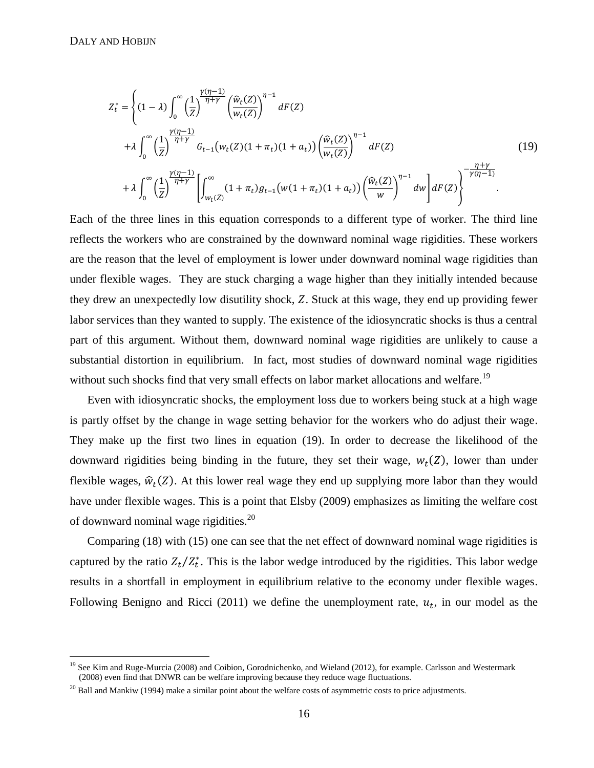$$
\begin{aligned}
Z_t^* = \Bigg\{ & (1-\lambda) \int_0^\infty \left(\frac{1}{Z}\right)^{\frac{\gamma(\eta-1)}{\eta+\gamma}} \left(\frac{\widehat{w}_t(Z)}{w_t(Z)}\right)^{\eta-1} dF(Z) \\
& + \lambda \int_0^\infty \left(\frac{1}{Z}\right)^{\frac{\gamma(\eta-1)}{\eta+\gamma}} G_{t-1}\big(w_t(Z)(1+\pi_t)(1+a_t)\big) \left(\frac{\widehat{w}_t(Z)}{w_t(Z)}\right)^{\eta-1} dF(Z) \\
& + \lambda \int_0^\infty \left(\frac{1}{Z}\right)^{\frac{\gamma(\eta-1)}{\eta+\gamma}} \left[\int_{w_t(Z)}^\infty (1+\pi_t) g_{t-1}\big(w(1+\pi_t)(1+a_t)\big) \left(\frac{\widehat{w}_t(Z)}{w}\right)^{\eta-1} dw \right] dF(Z) \Bigg\}^{-\frac{\eta+\gamma}{\gamma(\eta-1)}} .
\end{aligned} \tag{19}
$$

Each of the three lines in this equation corresponds to a different type of worker. The third line reflects the workers who are constrained by the downward nominal wage rigidities. These workers are the reason that the level of employment is lower under downward nominal wage rigidities than under flexible wages. They are stuck charging a wage higher than they initially intended because they drew an unexpectedly low disutility shock, $Z$. Stuck at this wage, they end up providing fewer labor services than they wanted to supply. The existence of the idiosyncratic shocks is thus a central part of this argument. Without them, downward nominal wage rigidities are unlikely to cause a substantial distortion in equilibrium. In fact, most studies of downward nominal wage rigidities without such shocks find that very small effects on labor market allocations and welfare.[19]

Even with idiosyncratic shocks, the employment loss due to workers being stuck at a high wage is partly offset by the change in wage setting behavior for the workers who do adjust their wage. They make up the first two lines in equation (19). In order to decrease the likelihood of the downward rigidities being binding in the future, they set their wage, $w_t(Z)$, lower than under flexible wages, $\widehat{w}_t(Z)$. At this lower real wage they end up supplying more labor than they would have under flexible wages. This is a point that Elsby (2009) emphasizes as limiting the welfare cost of downward nominal wage rigidities.[20]

Comparing (18) with (15) one can see that the net effect of downward nominal wage rigidities is captured by the ratio $Z_t/Z_t^*$. This is the labor wedge introduced by the rigidities. This labor wedge results in a shortfall in employment in equilibrium relative to the economy under flexible wages. Following Benigno and Ricci (2011) we define the unemployment rate, $u_t$, in our model as the

[19] See Kim and Ruge-Murcia (2008) and Coibion, Gorodnichenko, and Wieland (2012), for example. Carlsson and Westermark (2008) even find that DNWR can be welfare improving because they reduce wage fluctuations.

[20] Ball and Mankiw (1994) make a similar point about the welfare costs of asymmetric costs to price adjustments.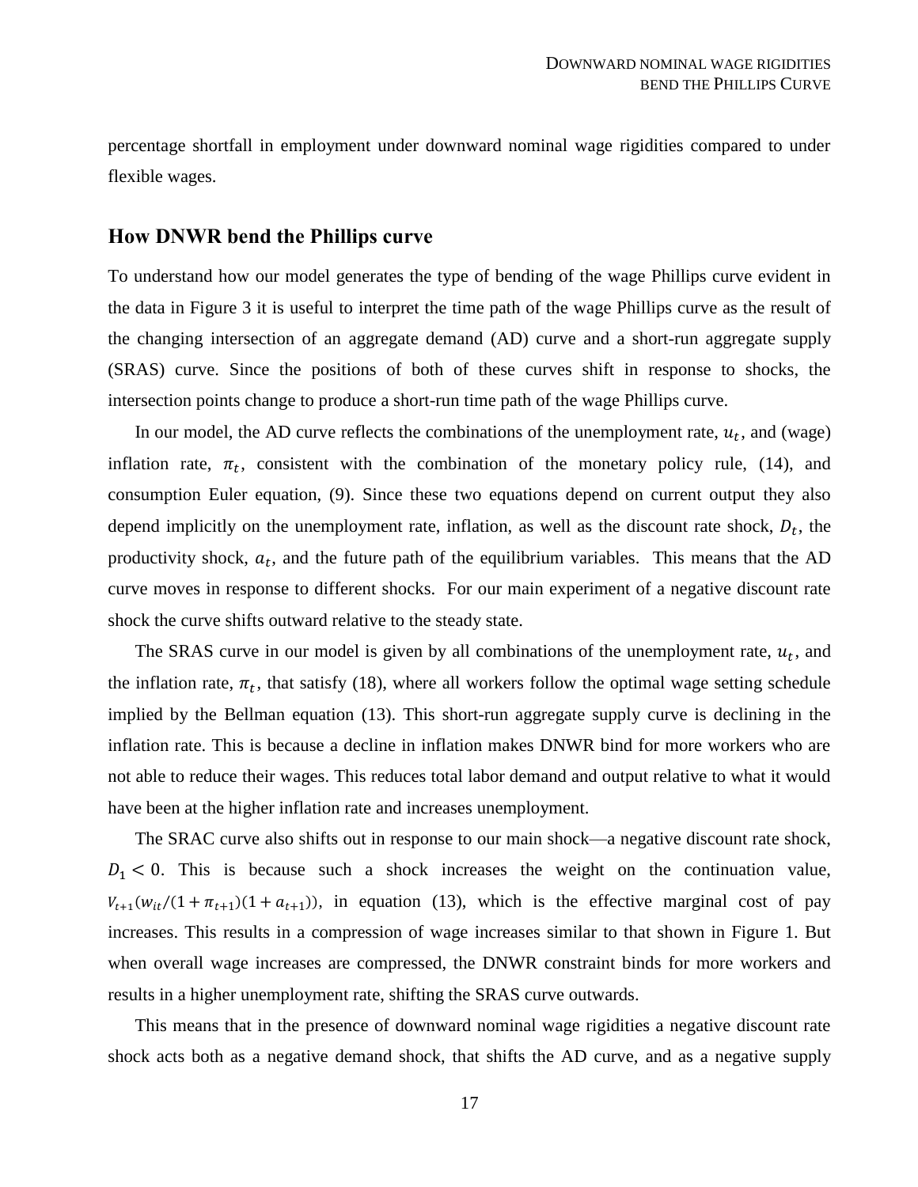percentage shortfall in employment under downward nominal wage rigidities compared to under flexible wages.

## How DNWR bend the Phillips curve

To understand how our model generates the type of bending of the wage Phillips curve evident in the data in Figure 3 it is useful to interpret the time path of the wage Phillips curve as the result of the changing intersection of an aggregate demand (AD) curve and a short-run aggregate supply (SRAS) curve. Since the positions of both of these curves shift in response to shocks, the intersection points change to produce a short-run time path of the wage Phillips curve.

In our model, the AD curve reflects the combinations of the unemployment rate, $u_t$, and (wage) inflation rate, $\pi_t$, consistent with the combination of the monetary policy rule, (14), and consumption Euler equation, (9). Since these two equations depend on current output they also depend implicitly on the unemployment rate, inflation, as well as the discount rate shock, $D_t$, the productivity shock, $a_t$, and the future path of the equilibrium variables. This means that the AD curve moves in response to different shocks. For our main experiment of a negative discount rate shock the curve shifts outward relative to the steady state.

The SRAS curve in our model is given by all combinations of the unemployment rate, $u_t$, and the inflation rate, $\pi_t$, that satisfy (18), where all workers follow the optimal wage setting schedule implied by the Bellman equation (13). This short-run aggregate supply curve is declining in the inflation rate. This is because a decline in inflation makes DNWR bind for more workers who are not able to reduce their wages. This reduces total labor demand and output relative to what it would have been at the higher inflation rate and increases unemployment.

The SRAC curve also shifts out in response to our main shock—a negative discount rate shock, $D_1 < 0$. This is because such a shock increases the weight on the continuation value, $V_{t+1}(w_{it}/(1+\pi_{t+1})(1+a_{t+1}))$, in equation (13), which is the effective marginal cost of pay increases. This results in a compression of wage increases similar to that shown in Figure 1. But when overall wage increases are compressed, the DNWR constraint binds for more workers and results in a higher unemployment rate, shifting the SRAS curve outwards.

This means that in the presence of downward nominal wage rigidities a negative discount rate shock acts both as a negative demand shock, that shifts the AD curve, and as a negative supply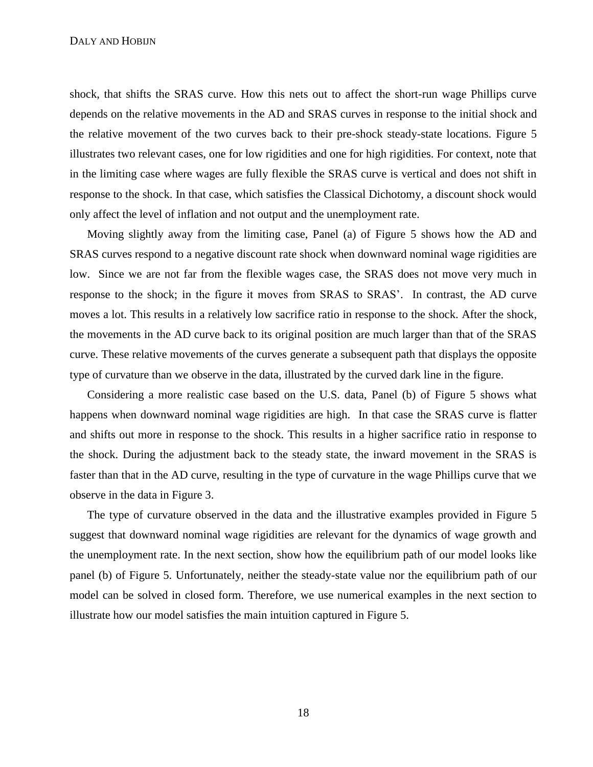shock, that shifts the SRAS curve. How this nets out to affect the short-run wage Phillips curve depends on the relative movements in the AD and SRAS curves in response to the initial shock and the relative movement of the two curves back to their pre-shock steady-state locations. Figure 5 illustrates two relevant cases, one for low rigidities and one for high rigidities. For context, note that in the limiting case where wages are fully flexible the SRAS curve is vertical and does not shift in response to the shock. In that case, which satisfies the Classical Dichotomy, a discount shock would only affect the level of inflation and not output and the unemployment rate.

Moving slightly away from the limiting case, Panel (a) of Figure 5 shows how the AD and SRAS curves respond to a negative discount rate shock when downward nominal wage rigidities are low. Since we are not far from the flexible wages case, the SRAS does not move very much in response to the shock; in the figure it moves from SRAS to SRAS'. In contrast, the AD curve moves a lot. This results in a relatively low sacrifice ratio in response to the shock. After the shock, the movements in the AD curve back to its original position are much larger than that of the SRAS curve. These relative movements of the curves generate a subsequent path that displays the opposite type of curvature than we observe in the data, illustrated by the curved dark line in the figure.

Considering a more realistic case based on the U.S. data, Panel (b) of Figure 5 shows what happens when downward nominal wage rigidities are high. In that case the SRAS curve is flatter and shifts out more in response to the shock. This results in a higher sacrifice ratio in response to the shock. During the adjustment back to the steady state, the inward movement in the SRAS is faster than that in the AD curve, resulting in the type of curvature in the wage Phillips curve that we observe in the data in Figure 3.

The type of curvature observed in the data and the illustrative examples provided in Figure 5 suggest that downward nominal wage rigidities are relevant for the dynamics of wage growth and the unemployment rate. In the next section, show how the equilibrium path of our model looks like panel (b) of Figure 5. Unfortunately, neither the steady-state value nor the equilibrium path of our model can be solved in closed form. Therefore, we use numerical examples in the next section to illustrate how our model satisfies the main intuition captured in Figure 5.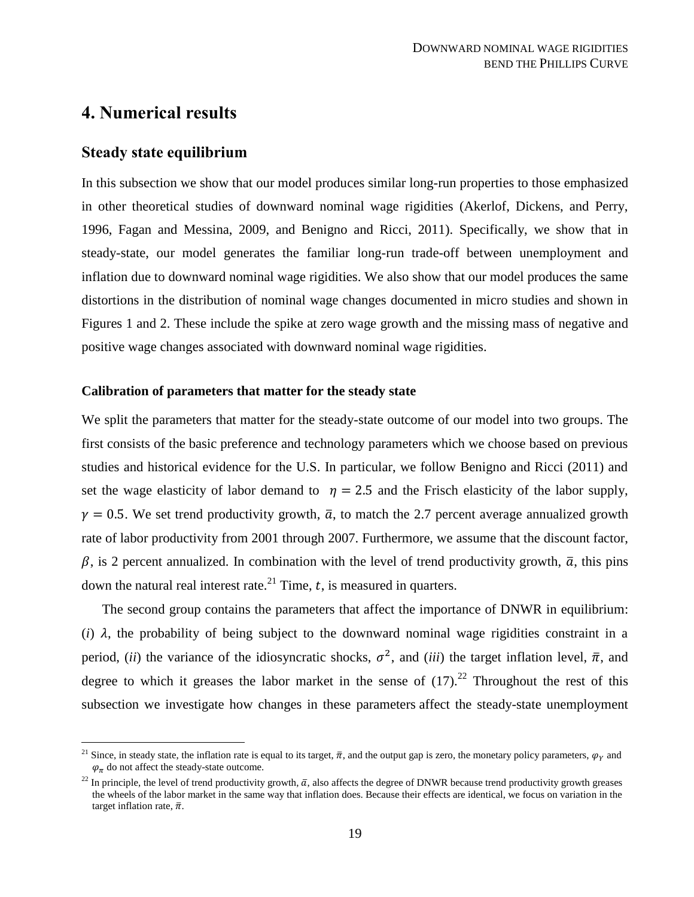# 4. Numerical results

## Steady state equilibrium

In this subsection we show that our model produces similar long-run properties to those emphasized in other theoretical studies of downward nominal wage rigidities (Akerlof, Dickens, and Perry, 1996, Fagan and Messina, 2009, and Benigno and Ricci, 2011). Specifically, we show that in steady-state, our model generates the familiar long-run trade-off between unemployment and inflation due to downward nominal wage rigidities. We also show that our model produces the same distortions in the distribution of nominal wage changes documented in micro studies and shown in Figures 1 and 2. These include the spike at zero wage growth and the missing mass of negative and positive wage changes associated with downward nominal wage rigidities.

### Calibration of parameters that matter for the steady state

We split the parameters that matter for the steady-state outcome of our model into two groups. The first consists of the basic preference and technology parameters which we choose based on previous studies and historical evidence for the U.S. In particular, we follow Benigno and Ricci (2011) and set the wage elasticity of labor demand to $\eta = 2.5$ and the Frisch elasticity of the labor supply, $\gamma = 0.5$. We set trend productivity growth, $\bar{a}$, to match the 2.7 percent average annualized growth rate of labor productivity from 2001 through 2007. Furthermore, we assume that the discount factor, $\beta$, is 2 percent annualized. In combination with the level of trend productivity growth, $\bar{a}$, this pins down the natural real interest rate.[21] Time, $t$, is measured in quarters.

The second group contains the parameters that affect the importance of DNWR in equilibrium: (*i*) $\lambda$, the probability of being subject to the downward nominal wage rigidities constraint in a period, (*ii*) the variance of the idiosyncratic shocks, $\sigma^2$, and (*iii*) the target inflation level, $\bar{\pi}$, and degree to which it greases the labor market in the sense of (17).[22] Throughout the rest of this subsection we investigate how changes in these parameters affect the steady-state unemployment

[21] Since, in steady state, the inflation rate is equal to its target, $\bar{\pi}$, and the output gap is zero, the monetary policy parameters, $\varphi_Y$ and $\varphi_\pi$ do not affect the steady-state outcome.

[22] In principle, the level of trend productivity growth, $\bar{a}$, also affects the degree of DNWR because trend productivity growth greases the wheels of the labor market in the same way that inflation does. Because their effects are identical, we focus on variation in the target inflation rate, $\bar{\pi}$.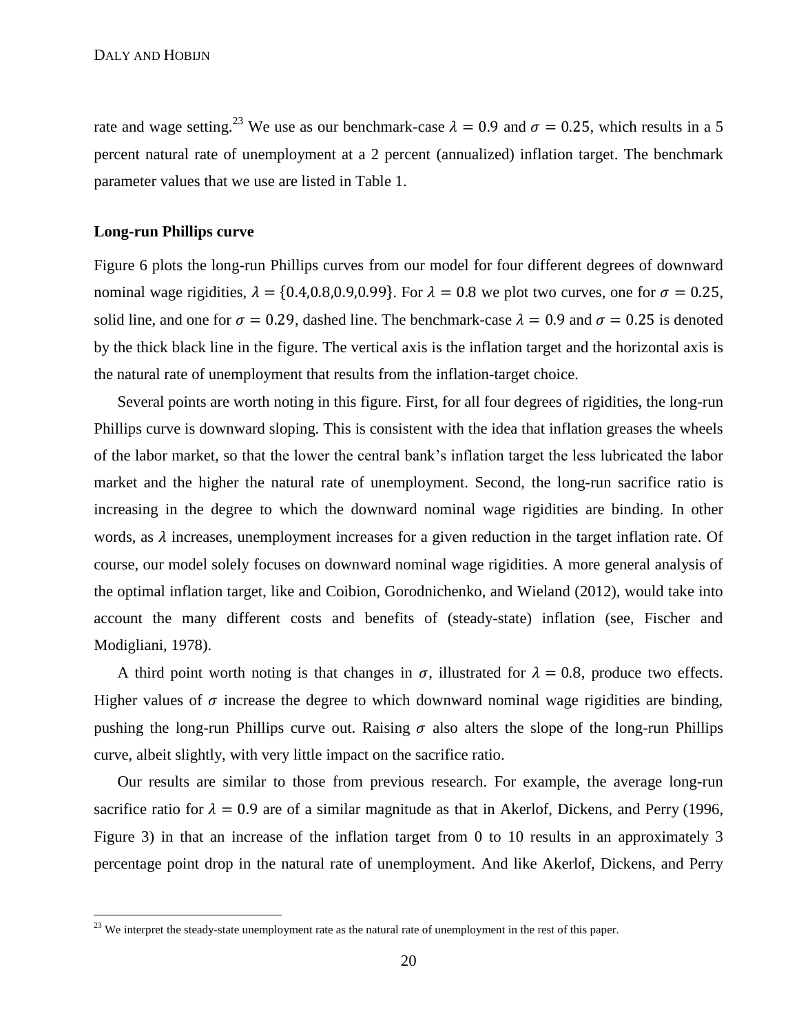rate and wage setting.[23] We use as our benchmark-case $\lambda = 0.9$ and $\sigma = 0.25$, which results in a 5 percent natural rate of unemployment at a 2 percent (annualized) inflation target. The benchmark parameter values that we use are listed in Table 1.

**Long-run Phillips curve**

Figure 6 plots the long-run Phillips curves from our model for four different degrees of downward nominal wage rigidities, $\lambda = \{0.4, 0.8, 0.9, 0.99\}$. For $\lambda = 0.8$ we plot two curves, one for $\sigma = 0.25$, solid line, and one for $\sigma = 0.29$, dashed line. The benchmark-case $\lambda = 0.9$ and $\sigma = 0.25$ is denoted by the thick black line in the figure. The vertical axis is the inflation target and the horizontal axis is the natural rate of unemployment that results from the inflation-target choice.

Several points are worth noting in this figure. First, for all four degrees of rigidities, the long-run Phillips curve is downward sloping. This is consistent with the idea that inflation greases the wheels of the labor market, so that the lower the central bank's inflation target the less lubricated the labor market and the higher the natural rate of unemployment. Second, the long-run sacrifice ratio is increasing in the degree to which the downward nominal wage rigidities are binding. In other words, as $\lambda$ increases, unemployment increases for a given reduction in the target inflation rate. Of course, our model solely focuses on downward nominal wage rigidities. A more general analysis of the optimal inflation target, like and Coibion, Gorodnichenko, and Wieland (2012), would take into account the many different costs and benefits of (steady-state) inflation (see, Fischer and Modigliani, 1978).

A third point worth noting is that changes in $\sigma$, illustrated for $\lambda = 0.8$, produce two effects. Higher values of $\sigma$ increase the degree to which downward nominal wage rigidities are binding, pushing the long-run Phillips curve out. Raising $\sigma$ also alters the slope of the long-run Phillips curve, albeit slightly, with very little impact on the sacrifice ratio.

Our results are similar to those from previous research. For example, the average long-run sacrifice ratio for $\lambda = 0.9$ are of a similar magnitude as that in Akerlof, Dickens, and Perry (1996, Figure 3) in that an increase of the inflation target from 0 to 10 results in an approximately 3 percentage point drop in the natural rate of unemployment. And like Akerlof, Dickens, and Perry

[23] We interpret the steady-state unemployment rate as the natural rate of unemployment in the rest of this paper.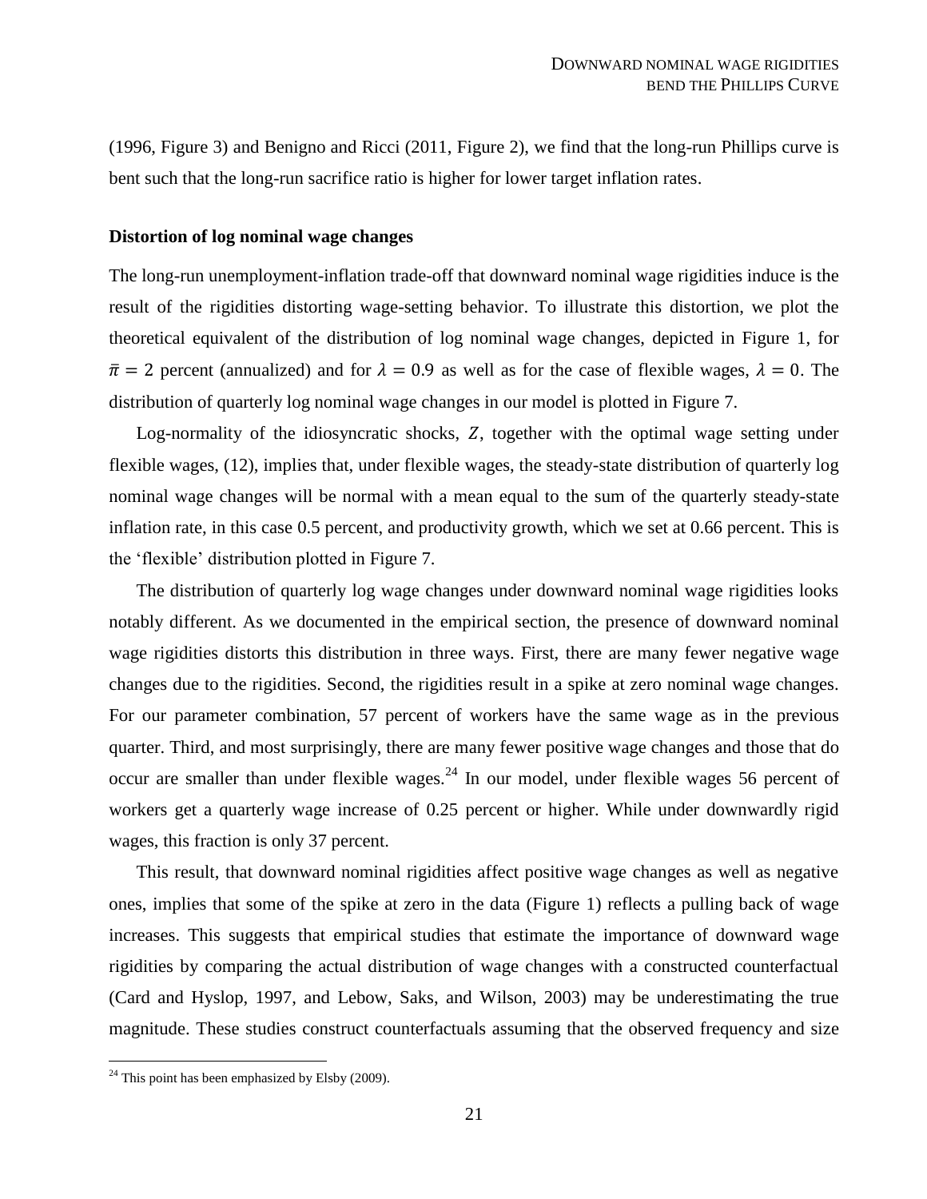(1996, Figure 3) and Benigno and Ricci (2011, Figure 2), we find that the long-run Phillips curve is bent such that the long-run sacrifice ratio is higher for lower target inflation rates.

**Distortion of log nominal wage changes**

The long-run unemployment-inflation trade-off that downward nominal wage rigidities induce is the result of the rigidities distorting wage-setting behavior. To illustrate this distortion, we plot the theoretical equivalent of the distribution of log nominal wage changes, depicted in Figure 1, for $\bar{\pi} = 2$ percent (annualized) and for $\lambda = 0.9$ as well as for the case of flexible wages, $\lambda = 0$. The distribution of quarterly log nominal wage changes in our model is plotted in Figure 7.

Log-normality of the idiosyncratic shocks, $Z$, together with the optimal wage setting under flexible wages, (12), implies that, under flexible wages, the steady-state distribution of quarterly log nominal wage changes will be normal with a mean equal to the sum of the quarterly steady-state inflation rate, in this case 0.5 percent, and productivity growth, which we set at 0.66 percent. This is the 'flexible' distribution plotted in Figure 7.

The distribution of quarterly log wage changes under downward nominal wage rigidities looks notably different. As we documented in the empirical section, the presence of downward nominal wage rigidities distorts this distribution in three ways. First, there are many fewer negative wage changes due to the rigidities. Second, the rigidities result in a spike at zero nominal wage changes. For our parameter combination, 57 percent of workers have the same wage as in the previous quarter. Third, and most surprisingly, there are many fewer positive wage changes and those that do occur are smaller than under flexible wages.[24] In our model, under flexible wages 56 percent of workers get a quarterly wage increase of 0.25 percent or higher. While under downwardly rigid wages, this fraction is only 37 percent.

This result, that downward nominal rigidities affect positive wage changes as well as negative ones, implies that some of the spike at zero in the data (Figure 1) reflects a pulling back of wage increases. This suggests that empirical studies that estimate the importance of downward wage rigidities by comparing the actual distribution of wage changes with a constructed counterfactual (Card and Hyslop, 1997, and Lebow, Saks, and Wilson, 2003) may be underestimating the true magnitude. These studies construct counterfactuals assuming that the observed frequency and size

[24] This point has been emphasized by Elsby (2009).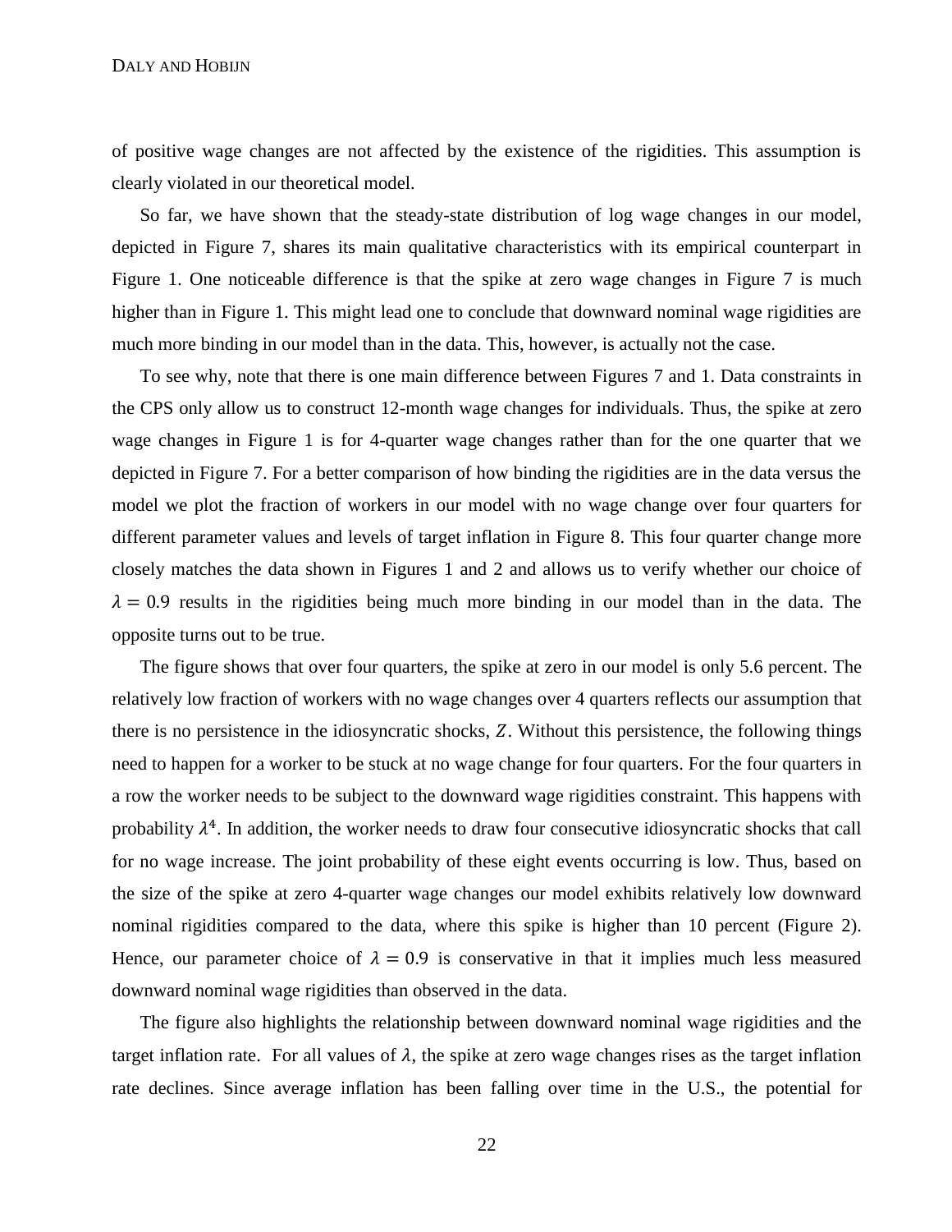of positive wage changes are not affected by the existence of the rigidities. This assumption is clearly violated in our theoretical model.

So far, we have shown that the steady-state distribution of log wage changes in our model, depicted in Figure 7, shares its main qualitative characteristics with its empirical counterpart in Figure 1. One noticeable difference is that the spike at zero wage changes in Figure 7 is much higher than in Figure 1. This might lead one to conclude that downward nominal wage rigidities are much more binding in our model than in the data. This, however, is actually not the case.

To see why, note that there is one main difference between Figures 7 and 1. Data constraints in the CPS only allow us to construct 12-month wage changes for individuals. Thus, the spike at zero wage changes in Figure 1 is for 4-quarter wage changes rather than for the one quarter that we depicted in Figure 7. For a better comparison of how binding the rigidities are in the data versus the model we plot the fraction of workers in our model with no wage change over four quarters for different parameter values and levels of target inflation in Figure 8. This four quarter change more closely matches the data shown in Figures 1 and 2 and allows us to verify whether our choice of $\lambda = 0.9$ results in the rigidities being much more binding in our model than in the data. The opposite turns out to be true.

The figure shows that over four quarters, the spike at zero in our model is only 5.6 percent. The relatively low fraction of workers with no wage changes over 4 quarters reflects our assumption that there is no persistence in the idiosyncratic shocks, $Z$. Without this persistence, the following things need to happen for a worker to be stuck at no wage change for four quarters. For the four quarters in a row the worker needs to be subject to the downward wage rigidities constraint. This happens with probability $\lambda^4$. In addition, the worker needs to draw four consecutive idiosyncratic shocks that call for no wage increase. The joint probability of these eight events occurring is low. Thus, based on the size of the spike at zero 4-quarter wage changes our model exhibits relatively low downward nominal rigidities compared to the data, where this spike is higher than 10 percent (Figure 2). Hence, our parameter choice of $\lambda = 0.9$ is conservative in that it implies much less measured downward nominal wage rigidities than observed in the data.

The figure also highlights the relationship between downward nominal wage rigidities and the target inflation rate. For all values of $\lambda$, the spike at zero wage changes rises as the target inflation rate declines. Since average inflation has been falling over time in the U.S., the potential for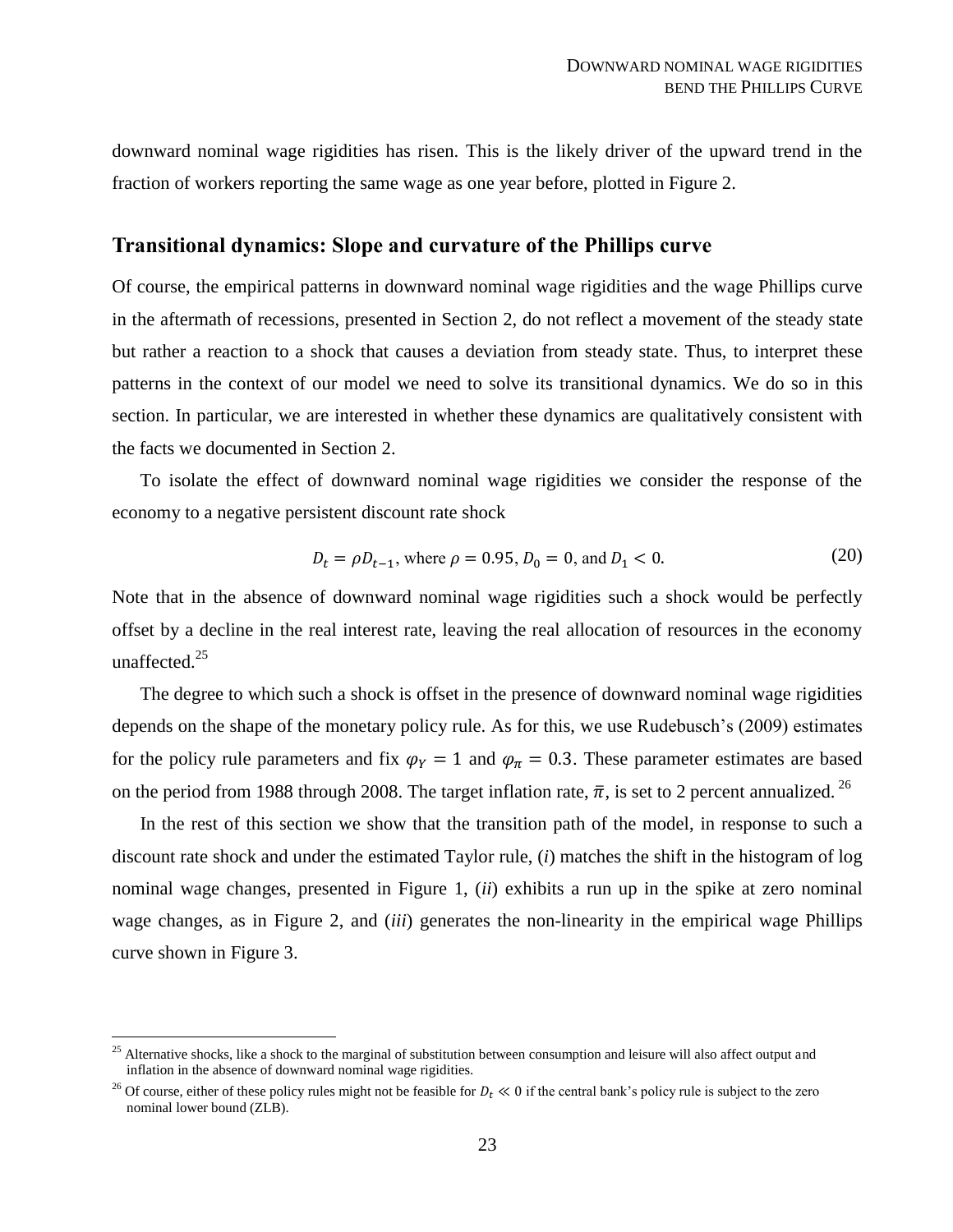downward nominal wage rigidities has risen. This is the likely driver of the upward trend in the fraction of workers reporting the same wage as one year before, plotted in Figure 2.

## Transitional dynamics: Slope and curvature of the Phillips curve

Of course, the empirical patterns in downward nominal wage rigidities and the wage Phillips curve in the aftermath of recessions, presented in Section 2, do not reflect a movement of the steady state but rather a reaction to a shock that causes a deviation from steady state. Thus, to interpret these patterns in the context of our model we need to solve its transitional dynamics. We do so in this section. In particular, we are interested in whether these dynamics are qualitatively consistent with the facts we documented in Section 2.

To isolate the effect of downward nominal wage rigidities we consider the response of the economy to a negative persistent discount rate shock

$$D_t = \rho D_{t-1}, \text{ where } \rho = 0.95, D_0 = 0, \text{ and } D_1 < 0. \tag{20}$$

Note that in the absence of downward nominal wage rigidities such a shock would be perfectly offset by a decline in the real interest rate, leaving the real allocation of resources in the economy unaffected.[25]

The degree to which such a shock is offset in the presence of downward nominal wage rigidities depends on the shape of the monetary policy rule. As for this, we use Rudebusch's (2009) estimates for the policy rule parameters and fix $\varphi_Y = 1$ and $\varphi_\pi = 0.3$. These parameter estimates are based on the period from 1988 through 2008. The target inflation rate, $\bar{\pi}$, is set to 2 percent annualized.[26]

In the rest of this section we show that the transition path of the model, in response to such a discount rate shock and under the estimated Taylor rule, (*i*) matches the shift in the histogram of log nominal wage changes, presented in Figure 1, (*ii*) exhibits a run up in the spike at zero nominal wage changes, as in Figure 2, and (*iii*) generates the non-linearity in the empirical wage Phillips curve shown in Figure 3.

[25] Alternative shocks, like a shock to the marginal of substitution between consumption and leisure will also affect output and inflation in the absence of downward nominal wage rigidities.

[26] Of course, either of these policy rules might not be feasible for $D_t \ll 0$ if the central bank's policy rule is subject to the zero nominal lower bound (ZLB).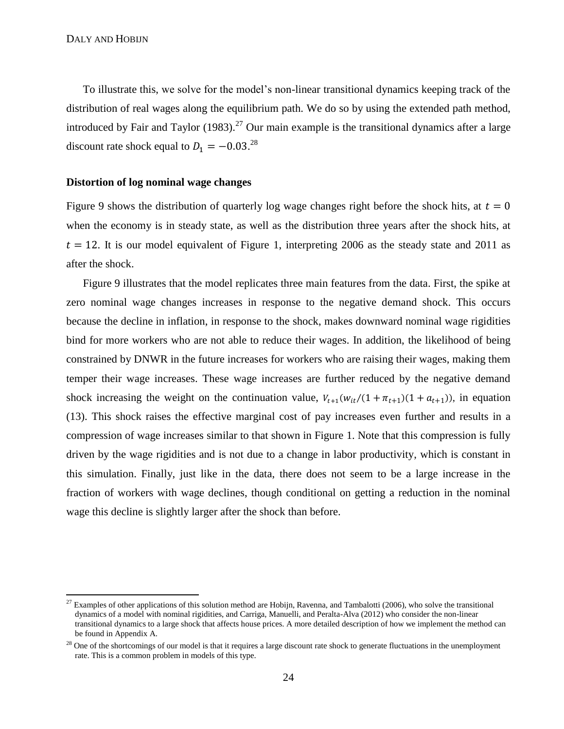To illustrate this, we solve for the model's non-linear transitional dynamics keeping track of the distribution of real wages along the equilibrium path. We do so by using the extended path method, introduced by Fair and Taylor (1983).[27] Our main example is the transitional dynamics after a large discount rate shock equal to $D_1 = -0.03$.[28]

### Distortion of log nominal wage changes

Figure 9 shows the distribution of quarterly log wage changes right before the shock hits, at $t = 0$ when the economy is in steady state, as well as the distribution three years after the shock hits, at $t = 12$. It is our model equivalent of Figure 1, interpreting 2006 as the steady state and 2011 as after the shock.

Figure 9 illustrates that the model replicates three main features from the data. First, the spike at zero nominal wage changes increases in response to the negative demand shock. This occurs because the decline in inflation, in response to the shock, makes downward nominal wage rigidities bind for more workers who are not able to reduce their wages. In addition, the likelihood of being constrained by DNWR in the future increases for workers who are raising their wages, making them temper their wage increases. These wage increases are further reduced by the negative demand shock increasing the weight on the continuation value, $V_{t+1}(w_{it}/(1+\pi_{t+1})(1+a_{t+1}))$, in equation (13). This shock raises the effective marginal cost of pay increases even further and results in a compression of wage increases similar to that shown in Figure 1. Note that this compression is fully driven by the wage rigidities and is not due to a change in labor productivity, which is constant in this simulation. Finally, just like in the data, there does not seem to be a large increase in the fraction of workers with wage declines, though conditional on getting a reduction in the nominal wage this decline is slightly larger after the shock than before.

[27] Examples of other applications of this solution method are Hobijn, Ravenna, and Tambalotti (2006), who solve the transitional dynamics of a model with nominal rigidities, and Carriga, Manuelli, and Peralta-Alva (2012) who consider the non-linear transitional dynamics to a large shock that affects house prices. A more detailed description of how we implement the method can be found in Appendix A.

[28] One of the shortcomings of our model is that it requires a large discount rate shock to generate fluctuations in the unemployment rate. This is a common problem in models of this type.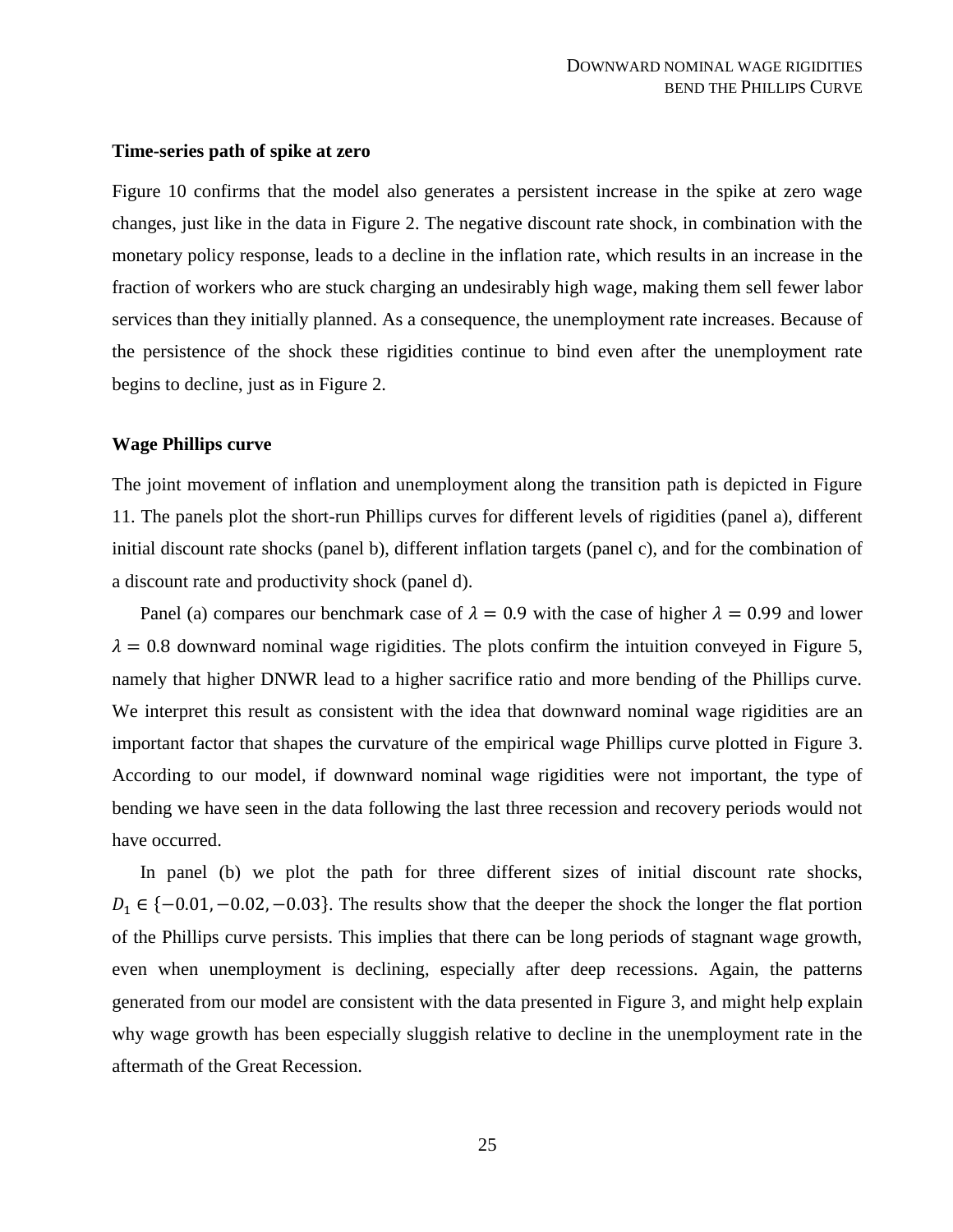### Time-series path of spike at zero

Figure 10 confirms that the model also generates a persistent increase in the spike at zero wage changes, just like in the data in Figure 2. The negative discount rate shock, in combination with the monetary policy response, leads to a decline in the inflation rate, which results in an increase in the fraction of workers who are stuck charging an undesirably high wage, making them sell fewer labor services than they initially planned. As a consequence, the unemployment rate increases. Because of the persistence of the shock these rigidities continue to bind even after the unemployment rate begins to decline, just as in Figure 2.

### Wage Phillips curve

The joint movement of inflation and unemployment along the transition path is depicted in Figure 11. The panels plot the short-run Phillips curves for different levels of rigidities (panel a), different initial discount rate shocks (panel b), different inflation targets (panel c), and for the combination of a discount rate and productivity shock (panel d).

Panel (a) compares our benchmark case of $\lambda = 0.9$ with the case of higher $\lambda = 0.99$ and lower $\lambda = 0.8$ downward nominal wage rigidities. The plots confirm the intuition conveyed in Figure 5, namely that higher DNWR lead to a higher sacrifice ratio and more bending of the Phillips curve. We interpret this result as consistent with the idea that downward nominal wage rigidities are an important factor that shapes the curvature of the empirical wage Phillips curve plotted in Figure 3. According to our model, if downward nominal wage rigidities were not important, the type of bending we have seen in the data following the last three recession and recovery periods would not have occurred.

In panel (b) we plot the path for three different sizes of initial discount rate shocks, $D_1 \in \{-0.01, -0.02, -0.03\}$. The results show that the deeper the shock the longer the flat portion of the Phillips curve persists. This implies that there can be long periods of stagnant wage growth, even when unemployment is declining, especially after deep recessions. Again, the patterns generated from our model are consistent with the data presented in Figure 3, and might help explain why wage growth has been especially sluggish relative to decline in the unemployment rate in the aftermath of the Great Recession.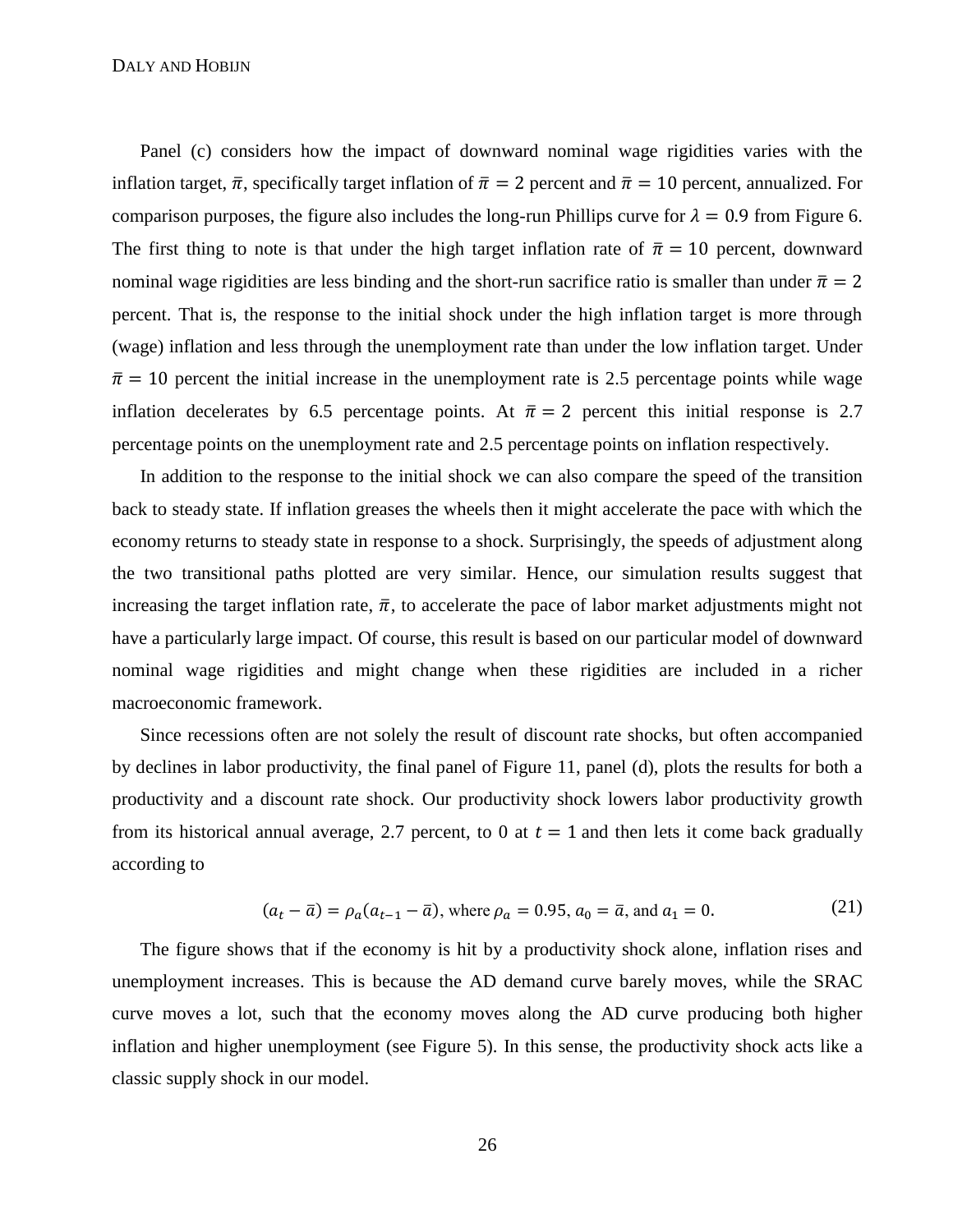Panel (c) considers how the impact of downward nominal wage rigidities varies with the inflation target, $\bar{\pi}$, specifically target inflation of $\bar{\pi} = 2$ percent and $\bar{\pi} = 10$ percent, annualized. For comparison purposes, the figure also includes the long-run Phillips curve for $\lambda = 0.9$ from Figure 6. The first thing to note is that under the high target inflation rate of $\bar{\pi} = 10$ percent, downward nominal wage rigidities are less binding and the short-run sacrifice ratio is smaller than under $\bar{\pi} = 2$ percent. That is, the response to the initial shock under the high inflation target is more through (wage) inflation and less through the unemployment rate than under the low inflation target. Under $\bar{\pi} = 10$ percent the initial increase in the unemployment rate is 2.5 percentage points while wage inflation decelerates by 6.5 percentage points. At $\bar{\pi} = 2$ percent this initial response is 2.7 percentage points on the unemployment rate and 2.5 percentage points on inflation respectively.

In addition to the response to the initial shock we can also compare the speed of the transition back to steady state. If inflation greases the wheels then it might accelerate the pace with which the economy returns to steady state in response to a shock. Surprisingly, the speeds of adjustment along the two transitional paths plotted are very similar. Hence, our simulation results suggest that increasing the target inflation rate, $\bar{\pi}$, to accelerate the pace of labor market adjustments might not have a particularly large impact. Of course, this result is based on our particular model of downward nominal wage rigidities and might change when these rigidities are included in a richer macroeconomic framework.

Since recessions often are not solely the result of discount rate shocks, but often accompanied by declines in labor productivity, the final panel of Figure 11, panel (d), plots the results for both a productivity and a discount rate shock. Our productivity shock lowers labor productivity growth from its historical annual average, 2.7 percent, to 0 at $t = 1$ and then lets it come back gradually according to

$$(a_t - \bar{a}) = \rho_a(a_{t-1} - \bar{a}), \text{ where } \rho_a = 0.95,\ a_0 = \bar{a}, \text{ and } a_1 = 0. \tag{21}$$

The figure shows that if the economy is hit by a productivity shock alone, inflation rises and unemployment increases. This is because the AD demand curve barely moves, while the SRAC curve moves a lot, such that the economy moves along the AD curve producing both higher inflation and higher unemployment (see Figure 5). In this sense, the productivity shock acts like a classic supply shock in our model.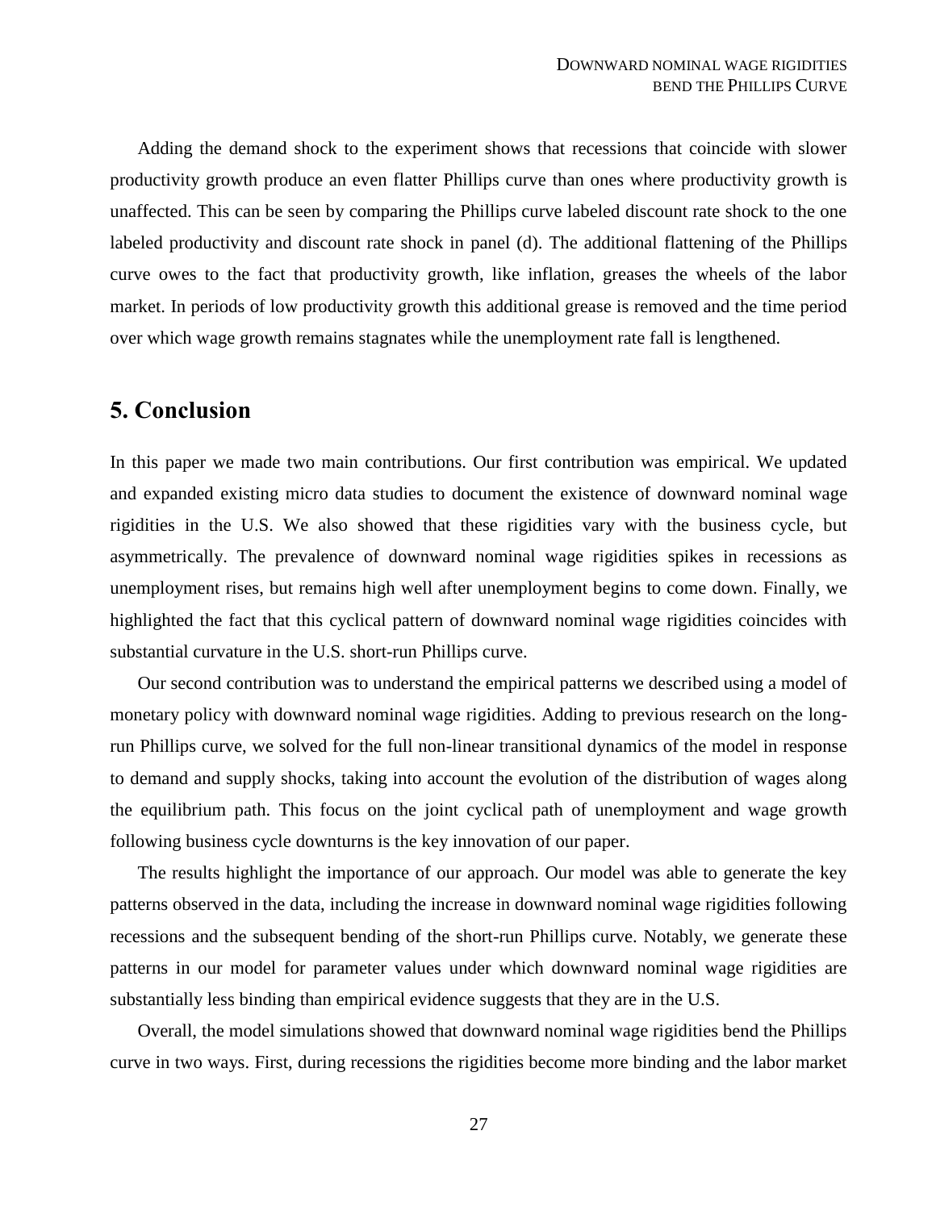Adding the demand shock to the experiment shows that recessions that coincide with slower productivity growth produce an even flatter Phillips curve than ones where productivity growth is unaffected. This can be seen by comparing the Phillips curve labeled discount rate shock to the one labeled productivity and discount rate shock in panel (d). The additional flattening of the Phillips curve owes to the fact that productivity growth, like inflation, greases the wheels of the labor market. In periods of low productivity growth this additional grease is removed and the time period over which wage growth remains stagnates while the unemployment rate fall is lengthened.

## 5. Conclusion

In this paper we made two main contributions. Our first contribution was empirical. We updated and expanded existing micro data studies to document the existence of downward nominal wage rigidities in the U.S. We also showed that these rigidities vary with the business cycle, but asymmetrically. The prevalence of downward nominal wage rigidities spikes in recessions as unemployment rises, but remains high well after unemployment begins to come down. Finally, we highlighted the fact that this cyclical pattern of downward nominal wage rigidities coincides with substantial curvature in the U.S. short-run Phillips curve.

Our second contribution was to understand the empirical patterns we described using a model of monetary policy with downward nominal wage rigidities. Adding to previous research on the long-run Phillips curve, we solved for the full non-linear transitional dynamics of the model in response to demand and supply shocks, taking into account the evolution of the distribution of wages along the equilibrium path. This focus on the joint cyclical path of unemployment and wage growth following business cycle downturns is the key innovation of our paper.

The results highlight the importance of our approach. Our model was able to generate the key patterns observed in the data, including the increase in downward nominal wage rigidities following recessions and the subsequent bending of the short-run Phillips curve. Notably, we generate these patterns in our model for parameter values under which downward nominal wage rigidities are substantially less binding than empirical evidence suggests that they are in the U.S.

Overall, the model simulations showed that downward nominal wage rigidities bend the Phillips curve in two ways. First, during recessions the rigidities become more binding and the labor market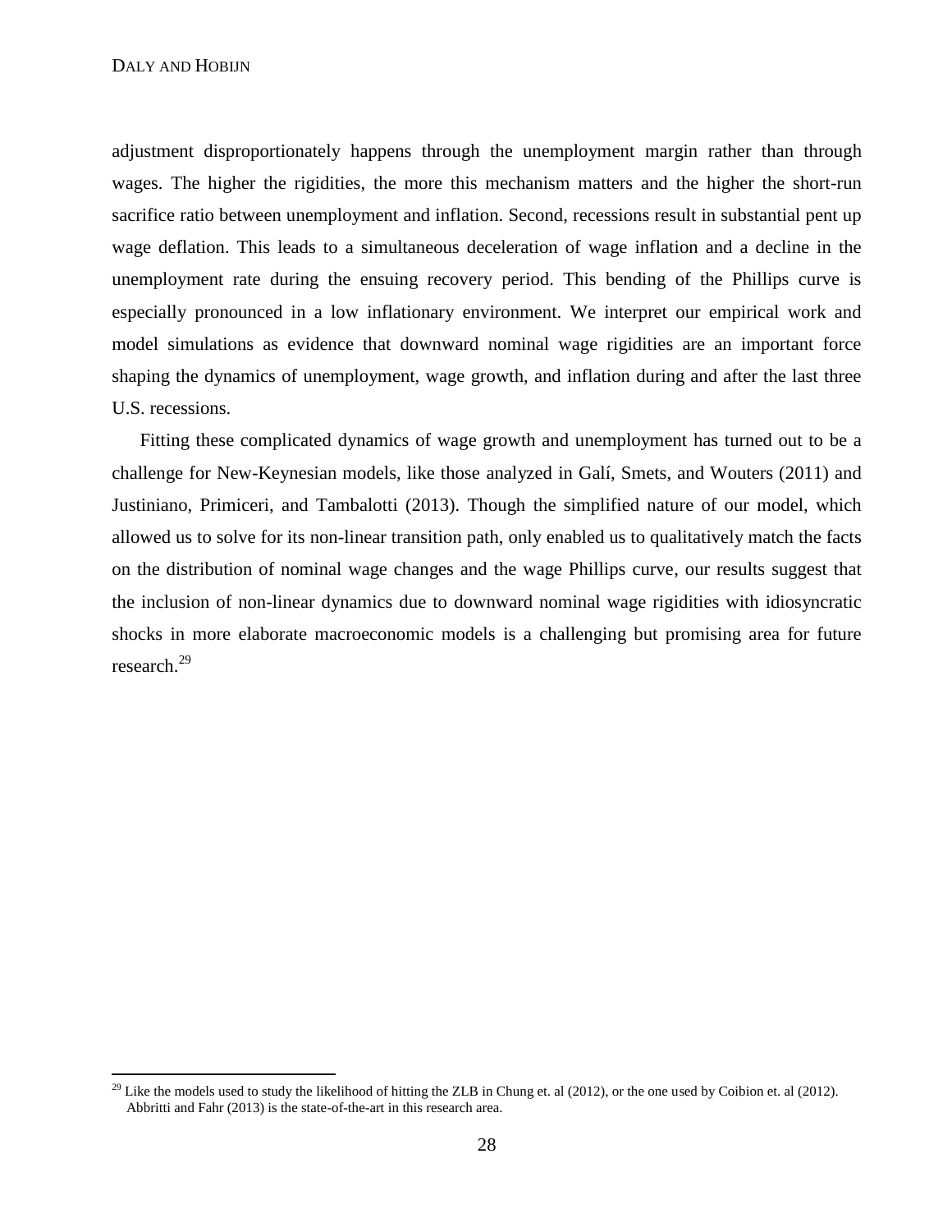adjustment disproportionately happens through the unemployment margin rather than through wages. The higher the rigidities, the more this mechanism matters and the higher the short-run sacrifice ratio between unemployment and inflation. Second, recessions result in substantial pent up wage deflation. This leads to a simultaneous deceleration of wage inflation and a decline in the unemployment rate during the ensuing recovery period. This bending of the Phillips curve is especially pronounced in a low inflationary environment. We interpret our empirical work and model simulations as evidence that downward nominal wage rigidities are an important force shaping the dynamics of unemployment, wage growth, and inflation during and after the last three U.S. recessions.

Fitting these complicated dynamics of wage growth and unemployment has turned out to be a challenge for New-Keynesian models, like those analyzed in Galí, Smets, and Wouters (2011) and Justiniano, Primiceri, and Tambalotti (2013). Though the simplified nature of our model, which allowed us to solve for its non-linear transition path, only enabled us to qualitatively match the facts on the distribution of nominal wage changes and the wage Phillips curve, our results suggest that the inclusion of non-linear dynamics due to downward nominal wage rigidities with idiosyncratic shocks in more elaborate macroeconomic models is a challenging but promising area for future research.[29]

[29] Like the models used to study the likelihood of hitting the ZLB in Chung et. al (2012), or the one used by Coibion et. al (2012). Abbritti and Fahr (2013) is the state-of-the-art in this research area.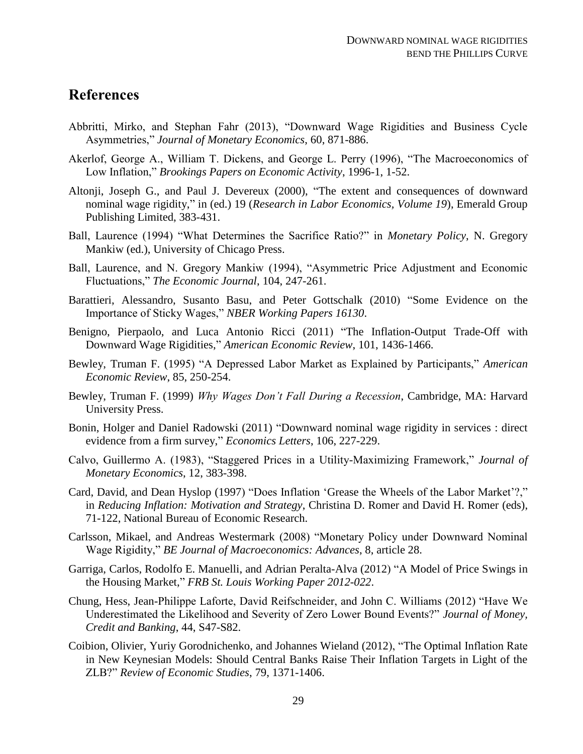# References

Abbritti, Mirko, and Stephan Fahr (2013), "Downward Wage Rigidities and Business Cycle Asymmetries," *Journal of Monetary Economics*, 60, 871-886.

Akerlof, George A., William T. Dickens, and George L. Perry (1996), "The Macroeconomics of Low Inflation," *Brookings Papers on Economic Activity*, 1996-1, 1-52.

Altonji, Joseph G., and Paul J. Devereux (2000), "The extent and consequences of downward nominal wage rigidity," in (ed.) 19 (*Research in Labor Economics, Volume 19*), Emerald Group Publishing Limited, 383-431.

Ball, Laurence (1994) "What Determines the Sacrifice Ratio?" in *Monetary Policy*, N. Gregory Mankiw (ed.), University of Chicago Press.

Ball, Laurence, and N. Gregory Mankiw (1994), "Asymmetric Price Adjustment and Economic Fluctuations," *The Economic Journal*, 104, 247-261.

Barattieri, Alessandro, Susanto Basu, and Peter Gottschalk (2010) "Some Evidence on the Importance of Sticky Wages," *NBER Working Papers 16130*.

Benigno, Pierpaolo, and Luca Antonio Ricci (2011) "The Inflation-Output Trade-Off with Downward Wage Rigidities," *American Economic Review*, 101, 1436-1466.

Bewley, Truman F. (1995) "A Depressed Labor Market as Explained by Participants," *American Economic Review*, 85, 250-254.

Bewley, Truman F. (1999) *Why Wages Don't Fall During a Recession*, Cambridge, MA: Harvard University Press.

Bonin, Holger and Daniel Radowski (2011) "Downward nominal wage rigidity in services : direct evidence from a firm survey," *Economics Letters*, 106, 227-229.

Calvo, Guillermo A. (1983), "Staggered Prices in a Utility-Maximizing Framework," *Journal of Monetary Economics*, 12, 383-398.

Card, David, and Dean Hyslop (1997) "Does Inflation 'Grease the Wheels of the Labor Market'?," in *Reducing Inflation: Motivation and Strategy*, Christina D. Romer and David H. Romer (eds), 71-122, National Bureau of Economic Research.

Carlsson, Mikael, and Andreas Westermark (2008) "Monetary Policy under Downward Nominal Wage Rigidity," *BE Journal of Macroeconomics: Advances*, 8, article 28.

Garriga, Carlos, Rodolfo E. Manuelli, and Adrian Peralta-Alva (2012) "A Model of Price Swings in the Housing Market," *FRB St. Louis Working Paper 2012-022*.

Chung, Hess, Jean-Philippe Laforte, David Reifschneider, and John C. Williams (2012) "Have We Underestimated the Likelihood and Severity of Zero Lower Bound Events?" *Journal of Money, Credit and Banking*, 44, S47-S82.

Coibion, Olivier, Yuriy Gorodnichenko, and Johannes Wieland (2012), "The Optimal Inflation Rate in New Keynesian Models: Should Central Banks Raise Their Inflation Targets in Light of the ZLB?" *Review of Economic Studies*, 79, 1371-1406.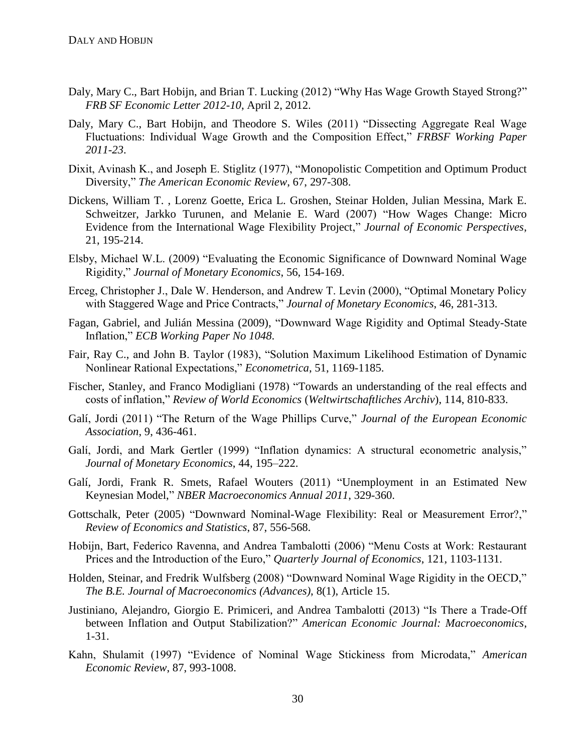Daly, Mary C., Bart Hobijn, and Brian T. Lucking (2012) "Why Has Wage Growth Stayed Strong?" *FRB SF Economic Letter 2012-10*, April 2, 2012.

Daly, Mary C., Bart Hobijn, and Theodore S. Wiles (2011) "Dissecting Aggregate Real Wage Fluctuations: Individual Wage Growth and the Composition Effect," *FRBSF Working Paper 2011-23*.

Dixit, Avinash K., and Joseph E. Stiglitz (1977), "Monopolistic Competition and Optimum Product Diversity," *The American Economic Review*, 67, 297-308.

Dickens, William T. , Lorenz Goette, Erica L. Groshen, Steinar Holden, Julian Messina, Mark E. Schweitzer, Jarkko Turunen, and Melanie E. Ward (2007) "How Wages Change: Micro Evidence from the International Wage Flexibility Project," *Journal of Economic Perspectives*, 21, 195-214.

Elsby, Michael W.L. (2009) "Evaluating the Economic Significance of Downward Nominal Wage Rigidity," *Journal of Monetary Economics*, 56, 154-169.

Erceg, Christopher J., Dale W. Henderson, and Andrew T. Levin (2000), "Optimal Monetary Policy with Staggered Wage and Price Contracts," *Journal of Monetary Economics*, 46, 281-313.

Fagan, Gabriel, and Julián Messina (2009), "Downward Wage Rigidity and Optimal Steady-State Inflation," *ECB Working Paper No 1048*.

Fair, Ray C., and John B. Taylor (1983), "Solution Maximum Likelihood Estimation of Dynamic Nonlinear Rational Expectations," *Econometrica*, 51, 1169-1185.

Fischer, Stanley, and Franco Modigliani (1978) "Towards an understanding of the real effects and costs of inflation," *Review of World Economics* (*Weltwirtschaftliches Archiv*), 114, 810-833.

Galí, Jordi (2011) "The Return of the Wage Phillips Curve," *Journal of the European Economic Association*, 9, 436-461.

Galí, Jordi, and Mark Gertler (1999) "Inflation dynamics: A structural econometric analysis," *Journal of Monetary Economics*, 44, 195–222.

Galí, Jordi, Frank R. Smets, Rafael Wouters (2011) "Unemployment in an Estimated New Keynesian Model," *NBER Macroeconomics Annual 2011*, 329-360.

Gottschalk, Peter (2005) "Downward Nominal-Wage Flexibility: Real or Measurement Error?," *Review of Economics and Statistics*, 87, 556-568.

Hobijn, Bart, Federico Ravenna, and Andrea Tambalotti (2006) "Menu Costs at Work: Restaurant Prices and the Introduction of the Euro," *Quarterly Journal of Economics*, 121, 1103-1131.

Holden, Steinar, and Fredrik Wulfsberg (2008) "Downward Nominal Wage Rigidity in the OECD," *The B.E. Journal of Macroeconomics (Advances)*, 8(1), Article 15.

Justiniano, Alejandro, Giorgio E. Primiceri, and Andrea Tambalotti (2013) "Is There a Trade-Off between Inflation and Output Stabilization?" *American Economic Journal: Macroeconomics*, 1-31.

Kahn, Shulamit (1997) "Evidence of Nominal Wage Stickiness from Microdata," *American Economic Review*, 87, 993-1008.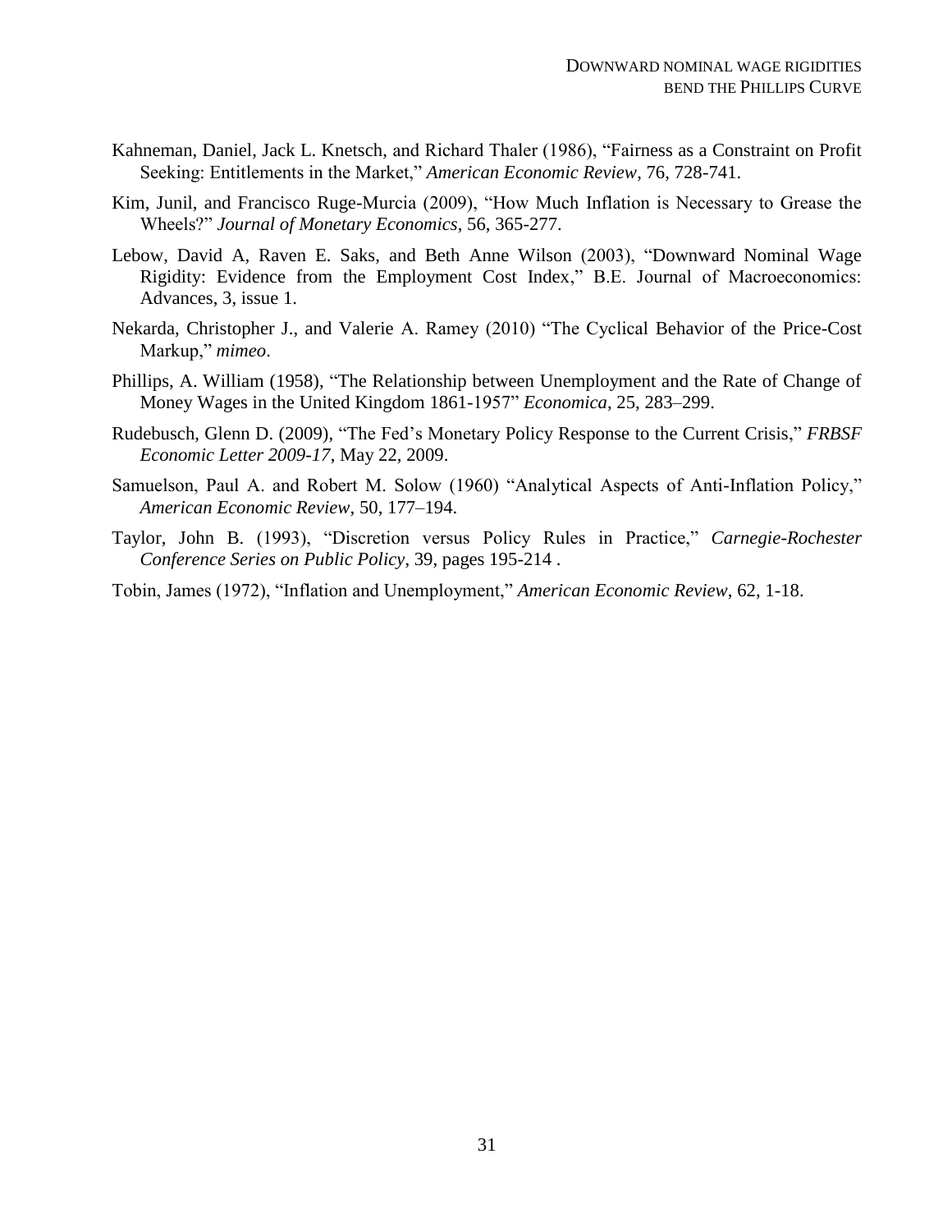Kahneman, Daniel, Jack L. Knetsch, and Richard Thaler (1986), "Fairness as a Constraint on Profit Seeking: Entitlements in the Market," *American Economic Review*, 76, 728-741.

Kim, Junil, and Francisco Ruge-Murcia (2009), "How Much Inflation is Necessary to Grease the Wheels?" *Journal of Monetary Economics*, 56, 365-277.

Lebow, David A, Raven E. Saks, and Beth Anne Wilson (2003), "Downward Nominal Wage Rigidity: Evidence from the Employment Cost Index," B.E. Journal of Macroeconomics: Advances, 3, issue 1.

Nekarda, Christopher J., and Valerie A. Ramey (2010) "The Cyclical Behavior of the Price-Cost Markup," *mimeo*.

Phillips, A. William (1958), "The Relationship between Unemployment and the Rate of Change of Money Wages in the United Kingdom 1861-1957" *Economica*, 25, 283–299.

Rudebusch, Glenn D. (2009), "The Fed's Monetary Policy Response to the Current Crisis," *FRBSF Economic Letter 2009-17*, May 22, 2009.

Samuelson, Paul A. and Robert M. Solow (1960) "Analytical Aspects of Anti-Inflation Policy," *American Economic Review*, 50, 177–194.

Taylor, John B. (1993), "Discretion versus Policy Rules in Practice," *Carnegie-Rochester Conference Series on Public Policy*, 39, pages 195-214 .

Tobin, James (1972), "Inflation and Unemployment," *American Economic Review*, 62, 1-18.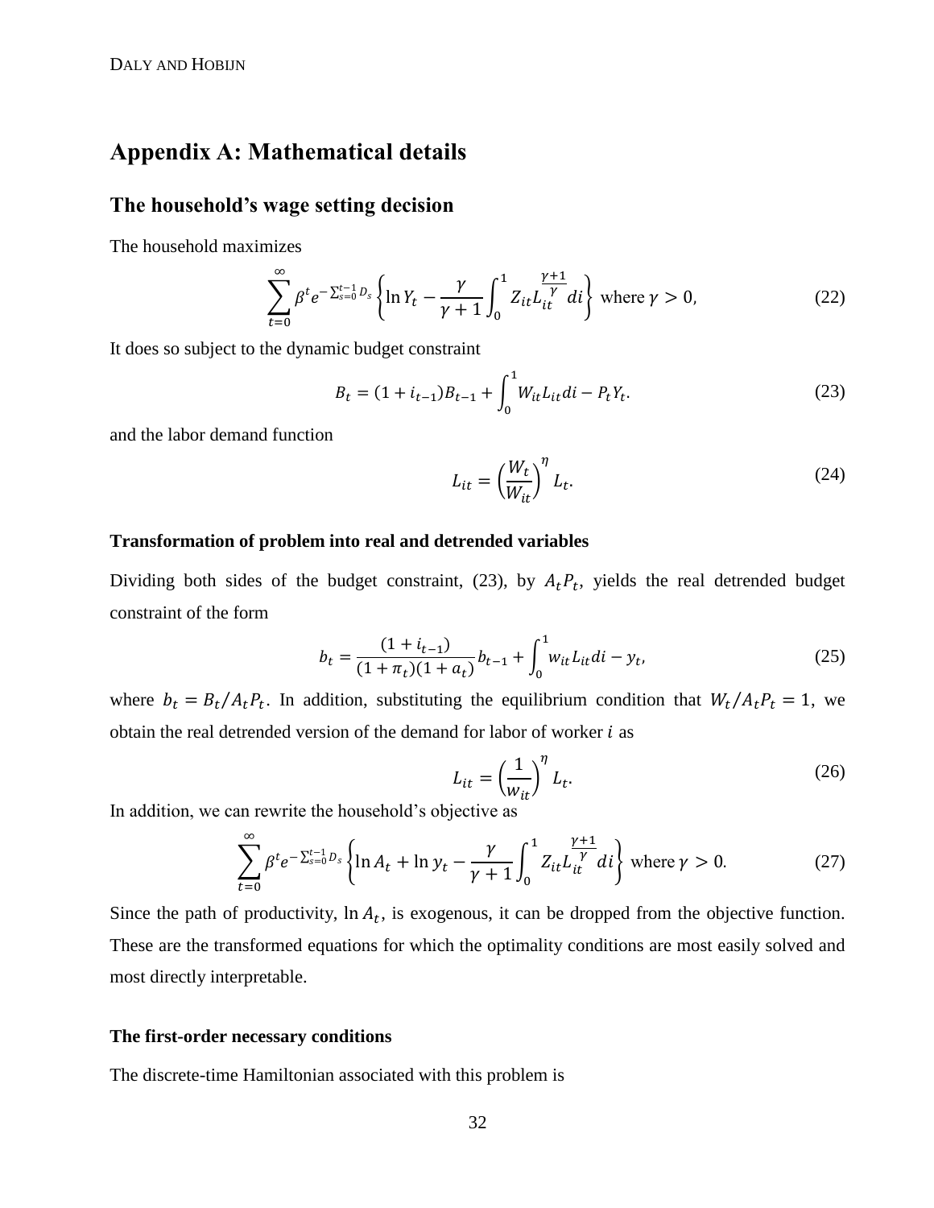# Appendix A: Mathematical details

## The household's wage setting decision

The household maximizes

$$\sum_{t=0}^{\infty} \beta^t e^{-\sum_{s=0}^{t-1} D_s} \left\{ \ln Y_t - \frac{\gamma}{\gamma+1} \int_0^1 Z_{it} L_{it}^{\frac{\gamma+1}{\gamma}} di \right\} \text{ where } \gamma > 0, \tag{22}$$

It does so subject to the dynamic budget constraint

$$B_t = (1 + i_{t-1}) B_{t-1} + \int_0^1 W_{it} L_{it} di - P_t Y_t. \tag{23}$$

and the labor demand function

$$L_{it} = \left( \frac{W_t}{W_{it}} \right)^{\eta} L_t. \tag{24}$$

#### Transformation of problem into real and detrended variables

Dividing both sides of the budget constraint, (23), by $A_t P_t$, yields the real detrended budget constraint of the form

$$b_t = \frac{(1 + i_{t-1})}{(1 + \pi_t)(1 + a_t)} b_{t-1} + \int_0^1 w_{it} L_{it} di - y_t, \tag{25}$$

where $b_t = B_t / A_t P_t$. In addition, substituting the equilibrium condition that $W_t / A_t P_t = 1$, we obtain the real detrended version of the demand for labor of worker $i$ as

$$L_{it} = \left( \frac{1}{w_{it}} \right)^{\eta} L_t. \tag{26}$$

In addition, we can rewrite the household's objective as

$$\sum_{t=0}^{\infty} \beta^t e^{-\sum_{s=0}^{t-1} D_s} \left\{ \ln A_t + \ln y_t - \frac{\gamma}{\gamma+1} \int_0^1 Z_{it} L_{it}^{\frac{\gamma+1}{\gamma}} di \right\} \text{ where } \gamma > 0. \tag{27}$$

Since the path of productivity, $\ln A_t$, is exogenous, it can be dropped from the objective function. These are the transformed equations for which the optimality conditions are most easily solved and most directly interpretable.

#### The first-order necessary conditions

The discrete-time Hamiltonian associated with this problem is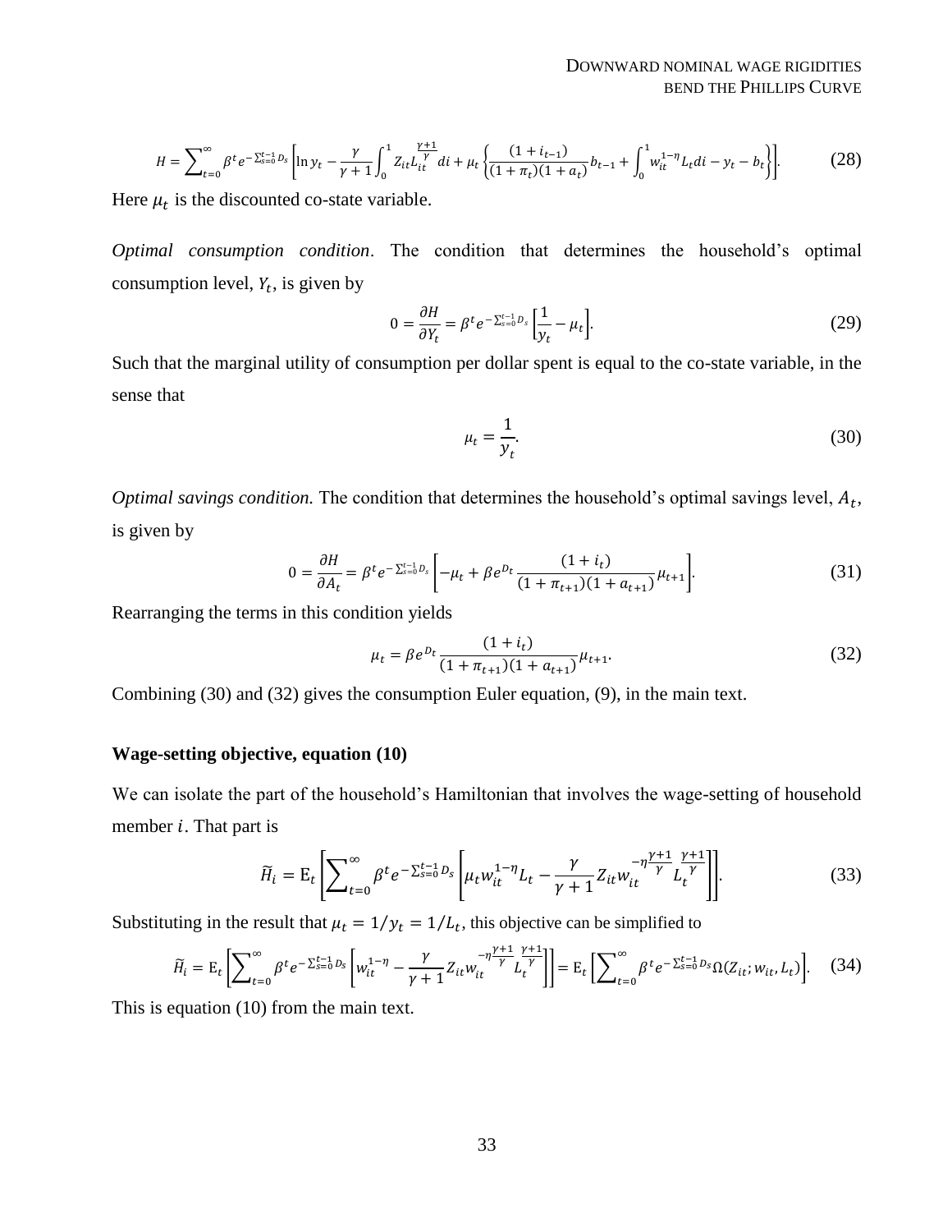$$H = \sum_{t=0}^{\infty} \beta^t e^{-\sum_{s=0}^{t-1} D_s} \left[ \ln y_t - \frac{\gamma}{\gamma+1} \int_0^1 Z_{it} L_{it}^{\frac{\gamma+1}{\gamma}} di + \mu_t \left\{ \frac{(1+i_{t-1})}{(1+\pi_t)(1+a_t)} b_{t-1} + \int_0^1 w_{it}^{1-\eta} L_t di - y_t - b_t \right\} \right]. \tag{28}$$

Here $\mu_t$ is the discounted co-state variable.

*Optimal consumption condition*. The condition that determines the household's optimal consumption level, $Y_t$, is given by

$$0 = \frac{\partial H}{\partial Y_t} = \beta^t e^{-\sum_{s=0}^{t-1} D_s} \left[ \frac{1}{y_t} - \mu_t \right]. \tag{29}$$

Such that the marginal utility of consumption per dollar spent is equal to the co-state variable, in the sense that

$$\mu_t = \frac{1}{y_t}. \tag{30}$$

*Optimal savings condition.* The condition that determines the household's optimal savings level, $A_t$, is given by

$$0 = \frac{\partial H}{\partial A_t} = \beta^t e^{-\sum_{s=0}^{t-1} D_s} \left[ -\mu_t + \beta e^{D_t} \frac{(1+i_t)}{(1+\pi_{t+1})(1+a_{t+1})} \mu_{t+1} \right]. \tag{31}$$

Rearranging the terms in this condition yields

$$\mu_t = \beta e^{D_t} \frac{(1+i_t)}{(1+\pi_{t+1})(1+a_{t+1})} \mu_{t+1}. \tag{32}$$

Combining (30) and (32) gives the consumption Euler equation, (9), in the main text.

### Wage-setting objective, equation (10)

We can isolate the part of the household's Hamiltonian that involves the wage-setting of household member $i$. That part is

$$\widetilde{H}_i = \mathrm{E}_t \left[ \sum_{t=0}^{\infty} \beta^t e^{-\sum_{s=0}^{t-1} D_s} \left[ \mu_t w_{it}^{1-\eta} L_t - \frac{\gamma}{\gamma+1} Z_{it} w_{it}^{-\eta \frac{\gamma+1}{\gamma}} L_t^{\frac{\gamma+1}{\gamma}} \right] \right]. \tag{33}$$

Substituting in the result that $\mu_t = 1/y_t = 1/L_t$, this objective can be simplified to

$$\widetilde{H}_i = \mathrm{E}_t \left[ \sum_{t=0}^{\infty} \beta^t e^{-\sum_{s=0}^{t-1} D_s} \left[ w_{it}^{1-\eta} - \frac{\gamma}{\gamma+1} Z_{it} w_{it}^{-\eta \frac{\gamma+1}{\gamma}} L_t^{\frac{\gamma+1}{\gamma}} \right] \right] = \mathrm{E}_t \left[ \sum_{t=0}^{\infty} \beta^t e^{-\sum_{s=0}^{t-1} D_s} \Omega(Z_{it}; w_{it}, L_t) \right]. \tag{34}$$

This is equation (10) from the main text.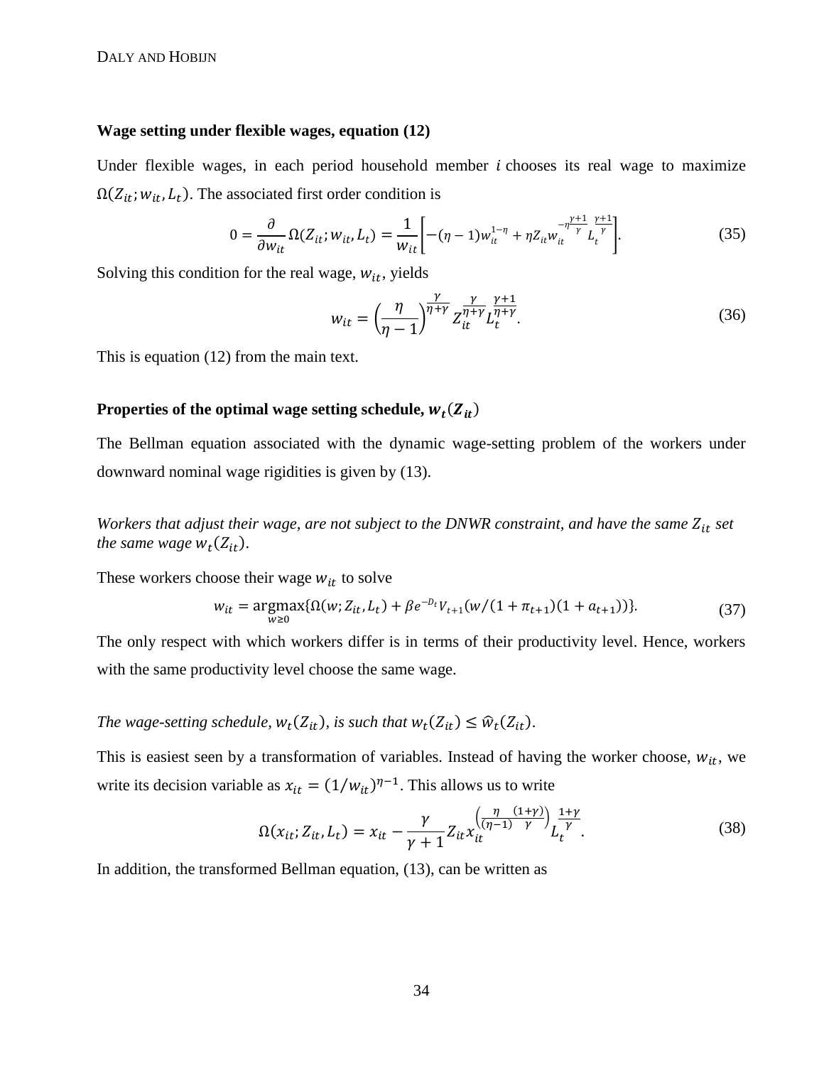**Wage setting under flexible wages, equation (12)**

Under flexible wages, in each period household member $i$ chooses its real wage to maximize $\Omega(Z_{it}; w_{it}, L_t)$. The associated first order condition is

$$0 = \frac{\partial}{\partial w_{it}} \Omega(Z_{it}; w_{it}, L_t) = \frac{1}{w_{it}} \left[ -(\eta - 1) w_{it}^{1-\eta} + \eta Z_{it} w_{it}^{-\eta \frac{\gamma+1}{\gamma}} L_t^{\frac{\gamma+1}{\gamma}} \right]. \tag{35}$$

Solving this condition for the real wage, $w_{it}$, yields

$$w_{it} = \left( \frac{\eta}{\eta - 1} \right)^{\frac{\gamma}{\eta+\gamma}} Z_{it}^{\frac{\gamma}{\eta+\gamma}} L_t^{\frac{\gamma+1}{\eta+\gamma}}. \tag{36}$$

This is equation (12) from the main text.

**Properties of the optimal wage setting schedule, $w_t(Z_{it})$**

The Bellman equation associated with the dynamic wage-setting problem of the workers under downward nominal wage rigidities is given by (13).

*Workers that adjust their wage, are not subject to the DNWR constraint, and have the same $Z_{it}$ set the same wage $w_t(Z_{it})$.*

These workers choose their wage $w_{it}$ to solve

$$w_{it} = \underset{w \geq 0}{\operatorname{argmax}} \{ \Omega(w; Z_{it}, L_t) + \beta e^{-D_t} V_{t+1}(w/(1+\pi_{t+1})(1+a_{t+1})) \}. \tag{37}$$

The only respect with which workers differ is in terms of their productivity level. Hence, workers with the same productivity level choose the same wage.

*The wage-setting schedule, $w_t(Z_{it})$, is such that $w_t(Z_{it}) \leq \hat{w}_t(Z_{it})$.*

This is easiest seen by a transformation of variables. Instead of having the worker choose, $w_{it}$, we write its decision variable as $x_{it} = (1/w_{it})^{\eta-1}$. This allows us to write

$$\Omega(x_{it}; Z_{it}, L_t) = x_{it} - \frac{\gamma}{\gamma+1} Z_{it} x_{it}^{\left( \frac{\eta}{(\eta-1)} \frac{(1+\gamma)}{\gamma} \right)} L_t^{\frac{1+\gamma}{\gamma}}. \tag{38}$$

In addition, the transformed Bellman equation, (13), can be written as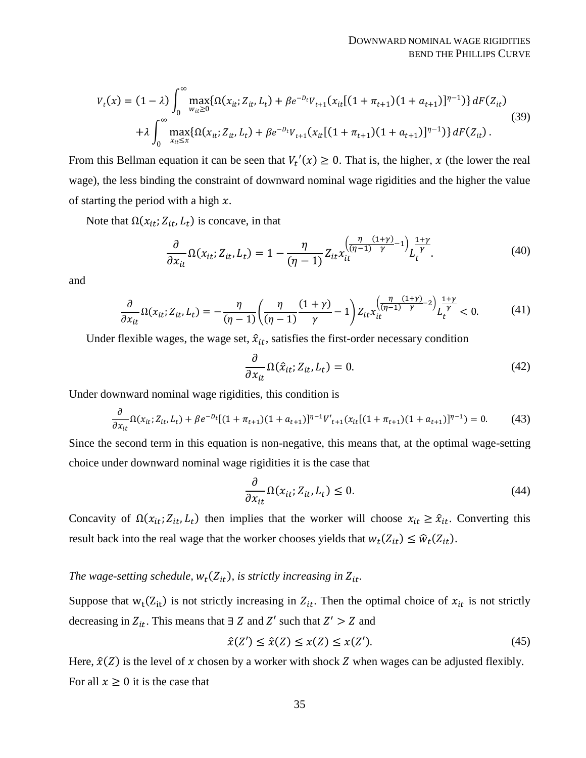$$V_t(x) = (1-\lambda)\int_0^\infty \max_{w_{it}\geq 0}\{\Omega(x_{it}; Z_{it}, L_t) + \beta e^{-D_t} V_{t+1}(x_{it}[(1+\pi_{t+1})(1+a_{t+1})]^{\eta-1})\}\, dF(Z_{it})$$
$$+\lambda \int_0^\infty \max_{x_{it}\leq x}\{\Omega(x_{it}; Z_{it}, L_t) + \beta e^{-D_t} V_{t+1}(x_{it}[(1+\pi_{t+1})(1+a_{t+1})]^{\eta-1})\}\, dF(Z_{it})\,. \tag{39}$$

From this Bellman equation it can be seen that $V_t{}'(x) \geq 0$. That is, the higher, $x$ (the lower the real wage), the less binding the constraint of downward nominal wage rigidities and the higher the value of starting the period with a high $x$.

Note that $\Omega(x_{it}; Z_{it}, L_t)$ is concave, in that

$$\frac{\partial}{\partial x_{it}}\Omega(x_{it}; Z_{it}, L_t) = 1 - \frac{\eta}{(\eta-1)} Z_{it} x_{it}^{\left(\frac{\eta}{(\eta-1)}\frac{(1+\gamma)}{\gamma}-1\right)} L_t^{\frac{1+\gamma}{\gamma}}. \tag{40}$$

and

$$\frac{\partial}{\partial x_{it}}\Omega(x_{it}; Z_{it}, L_t) = -\frac{\eta}{(\eta-1)}\left(\frac{\eta}{(\eta-1)}\frac{(1+\gamma)}{\gamma} - 1\right) Z_{it} x_{it}^{\left(\frac{\eta}{(\eta-1)}\frac{(1+\gamma)}{\gamma}-2\right)} L_t^{\frac{1+\gamma}{\gamma}} < 0. \tag{41}$$

Under flexible wages, the wage set, $\hat{x}_{it}$, satisfies the first-order necessary condition

$$\frac{\partial}{\partial x_{it}}\Omega(\hat{x}_{it}; Z_{it}, L_t) = 0. \tag{42}$$

Under downward nominal wage rigidities, this condition is

$$\frac{\partial}{\partial x_{it}}\Omega(x_{it}; Z_{it}, L_t) + \beta e^{-D_t}[(1+\pi_{t+1})(1+a_{t+1})]^{\eta-1} V'_{t+1}(x_{it}[(1+\pi_{t+1})(1+a_{t+1})]^{\eta-1}) = 0. \tag{43}$$

Since the second term in this equation is non-negative, this means that, at the optimal wage-setting choice under downward nominal wage rigidities it is the case that

$$\frac{\partial}{\partial x_{it}}\Omega(x_{it}; Z_{it}, L_t) \leq 0. \tag{44}$$

Concavity of $\Omega(x_{it}; Z_{it}, L_t)$ then implies that the worker will choose $x_{it} \geq \hat{x}_{it}$. Converting this result back into the real wage that the worker chooses yields that $w_t(Z_{it}) \leq \widehat{w}_t(Z_{it})$.

*The wage-setting schedule, $w_t(Z_{it})$, is strictly increasing in $Z_{it}$.*

Suppose that $w_t(Z_{it})$ is not strictly increasing in $Z_{it}$. Then the optimal choice of $x_{it}$ is not strictly decreasing in $Z_{it}$. This means that $\exists\ Z$ and $Z'$ such that $Z' > Z$ and

$$\hat{x}(Z') \leq \hat{x}(Z) \leq x(Z) \leq x(Z'). \tag{45}$$

Here, $\hat{x}(Z)$ is the level of $x$ chosen by a worker with shock $Z$ when wages can be adjusted flexibly. For all $x \geq 0$ it is the case that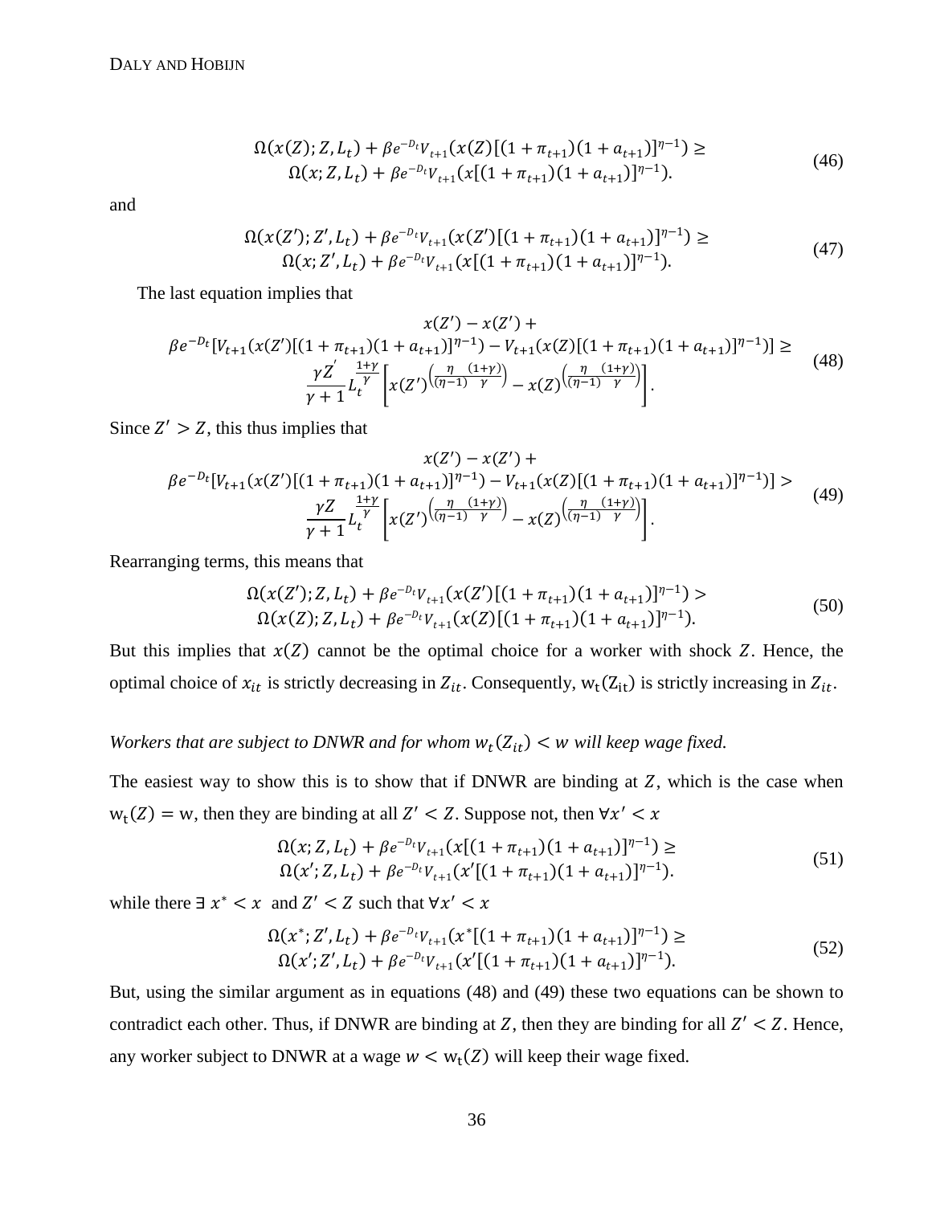$$\Omega(x(Z); Z, L_t) + \beta e^{-D_t} V_{t+1}(x(Z)[(1+\pi_{t+1})(1+a_{t+1})]^{\eta-1}) \geq \Omega(x; Z, L_t) + \beta e^{-D_t} V_{t+1}(x[(1+\pi_{t+1})(1+a_{t+1})]^{\eta-1}). \tag{46}$$

and

$$\Omega(x(Z'); Z', L_t) + \beta e^{-D_t} V_{t+1}(x(Z')[(1+\pi_{t+1})(1+a_{t+1})]^{\eta-1}) \geq \Omega(x; Z', L_t) + \beta e^{-D_t} V_{t+1}(x[(1+\pi_{t+1})(1+a_{t+1})]^{\eta-1}). \tag{47}$$

The last equation implies that

$$x(Z') - x(Z') + \beta e^{-D_t}[V_{t+1}(x(Z')[(1+\pi_{t+1})(1+a_{t+1})]^{\eta-1}) - V_{t+1}(x(Z)[(1+\pi_{t+1})(1+a_{t+1})]^{\eta-1})] \geq \frac{\gamma Z'}{\gamma+1} L_t^{\frac{1+\gamma}{\gamma}} \left[ x(Z')^{\left(\frac{\eta}{(\eta-1)}\frac{(1+\gamma)}{\gamma}\right)} - x(Z)^{\left(\frac{\eta}{(\eta-1)}\frac{(1+\gamma)}{\gamma}\right)} \right]. \tag{48}$$

Since $Z' > Z$, this thus implies that

$$x(Z') - x(Z') + \beta e^{-D_t}[V_{t+1}(x(Z')[(1+\pi_{t+1})(1+a_{t+1})]^{\eta-1}) - V_{t+1}(x(Z)[(1+\pi_{t+1})(1+a_{t+1})]^{\eta-1})] > \frac{\gamma Z}{\gamma+1} L_t^{\frac{1+\gamma}{\gamma}} \left[ x(Z')^{\left(\frac{\eta}{(\eta-1)}\frac{(1+\gamma)}{\gamma}\right)} - x(Z)^{\left(\frac{\eta}{(\eta-1)}\frac{(1+\gamma)}{\gamma}\right)} \right]. \tag{49}$$

Rearranging terms, this means that

$$\Omega(x(Z'); Z, L_t) + \beta e^{-D_t} V_{t+1}(x(Z')[(1+\pi_{t+1})(1+a_{t+1})]^{\eta-1}) > \Omega(x(Z); Z, L_t) + \beta e^{-D_t} V_{t+1}(x(Z)[(1+\pi_{t+1})(1+a_{t+1})]^{\eta-1}). \tag{50}$$

But this implies that $x(Z)$ cannot be the optimal choice for a worker with shock $Z$. Hence, the optimal choice of $x_{it}$ is strictly decreasing in $Z_{it}$. Consequently, $\mathrm{w}_t(Z_{it})$ is strictly increasing in $Z_{it}$.

*Workers that are subject to DNWR and for whom $w_t(Z_{it}) < w$ will keep wage fixed.*

The easiest way to show this is to show that if DNWR are binding at $Z$, which is the case when $\mathrm{w}_t(Z) = \mathrm{w}$, then they are binding at all $Z' < Z$. Suppose not, then $\forall x' < x$

$$\Omega(x; Z, L_t) + \beta e^{-D_t} V_{t+1}(x[(1+\pi_{t+1})(1+a_{t+1})]^{\eta-1}) \geq \Omega(x'; Z, L_t) + \beta e^{-D_t} V_{t+1}(x'[(1+\pi_{t+1})(1+a_{t+1})]^{\eta-1}). \tag{51}$$

while there $\exists\, x^* < x$ and $Z' < Z$ such that $\forall x' < x$

$$\Omega(x^*; Z', L_t) + \beta e^{-D_t} V_{t+1}(x^*[(1+\pi_{t+1})(1+a_{t+1})]^{\eta-1}) \geq \Omega(x'; Z', L_t) + \beta e^{-D_t} V_{t+1}(x'[(1+\pi_{t+1})(1+a_{t+1})]^{\eta-1}). \tag{52}$$

But, using the similar argument as in equations (48) and (49) these two equations can be shown to contradict each other. Thus, if DNWR are binding at $Z$, then they are binding for all $Z' < Z$. Hence, any worker subject to DNWR at a wage $w < \mathrm{w}_t(Z)$ will keep their wage fixed.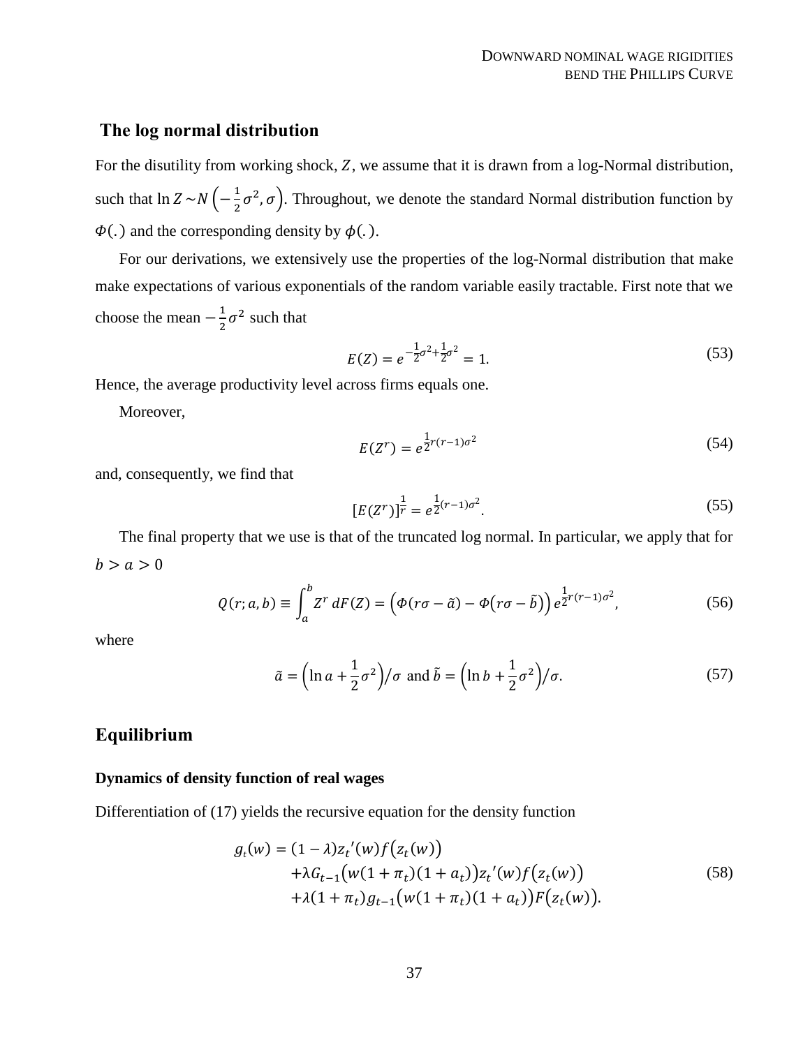## The log normal distribution

For the disutility from working shock, $Z$, we assume that it is drawn from a log-Normal distribution, such that $\ln Z \sim N\left(-\frac{1}{2}\sigma^2, \sigma\right)$. Throughout, we denote the standard Normal distribution function by $\Phi(.)$ and the corresponding density by $\phi(.)$.

For our derivations, we extensively use the properties of the log-Normal distribution that make make expectations of various exponentials of the random variable easily tractable. First note that we choose the mean $-\frac{1}{2}\sigma^2$ such that

$$E(Z) = e^{-\frac{1}{2}\sigma^2 + \frac{1}{2}\sigma^2} = 1. \tag{53}$$

Hence, the average productivity level across firms equals one.

Moreover,

$$E(Z^r) = e^{\frac{1}{2}r(r-1)\sigma^2} \tag{54}$$

and, consequently, we find that

$$[E(Z^r)]^{\frac{1}{r}} = e^{\frac{1}{2}(r-1)\sigma^2}. \tag{55}$$

The final property that we use is that of the truncated log normal. In particular, we apply that for $b > a > 0$

$$Q(r; a, b) \equiv \int_a^b Z^r \, dF(Z) = \left(\Phi(r\sigma - \tilde{a}) - \Phi\left(r\sigma - \tilde{b}\right)\right) e^{\frac{1}{2}r(r-1)\sigma^2}, \tag{56}$$

where

$$\tilde{a} = \left(\ln a + \frac{1}{2}\sigma^2\right)/\sigma \text{ and } \tilde{b} = \left(\ln b + \frac{1}{2}\sigma^2\right)/\sigma. \tag{57}$$

## Equilibrium

### Dynamics of density function of real wages

Differentiation of (17) yields the recursive equation for the density function

$$\begin{aligned} g_t(w) = & (1-\lambda) z_t{}'(w) f\left(z_t(w)\right) \\ & + \lambda G_{t-1}\left(w(1+\pi_t)(1+a_t)\right) z_t{}'(w) f\left(z_t(w)\right) \\ & + \lambda(1+\pi_t) g_{t-1}\left(w(1+\pi_t)(1+a_t)\right) F\left(z_t(w)\right). \end{aligned} \tag{58}$$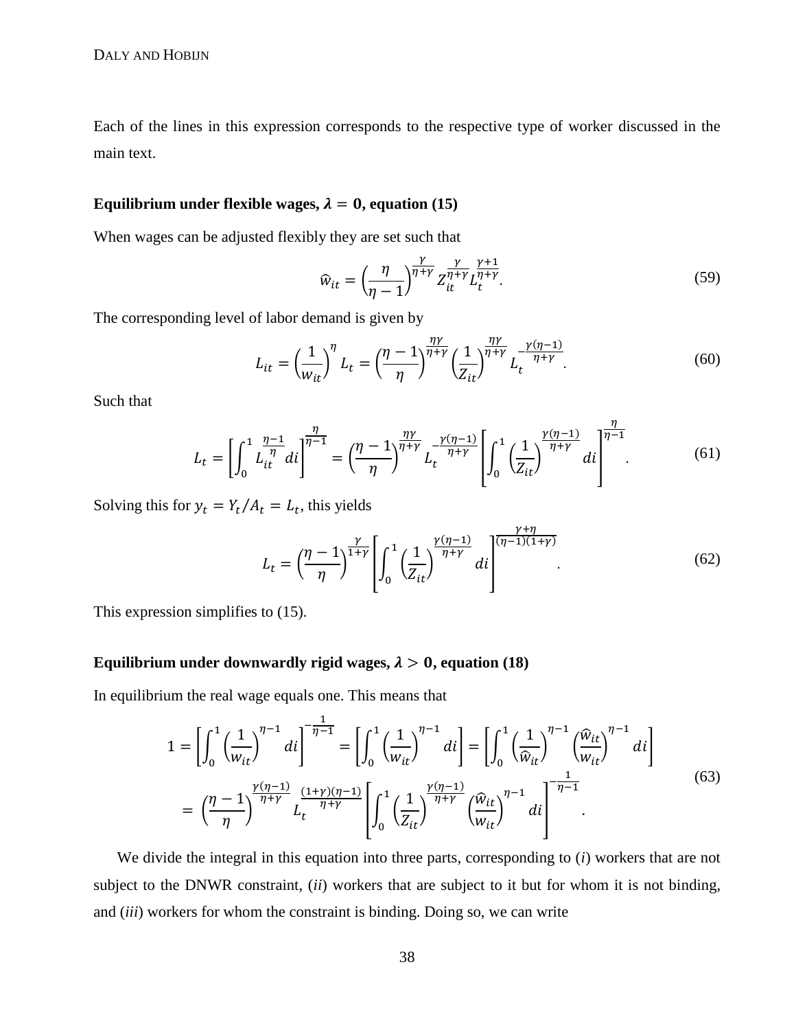Each of the lines in this expression corresponds to the respective type of worker discussed in the main text.

### Equilibrium under flexible wages, $\lambda = 0$, equation (15)

When wages can be adjusted flexibly they are set such that

$$\widehat{w}_{it} = \left(\frac{\eta}{\eta-1}\right)^{\frac{\gamma}{\eta+\gamma}} Z_{it}^{\frac{\gamma}{\eta+\gamma}} L_t^{\frac{\gamma+1}{\eta+\gamma}}. \tag{59}$$

The corresponding level of labor demand is given by

$$L_{it} = \left(\frac{1}{w_{it}}\right)^{\eta} L_t = \left(\frac{\eta-1}{\eta}\right)^{\frac{\eta\gamma}{\eta+\gamma}} \left(\frac{1}{Z_{it}}\right)^{\frac{\eta\gamma}{\eta+\gamma}} L_t^{-\frac{\gamma(\eta-1)}{\eta+\gamma}}. \tag{60}$$

Such that

$$L_t = \left[\int_0^1 L_{it}^{\frac{\eta-1}{\eta}} di\right]^{\frac{\eta}{\eta-1}} = \left(\frac{\eta-1}{\eta}\right)^{\frac{\eta\gamma}{\eta+\gamma}} L_t^{-\frac{\gamma(\eta-1)}{\eta+\gamma}} \left[\int_0^1 \left(\frac{1}{Z_{it}}\right)^{\frac{\gamma(\eta-1)}{\eta+\gamma}} di\right]^{\frac{\eta}{\eta-1}}. \tag{61}$$

Solving this for $y_t = Y_t/A_t = L_t$, this yields

$$L_t = \left(\frac{\eta-1}{\eta}\right)^{\frac{\gamma}{1+\gamma}} \left[\int_0^1 \left(\frac{1}{Z_{it}}\right)^{\frac{\gamma(\eta-1)}{\eta+\gamma}} di\right]^{\frac{\gamma+\eta}{(\eta-1)(1+\gamma)}}. \tag{62}$$

This expression simplifies to (15).

### Equilibrium under downwardly rigid wages, $\lambda > 0$, equation (18)

In equilibrium the real wage equals one. This means that

$$\begin{aligned} 1 &= \left[\int_0^1 \left(\frac{1}{w_{it}}\right)^{\eta-1} di\right]^{-\frac{1}{\eta-1}} = \left[\int_0^1 \left(\frac{1}{w_{it}}\right)^{\eta-1} di\right] = \left[\int_0^1 \left(\frac{1}{\widehat{w}_{it}}\right)^{\eta-1} \left(\frac{\widehat{w}_{it}}{w_{it}}\right)^{\eta-1} di\right] \\ &= \left(\frac{\eta-1}{\eta}\right)^{\frac{\gamma(\eta-1)}{\eta+\gamma}} L_t^{\frac{(1+\gamma)(\eta-1)}{\eta+\gamma}} \left[\int_0^1 \left(\frac{1}{Z_{it}}\right)^{\frac{\gamma(\eta-1)}{\eta+\gamma}} \left(\frac{\widehat{w}_{it}}{w_{it}}\right)^{\eta-1} di\right]^{-\frac{1}{\eta-1}}. \end{aligned} \tag{63}$$

We divide the integral in this equation into three parts, corresponding to (*i*) workers that are not subject to the DNWR constraint, (*ii*) workers that are subject to it but for whom it is not binding, and (*iii*) workers for whom the constraint is binding. Doing so, we can write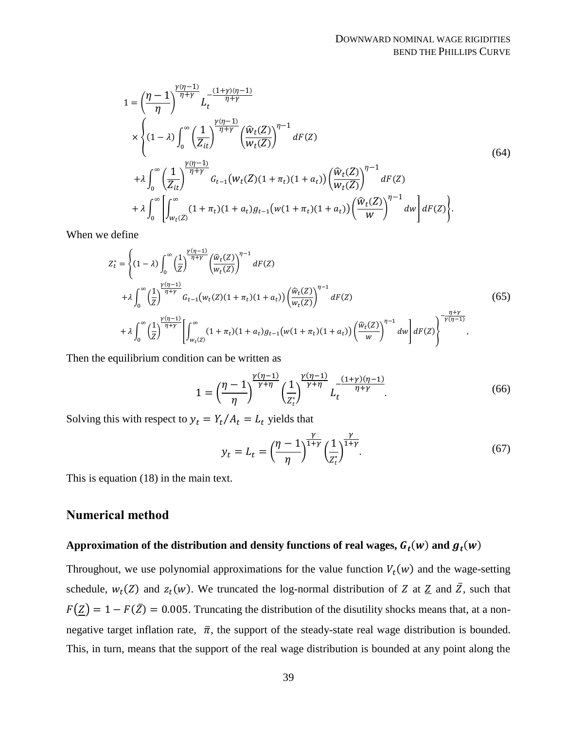$$
\begin{aligned}
1 = & \left(\frac{\eta-1}{\eta}\right)^{\frac{\gamma(\eta-1)}{\eta+\gamma}} L_t^{-\frac{(1+\gamma)(\eta-1)}{\eta+\gamma}} \\
& \times \left\{ (1-\lambda) \int_0^\infty \left(\frac{1}{Z_{it}}\right)^{\frac{\gamma(\eta-1)}{\eta+\gamma}} \left(\frac{\widehat{w}_t(Z)}{w_t(Z)}\right)^{\eta-1} dF(Z) \right. \\
& + \lambda \int_0^\infty \left(\frac{1}{Z_{it}}\right)^{\frac{\gamma(\eta-1)}{\eta+\gamma}} G_{t-1}\big(w_t(Z)(1+\pi_t)(1+a_t)\big) \left(\frac{\widehat{w}_t(Z)}{w_t(Z)}\right)^{\eta-1} dF(Z) \\
& \left. + \lambda \int_0^\infty \left[ \int_{w_t(Z)}^\infty (1+\pi_t)(1+a_t) g_{t-1}\big(w(1+\pi_t)(1+a_t)\big) \left(\frac{\widehat{w}_t(Z)}{w}\right)^{\eta-1} dw \right] dF(Z) \right\}.
\end{aligned} \tag{64}
$$

When we define

$$
\begin{aligned}
Z_t^* = & \left\{ (1-\lambda) \int_0^\infty \left(\frac{1}{Z}\right)^{\frac{\gamma(\eta-1)}{\eta+\gamma}} \left(\frac{\widehat{w}_t(Z)}{w_t(Z)}\right)^{\eta-1} dF(Z) \right. \\
& + \lambda \int_0^\infty \left(\frac{1}{Z}\right)^{\frac{\gamma(\eta-1)}{\eta+\gamma}} G_{t-1}\big(w_t(Z)(1+\pi_t)(1+a_t)\big) \left(\frac{\widehat{w}_t(Z)}{w_t(Z)}\right)^{\eta-1} dF(Z) \\
& \left. + \lambda \int_0^\infty \left(\frac{1}{Z}\right)^{\frac{\gamma(\eta-1)}{\eta+\gamma}} \left[ \int_{w_t(Z)}^\infty (1+\pi_t)(1+a_t) g_{t-1}\big(w(1+\pi_t)(1+a_t)\big) \left(\frac{\widehat{w}_t(Z)}{w}\right)^{\eta-1} dw \right] dF(Z) \right\}^{-\frac{\eta+\gamma}{\gamma(\eta-1)}},
\end{aligned} \tag{65}
$$

Then the equilibrium condition can be written as

$$
1 = \left(\frac{\eta-1}{\eta}\right)^{\frac{\gamma(\eta-1)}{\gamma+\eta}} \left(\frac{1}{Z_t^*}\right)^{\frac{\gamma(\eta-1)}{\gamma+\eta}} L_t^{-\frac{(1+\gamma)(\eta-1)}{\eta+\gamma}}. \tag{66}
$$

Solving this with respect to $y_t = Y_t/A_t = L_t$ yields that

$$
y_t = L_t = \left(\frac{\eta-1}{\eta}\right)^{\frac{\gamma}{1+\gamma}} \left(\frac{1}{Z_t^*}\right)^{\frac{\gamma}{1+\gamma}}. \tag{67}
$$

This is equation (18) in the main text.

## Numerical method

### Approximation of the distribution and density functions of real wages, $G_t(w)$ and $g_t(w)$

Throughout, we use polynomial approximations for the value function $V_t(w)$ and the wage-setting schedule, $w_t(Z)$ and $z_t(w)$. We truncated the log-normal distribution of $Z$ at $\underline{Z}$ and $\bar{Z}$, such that $F(\underline{Z}) = 1 - F(\bar{Z}) = 0.005$. Truncating the distribution of the disutility shocks means that, at a non-negative target inflation rate, $\bar{\pi}$, the support of the steady-state real wage distribution is bounded. This, in turn, means that the support of the real wage distribution is bounded at any point along the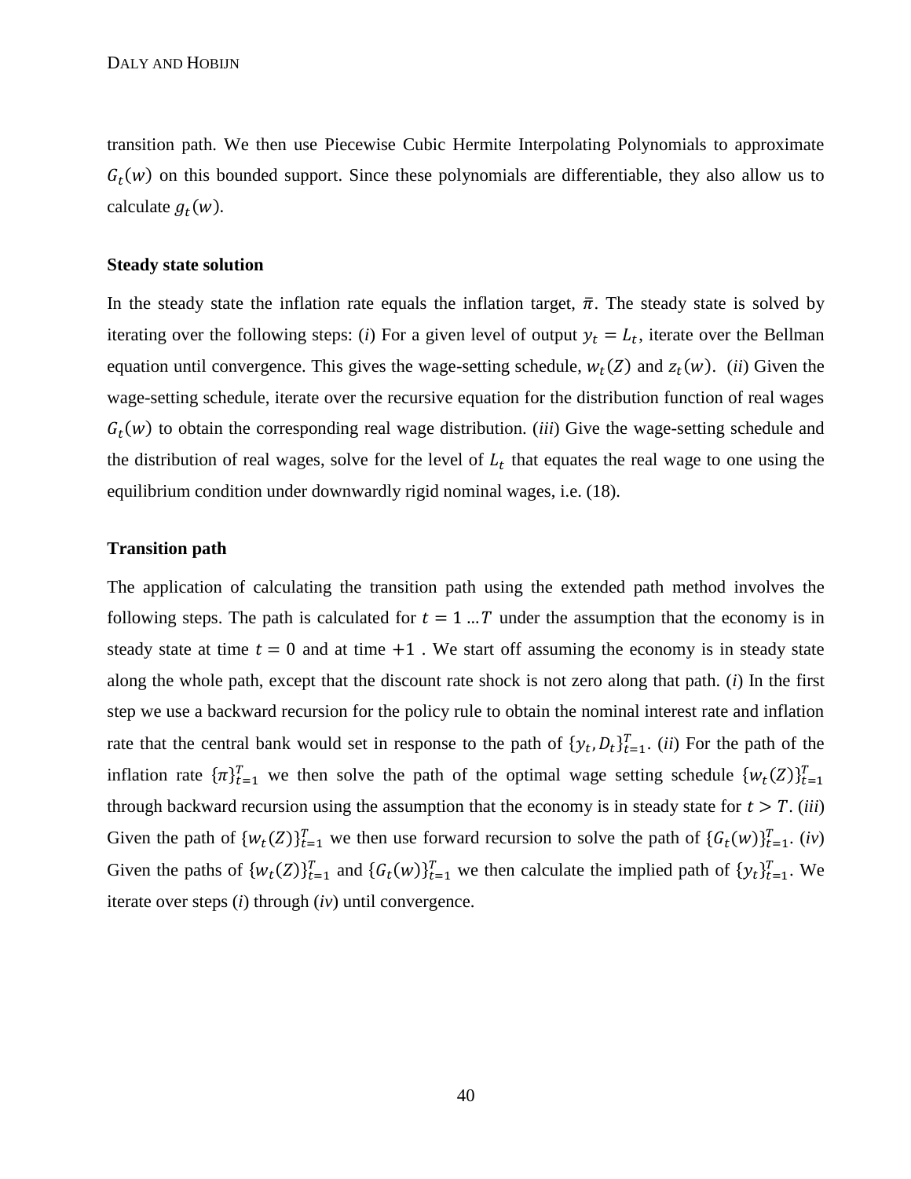transition path. We then use Piecewise Cubic Hermite Interpolating Polynomials to approximate $G_t(w)$ on this bounded support. Since these polynomials are differentiable, they also allow us to calculate $g_t(w)$.

**Steady state solution**

In the steady state the inflation rate equals the inflation target, $\bar{\pi}$. The steady state is solved by iterating over the following steps: (*i*) For a given level of output $y_t = L_t$, iterate over the Bellman equation until convergence. This gives the wage-setting schedule, $w_t(Z)$ and $z_t(w)$. (*ii*) Given the wage-setting schedule, iterate over the recursive equation for the distribution function of real wages $G_t(w)$ to obtain the corresponding real wage distribution. (*iii*) Give the wage-setting schedule and the distribution of real wages, solve for the level of $L_t$ that equates the real wage to one using the equilibrium condition under downwardly rigid nominal wages, i.e. (18).

**Transition path**

The application of calculating the transition path using the extended path method involves the following steps. The path is calculated for $t = 1 \ldots T$ under the assumption that the economy is in steady state at time $t = 0$ and at time $+1$ . We start off assuming the economy is in steady state along the whole path, except that the discount rate shock is not zero along that path. (*i*) In the first step we use a backward recursion for the policy rule to obtain the nominal interest rate and inflation rate that the central bank would set in response to the path of $\{y_t, D_t\}_{t=1}^{T}$. (*ii*) For the path of the inflation rate $\{\pi\}_{t=1}^{T}$ we then solve the path of the optimal wage setting schedule $\{w_t(Z)\}_{t=1}^{T}$ through backward recursion using the assumption that the economy is in steady state for $t > T$. (*iii*) Given the path of $\{w_t(Z)\}_{t=1}^{T}$ we then use forward recursion to solve the path of $\{G_t(w)\}_{t=1}^{T}$. (*iv*) Given the paths of $\{w_t(Z)\}_{t=1}^{T}$ and $\{G_t(w)\}_{t=1}^{T}$ we then calculate the implied path of $\{y_t\}_{t=1}^{T}$. We iterate over steps (*i*) through (*iv*) until convergence.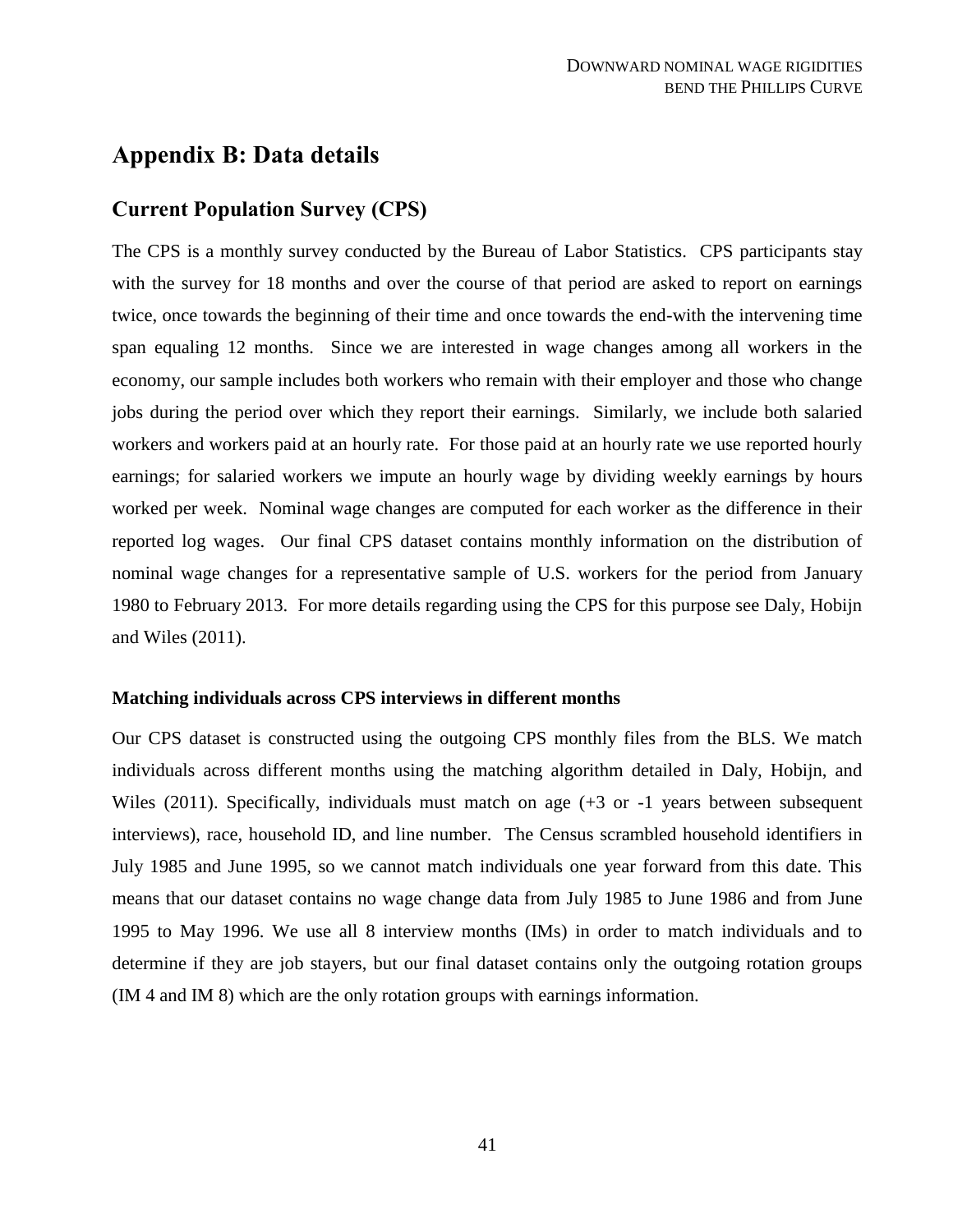# Appendix B: Data details

## Current Population Survey (CPS)

The CPS is a monthly survey conducted by the Bureau of Labor Statistics. CPS participants stay with the survey for 18 months and over the course of that period are asked to report on earnings twice, once towards the beginning of their time and once towards the end-with the intervening time span equaling 12 months. Since we are interested in wage changes among all workers in the economy, our sample includes both workers who remain with their employer and those who change jobs during the period over which they report their earnings. Similarly, we include both salaried workers and workers paid at an hourly rate. For those paid at an hourly rate we use reported hourly earnings; for salaried workers we impute an hourly wage by dividing weekly earnings by hours worked per week. Nominal wage changes are computed for each worker as the difference in their reported log wages. Our final CPS dataset contains monthly information on the distribution of nominal wage changes for a representative sample of U.S. workers for the period from January 1980 to February 2013. For more details regarding using the CPS for this purpose see Daly, Hobijn and Wiles (2011).

#### Matching individuals across CPS interviews in different months

Our CPS dataset is constructed using the outgoing CPS monthly files from the BLS. We match individuals across different months using the matching algorithm detailed in Daly, Hobijn, and Wiles (2011). Specifically, individuals must match on age (+3 or -1 years between subsequent interviews), race, household ID, and line number. The Census scrambled household identifiers in July 1985 and June 1995, so we cannot match individuals one year forward from this date. This means that our dataset contains no wage change data from July 1985 to June 1986 and from June 1995 to May 1996. We use all 8 interview months (IMs) in order to match individuals and to determine if they are job stayers, but our final dataset contains only the outgoing rotation groups (IM 4 and IM 8) which are the only rotation groups with earnings information.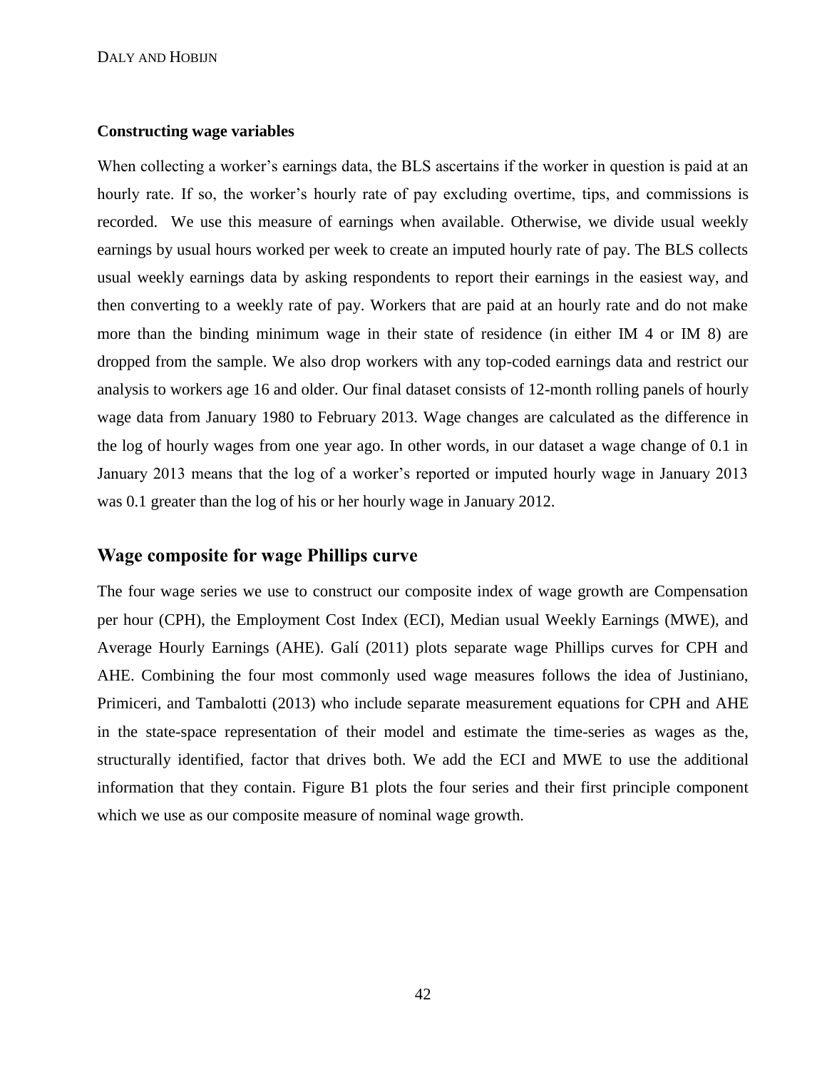#### Constructing wage variables

When collecting a worker's earnings data, the BLS ascertains if the worker in question is paid at an hourly rate. If so, the worker's hourly rate of pay excluding overtime, tips, and commissions is recorded. We use this measure of earnings when available. Otherwise, we divide usual weekly earnings by usual hours worked per week to create an imputed hourly rate of pay. The BLS collects usual weekly earnings data by asking respondents to report their earnings in the easiest way, and then converting to a weekly rate of pay. Workers that are paid at an hourly rate and do not make more than the binding minimum wage in their state of residence (in either IM 4 or IM 8) are dropped from the sample. We also drop workers with any top-coded earnings data and restrict our analysis to workers age 16 and older. Our final dataset consists of 12-month rolling panels of hourly wage data from January 1980 to February 2013. Wage changes are calculated as the difference in the log of hourly wages from one year ago. In other words, in our dataset a wage change of 0.1 in January 2013 means that the log of a worker's reported or imputed hourly wage in January 2013 was 0.1 greater than the log of his or her hourly wage in January 2012.

## Wage composite for wage Phillips curve

The four wage series we use to construct our composite index of wage growth are Compensation per hour (CPH), the Employment Cost Index (ECI), Median usual Weekly Earnings (MWE), and Average Hourly Earnings (AHE). Galí (2011) plots separate wage Phillips curves for CPH and AHE. Combining the four most commonly used wage measures follows the idea of Justiniano, Primiceri, and Tambalotti (2013) who include separate measurement equations for CPH and AHE in the state-space representation of their model and estimate the time-series as wages as the, structurally identified, factor that drives both. We add the ECI and MWE to use the additional information that they contain. Figure B1 plots the four series and their first principle component which we use as our composite measure of nominal wage growth.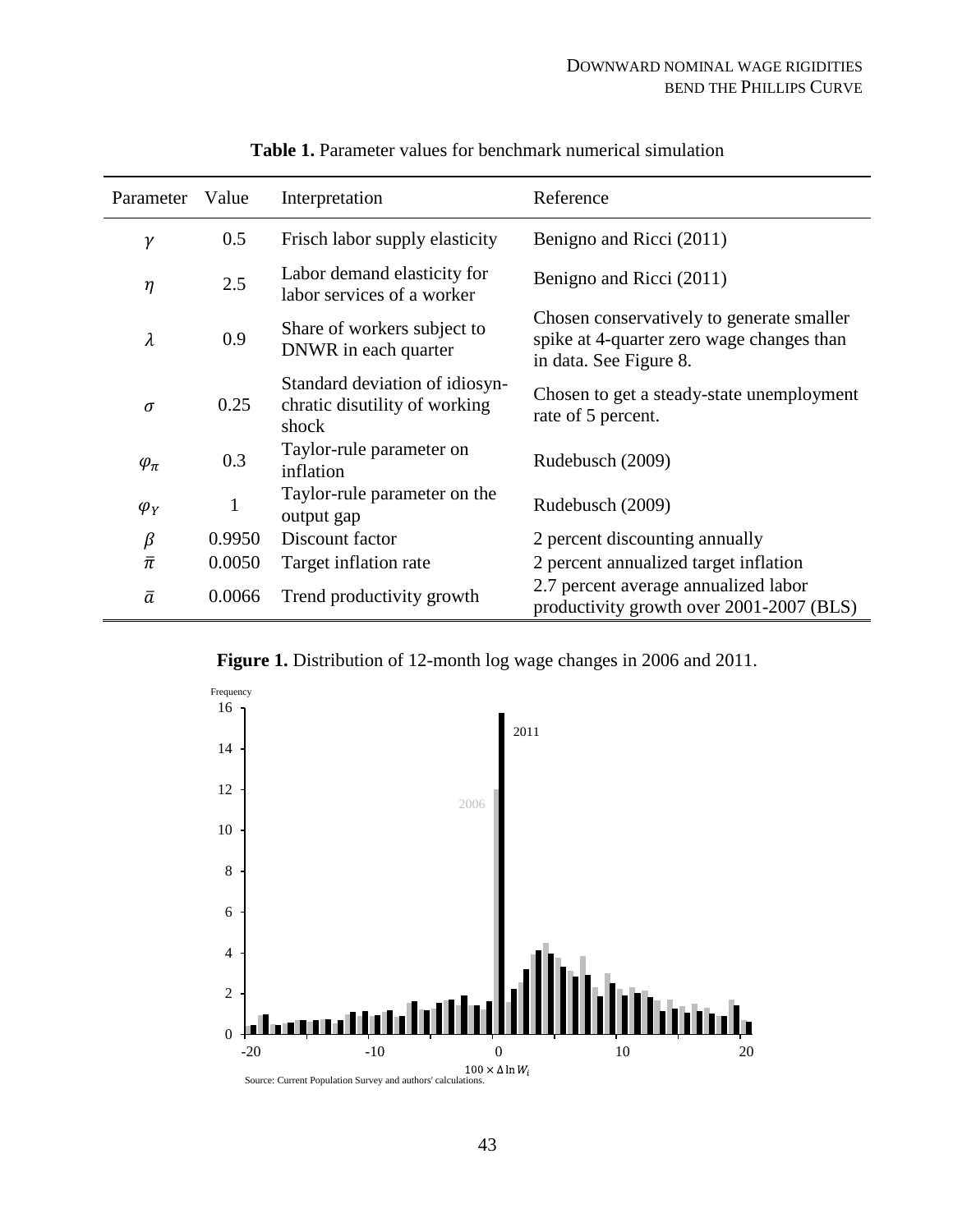**Table 1.** Parameter values for benchmark numerical simulation

| Parameter | Value | Interpretation | Reference |
|---|---|---|---|
| $\gamma$ | 0.5 | Frisch labor supply elasticity | Benigno and Ricci (2011) |
| $\eta$ | 2.5 | Labor demand elasticity for labor services of a worker | Benigno and Ricci (2011) |
| $\lambda$ | 0.9 | Share of workers subject to DNWR in each quarter | Chosen conservatively to generate smaller spike at 4-quarter zero wage changes than in data. See Figure 8. |
| $\sigma$ | 0.25 | Standard deviation of idiosyn-chratic disutility of working shock | Chosen to get a steady-state unemployment rate of 5 percent. |
| $\varphi_\pi$ | 0.3 | Taylor-rule parameter on inflation | Rudebusch (2009) |
| $\varphi_Y$ | 1 | Taylor-rule parameter on the output gap | Rudebusch (2009) |
| $\beta$ | 0.9950 | Discount factor | 2 percent discounting annually |
| $\bar{\pi}$ | 0.0050 | Target inflation rate | 2 percent annualized target inflation |
| $\bar{a}$ | 0.0066 | Trend productivity growth | 2.7 percent average annualized labor productivity growth over 2001-2007 (BLS) |

**Figure 1.** Distribution of 12-month log wage changes in 2006 and 2011.

Source: Current Population Survey and authors' calculations.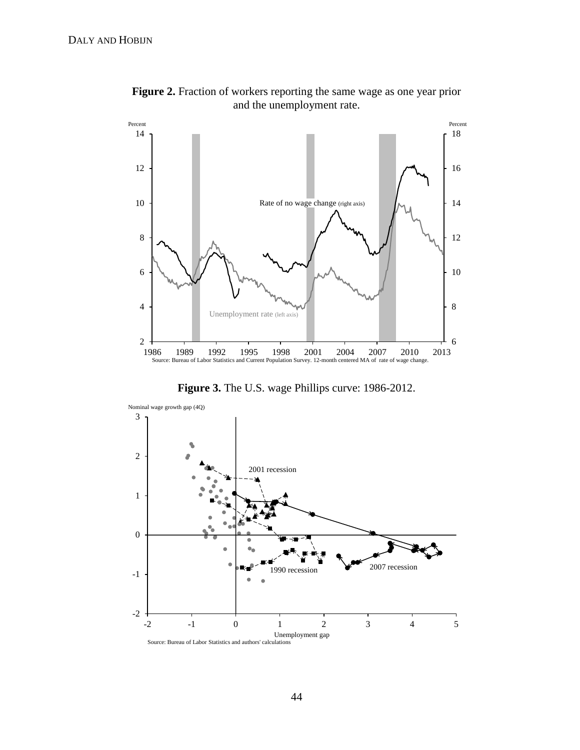**Figure 2.** Fraction of workers reporting the same wage as one year prior and the unemployment rate.

Source: Bureau of Labor Statistics and Current Population Survey. 12-month centered MA of rate of wage change.

**Figure 3.** The U.S. wage Phillips curve: 1986-2012.

Source: Bureau of Labor Statistics and authors' calculations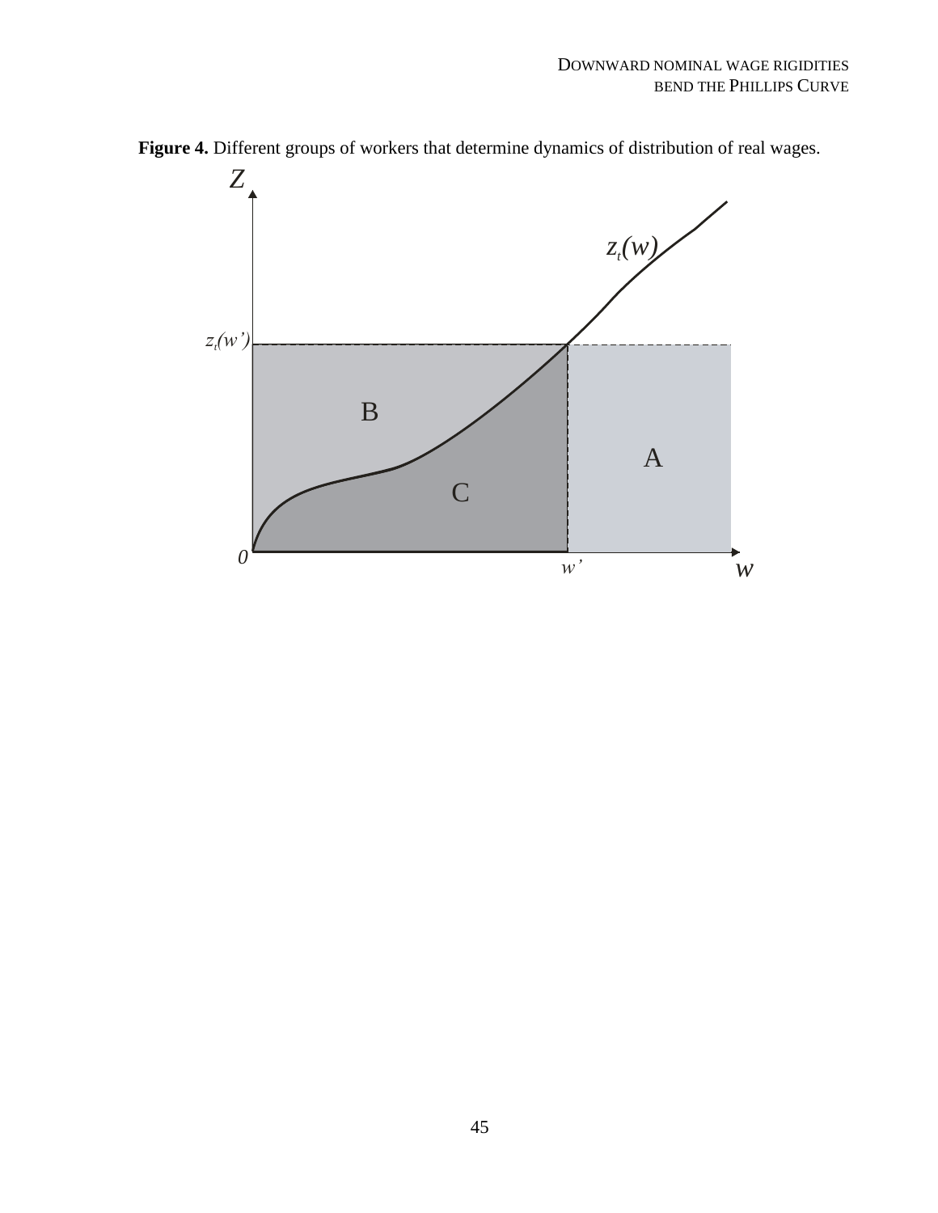**Figure 4.** Different groups of workers that determine dynamics of distribution of real wages.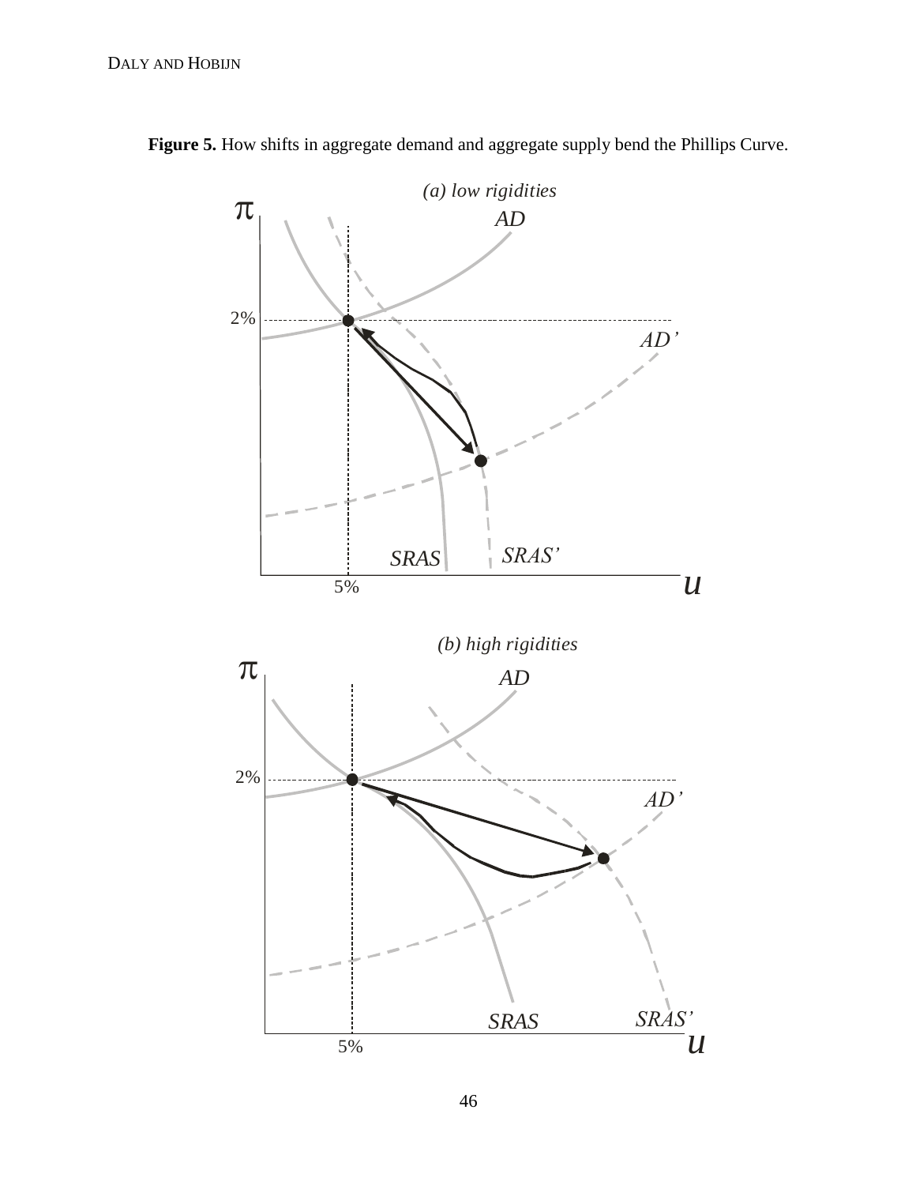**Figure 5.** How shifts in aggregate demand and aggregate supply bend the Phillips Curve.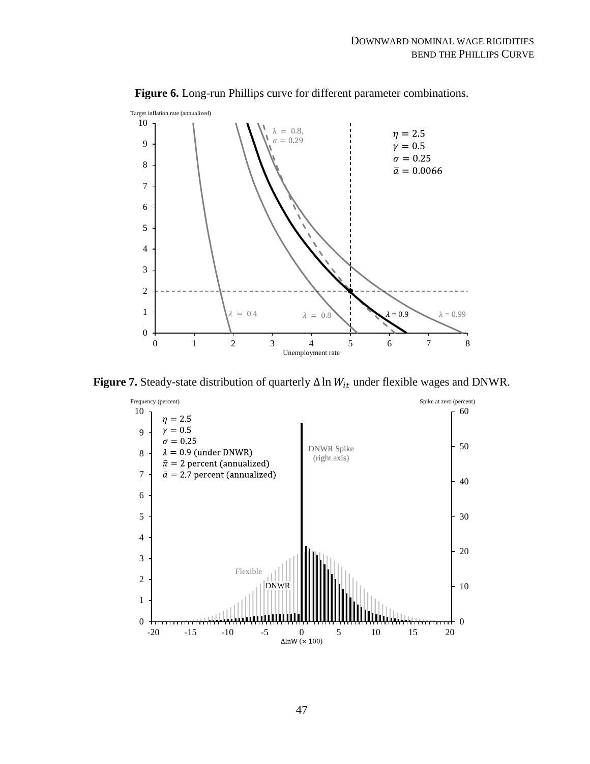**Figure 6.** Long-run Phillips curve for different parameter combinations.

**Figure 7.** Steady-state distribution of quarterly $\Delta \ln W_{it}$ under flexible wages and DNWR.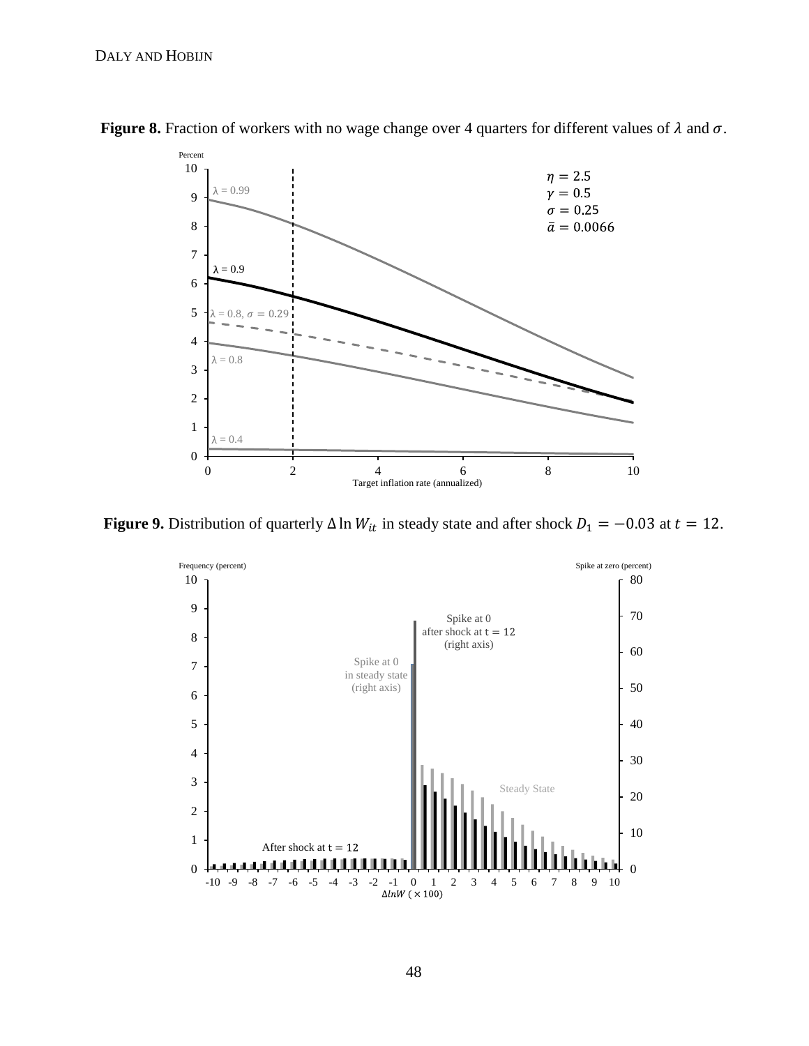**Figure 8.** Fraction of workers with no wage change over 4 quarters for different values of $\lambda$ and $\sigma$.

**Figure 9.** Distribution of quarterly $\Delta \ln W_{it}$ in steady state and after shock $D_1 = -0.03$ at $t = 12$.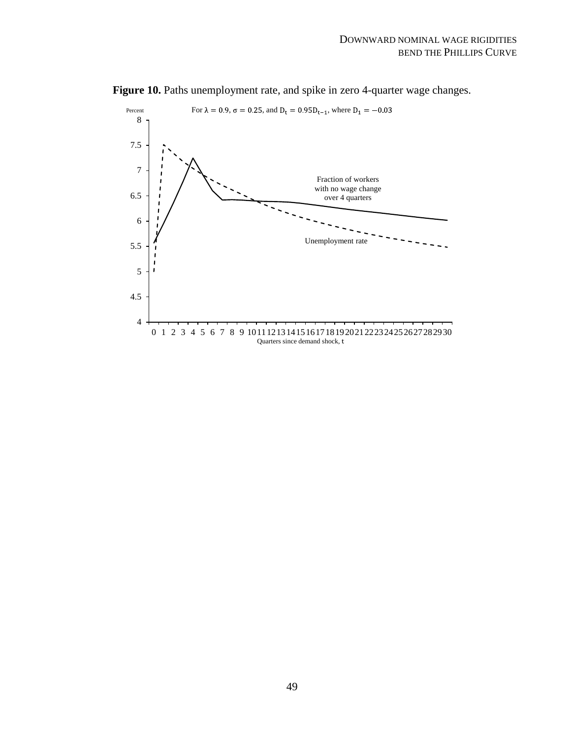**Figure 10.** Paths unemployment rate, and spike in zero 4-quarter wage changes.

For $\lambda = 0.9$, $\sigma = 0.25$, and $D_t = 0.95D_{t-1}$, where $D_1 = -0.03$

Percent

8

7.5

7

6.5

6

5.5

5

4.5

4

Fraction of workers with no wage change over 4 quarters

Unemployment rate

0 1 2 3 4 5 6 7 8 9 10 11 12 13 14 15 16 17 18 19 20 21 22 23 24 25 26 27 28 29 30

Quarters since demand shock, $t$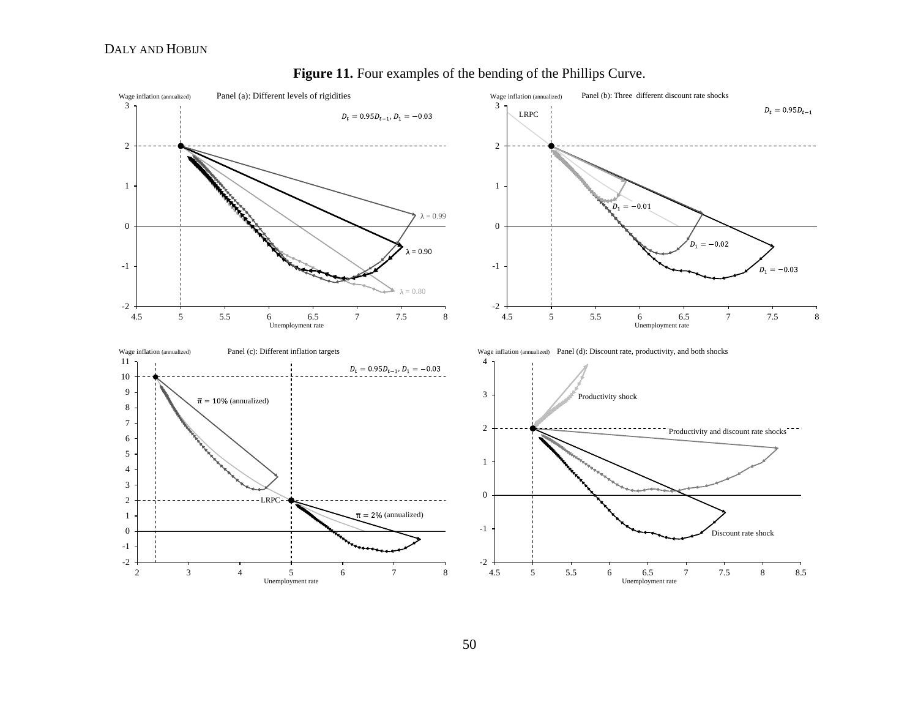**Figure 11.** Four examples of the bending of the Phillips Curve.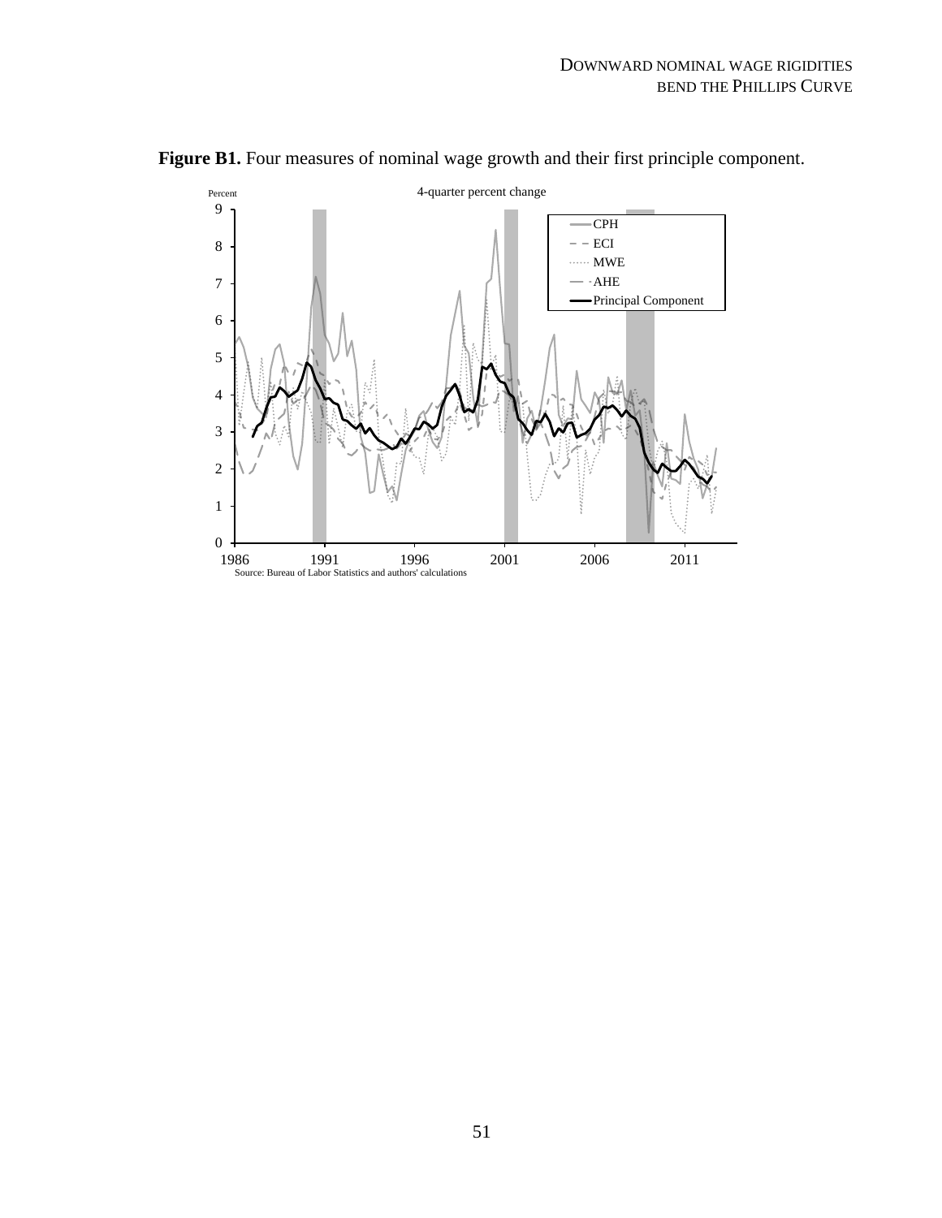**Figure B1.** Four measures of nominal wage growth and their first principle component.

Percent

4-quarter percent change

9
8
7
6
5
4
3
2
1
0

1986
1991
1996
2001
2006
2011

CPH
ECI
MWE
AHE
Principal Component

Source: Bureau of Labor Statistics and authors' calculations